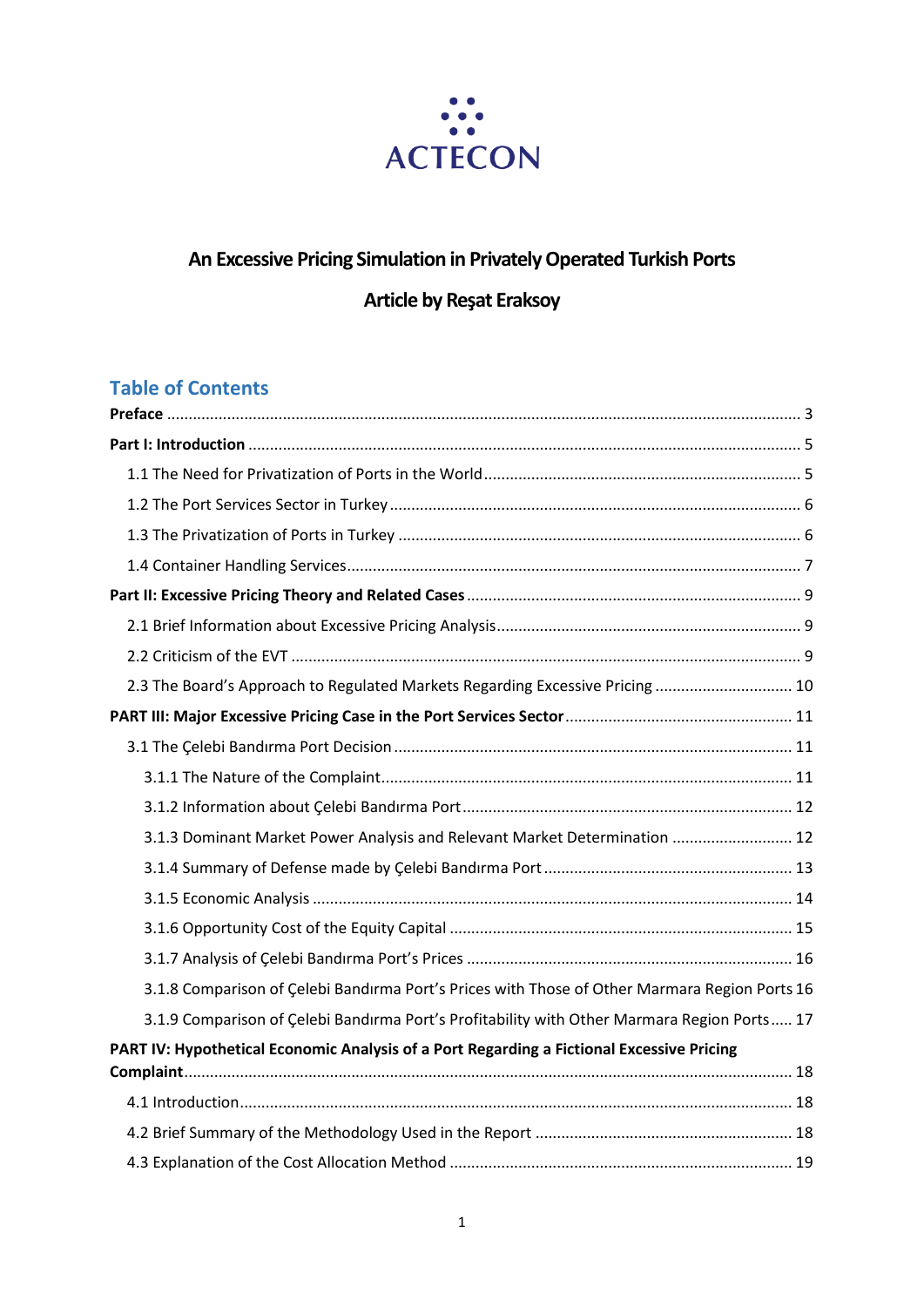ACTECON

# An Excessive Pricing Simulation in Privately Operated Turkish Ports

## Article by Reşat Eraksoy

## Table of Contents

**Preface** ..... 3

**Part I: Introduction** ..... 5

- 1.1 The Need for Privatization of Ports in the World ..... 5
- 1.2 The Port Services Sector in Turkey ..... 6
- 1.3 The Privatization of Ports in Turkey ..... 6
- 1.4 Container Handling Services ..... 7

**Part II: Excessive Pricing Theory and Related Cases** ..... 9

- 2.1 Brief Information about Excessive Pricing Analysis ..... 9
- 2.2 Criticism of the EVT ..... 9
- 2.3 The Board's Approach to Regulated Markets Regarding Excessive Pricing ..... 10

**PART III: Major Excessive Pricing Case in the Port Services Sector** ..... 11

- 3.1 The Çelebi Bandırma Port Decision ..... 11
  - 3.1.1 The Nature of the Complaint ..... 11
  - 3.1.2 Information about Çelebi Bandırma Port ..... 12
  - 3.1.3 Dominant Market Power Analysis and Relevant Market Determination ..... 12
  - 3.1.4 Summary of Defense made by Çelebi Bandırma Port ..... 13
  - 3.1.5 Economic Analysis ..... 14
  - 3.1.6 Opportunity Cost of the Equity Capital ..... 15
  - 3.1.7 Analysis of Çelebi Bandırma Port's Prices ..... 16
  - 3.1.8 Comparison of Çelebi Bandırma Port's Prices with Those of Other Marmara Region Ports ..... 16
  - 3.1.9 Comparison of Çelebi Bandırma Port's Profitability with Other Marmara Region Ports ..... 17

**PART IV: Hypothetical Economic Analysis of a Port Regarding a Fictional Excessive Pricing Complaint** ..... 18

- 4.1 Introduction ..... 18
- 4.2 Brief Summary of the Methodology Used in the Report ..... 18
- 4.3 Explanation of the Cost Allocation Method ..... 19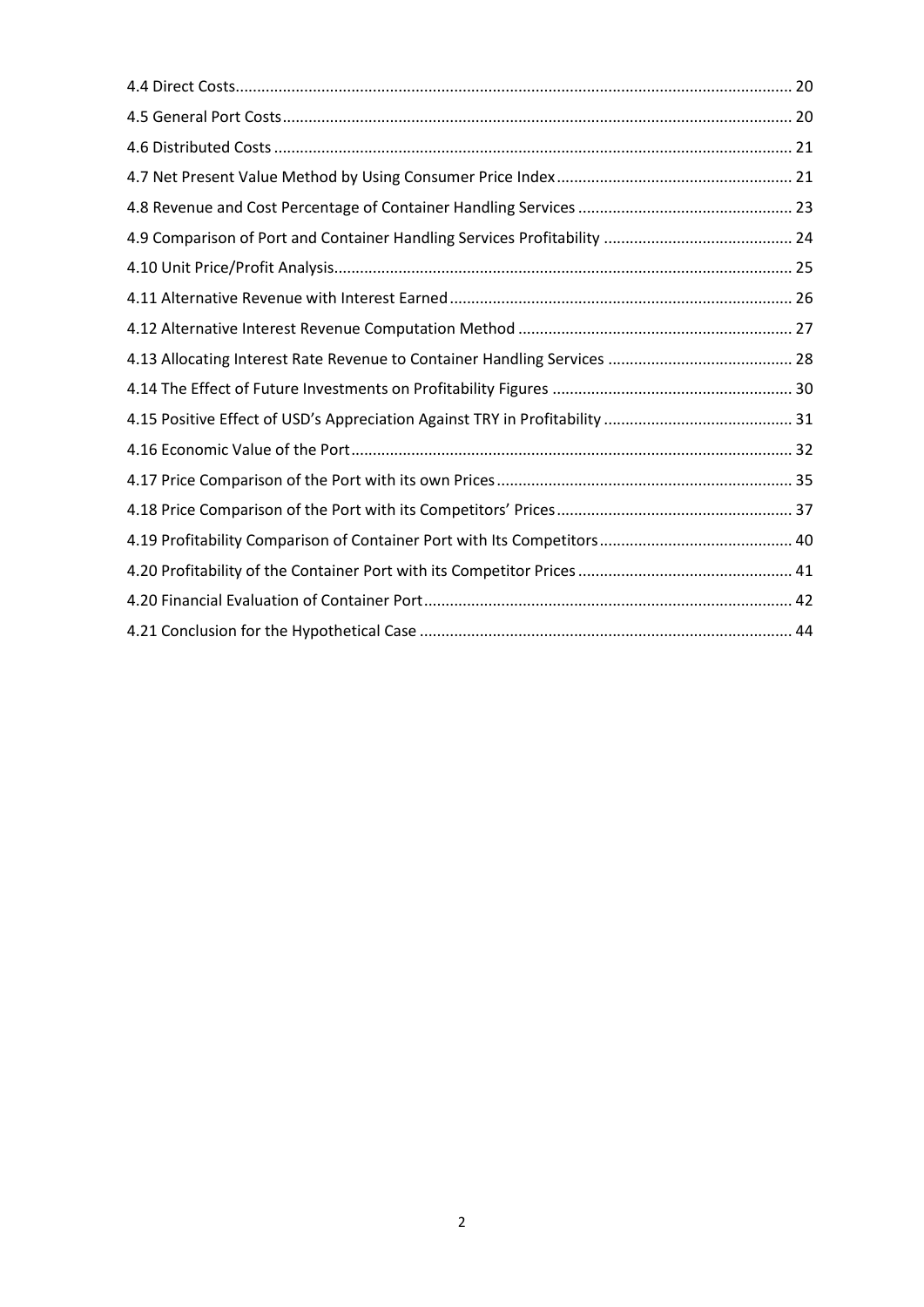4.4 Direct Costs ........ 20
4.5 General Port Costs ........ 20
4.6 Distributed Costs ........ 21
4.7 Net Present Value Method by Using Consumer Price Index ........ 21
4.8 Revenue and Cost Percentage of Container Handling Services ........ 23
4.9 Comparison of Port and Container Handling Services Profitability ........ 24
4.10 Unit Price/Profit Analysis ........ 25
4.11 Alternative Revenue with Interest Earned ........ 26
4.12 Alternative Interest Revenue Computation Method ........ 27
4.13 Allocating Interest Rate Revenue to Container Handling Services ........ 28
4.14 The Effect of Future Investments on Profitability Figures ........ 30
4.15 Positive Effect of USD's Appreciation Against TRY in Profitability ........ 31
4.16 Economic Value of the Port ........ 32
4.17 Price Comparison of the Port with its own Prices ........ 35
4.18 Price Comparison of the Port with its Competitors' Prices ........ 37
4.19 Profitability Comparison of Container Port with Its Competitors ........ 40
4.20 Profitability of the Container Port with its Competitor Prices ........ 41
4.20 Financial Evaluation of Container Port ........ 42
4.21 Conclusion for the Hypothetical Case ........ 44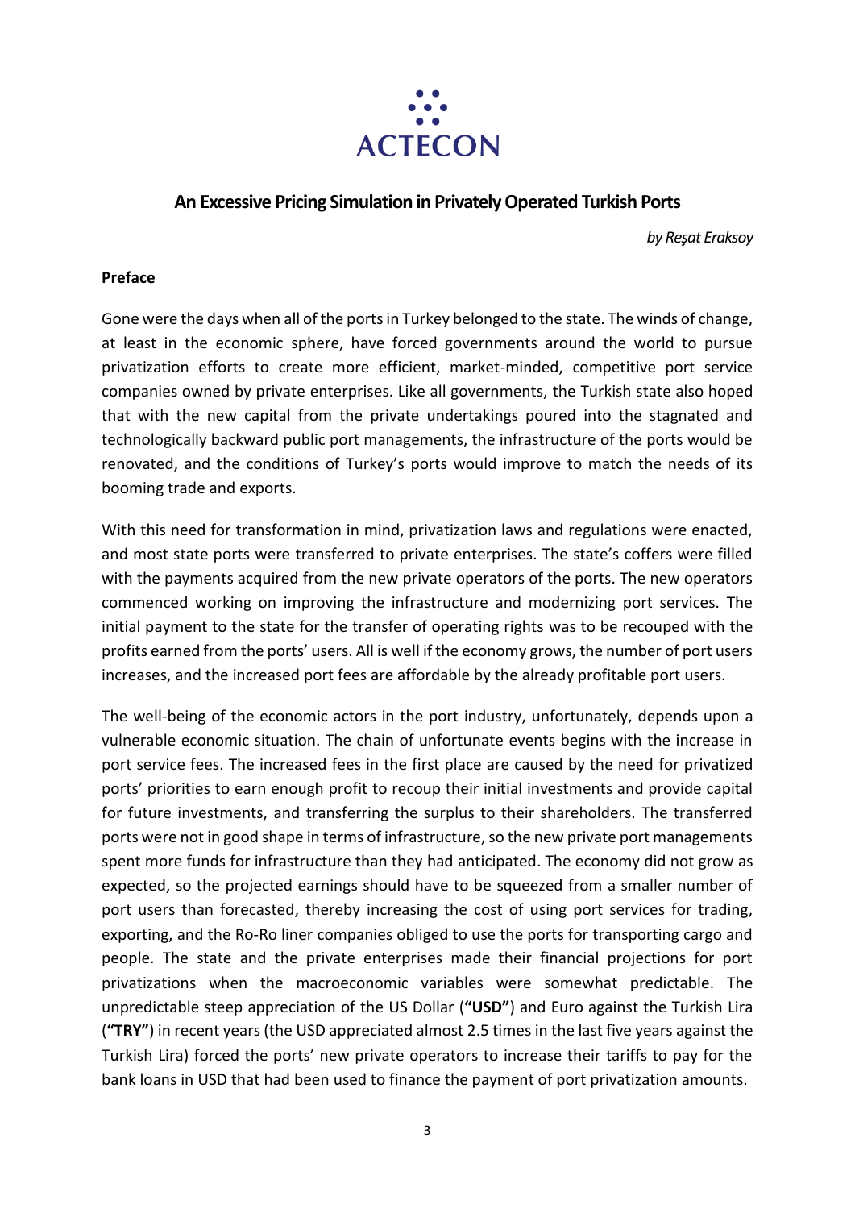ACTECON

## An Excessive Pricing Simulation in Privately Operated Turkish Ports

*by Reşat Eraksoy*

### Preface

Gone were the days when all of the ports in Turkey belonged to the state. The winds of change, at least in the economic sphere, have forced governments around the world to pursue privatization efforts to create more efficient, market-minded, competitive port service companies owned by private enterprises. Like all governments, the Turkish state also hoped that with the new capital from the private undertakings poured into the stagnated and technologically backward public port managements, the infrastructure of the ports would be renovated, and the conditions of Turkey's ports would improve to match the needs of its booming trade and exports.

With this need for transformation in mind, privatization laws and regulations were enacted, and most state ports were transferred to private enterprises. The state's coffers were filled with the payments acquired from the new private operators of the ports. The new operators commenced working on improving the infrastructure and modernizing port services. The initial payment to the state for the transfer of operating rights was to be recouped with the profits earned from the ports' users. All is well if the economy grows, the number of port users increases, and the increased port fees are affordable by the already profitable port users.

The well-being of the economic actors in the port industry, unfortunately, depends upon a vulnerable economic situation. The chain of unfortunate events begins with the increase in port service fees. The increased fees in the first place are caused by the need for privatized ports' priorities to earn enough profit to recoup their initial investments and provide capital for future investments, and transferring the surplus to their shareholders. The transferred ports were not in good shape in terms of infrastructure, so the new private port managements spent more funds for infrastructure than they had anticipated. The economy did not grow as expected, so the projected earnings should have to be squeezed from a smaller number of port users than forecasted, thereby increasing the cost of using port services for trading, exporting, and the Ro-Ro liner companies obliged to use the ports for transporting cargo and people. The state and the private enterprises made their financial projections for port privatizations when the macroeconomic variables were somewhat predictable. The unpredictable steep appreciation of the US Dollar (**"USD"**) and Euro against the Turkish Lira (**"TRY"**) in recent years (the USD appreciated almost 2.5 times in the last five years against the Turkish Lira) forced the ports' new private operators to increase their tariffs to pay for the bank loans in USD that had been used to finance the payment of port privatization amounts.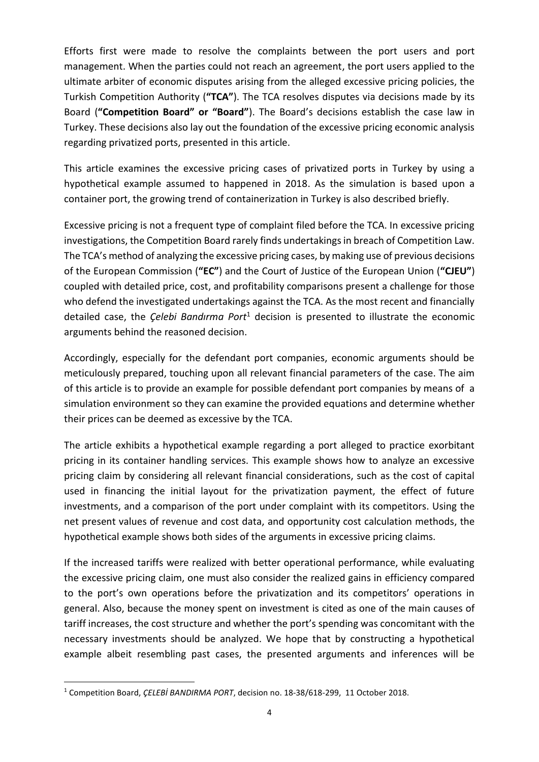Efforts first were made to resolve the complaints between the port users and port management. When the parties could not reach an agreement, the port users applied to the ultimate arbiter of economic disputes arising from the alleged excessive pricing policies, the Turkish Competition Authority (**"TCA"**). The TCA resolves disputes via decisions made by its Board (**"Competition Board" or "Board"**). The Board's decisions establish the case law in Turkey. These decisions also lay out the foundation of the excessive pricing economic analysis regarding privatized ports, presented in this article.

This article examines the excessive pricing cases of privatized ports in Turkey by using a hypothetical example assumed to happened in 2018. As the simulation is based upon a container port, the growing trend of containerization in Turkey is also described briefly.

Excessive pricing is not a frequent type of complaint filed before the TCA. In excessive pricing investigations, the Competition Board rarely finds undertakings in breach of Competition Law. The TCA's method of analyzing the excessive pricing cases, by making use of previous decisions of the European Commission (**"EC"**) and the Court of Justice of the European Union (**"CJEU"**) coupled with detailed price, cost, and profitability comparisons present a challenge for those who defend the investigated undertakings against the TCA. As the most recent and financially detailed case, the *Çelebi Bandırma Port*[1] decision is presented to illustrate the economic arguments behind the reasoned decision.

Accordingly, especially for the defendant port companies, economic arguments should be meticulously prepared, touching upon all relevant financial parameters of the case. The aim of this article is to provide an example for possible defendant port companies by means of a simulation environment so they can examine the provided equations and determine whether their prices can be deemed as excessive by the TCA.

The article exhibits a hypothetical example regarding a port alleged to practice exorbitant pricing in its container handling services. This example shows how to analyze an excessive pricing claim by considering all relevant financial considerations, such as the cost of capital used in financing the initial layout for the privatization payment, the effect of future investments, and a comparison of the port under complaint with its competitors. Using the net present values of revenue and cost data, and opportunity cost calculation methods, the hypothetical example shows both sides of the arguments in excessive pricing claims.

If the increased tariffs were realized with better operational performance, while evaluating the excessive pricing claim, one must also consider the realized gains in efficiency compared to the port's own operations before the privatization and its competitors' operations in general. Also, because the money spent on investment is cited as one of the main causes of tariff increases, the cost structure and whether the port's spending was concomitant with the necessary investments should be analyzed. We hope that by constructing a hypothetical example albeit resembling past cases, the presented arguments and inferences will be

[1] Competition Board, *ÇELEBİ BANDIRMA PORT*, decision no. 18-38/618-299, 11 October 2018.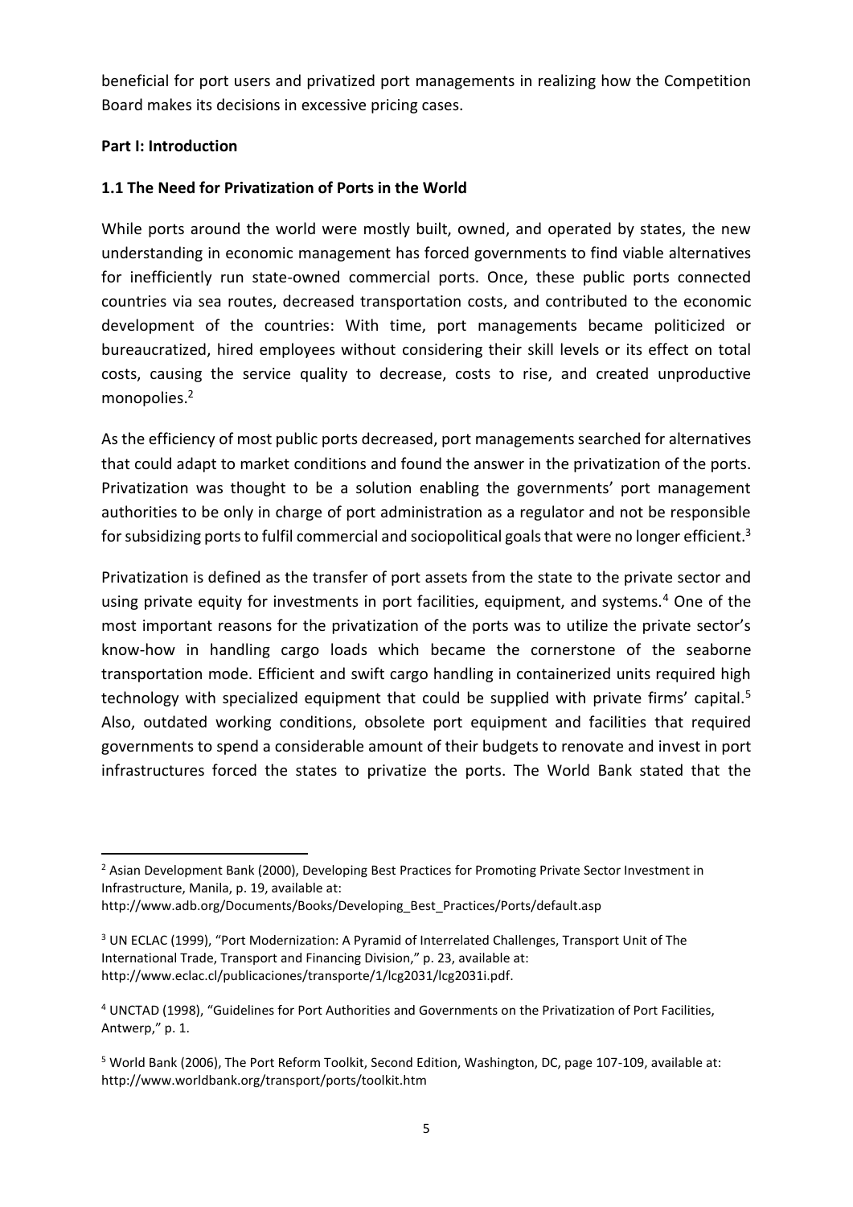beneficial for port users and privatized port managements in realizing how the Competition Board makes its decisions in excessive pricing cases.

## Part I: Introduction

### 1.1 The Need for Privatization of Ports in the World

While ports around the world were mostly built, owned, and operated by states, the new understanding in economic management has forced governments to find viable alternatives for inefficiently run state-owned commercial ports. Once, these public ports connected countries via sea routes, decreased transportation costs, and contributed to the economic development of the countries: With time, port managements became politicized or bureaucratized, hired employees without considering their skill levels or its effect on total costs, causing the service quality to decrease, costs to rise, and created unproductive monopolies.[2]

As the efficiency of most public ports decreased, port managements searched for alternatives that could adapt to market conditions and found the answer in the privatization of the ports. Privatization was thought to be a solution enabling the governments' port management authorities to be only in charge of port administration as a regulator and not be responsible for subsidizing ports to fulfil commercial and sociopolitical goals that were no longer efficient.[3]

Privatization is defined as the transfer of port assets from the state to the private sector and using private equity for investments in port facilities, equipment, and systems.[4] One of the most important reasons for the privatization of the ports was to utilize the private sector's know-how in handling cargo loads which became the cornerstone of the seaborne transportation mode. Efficient and swift cargo handling in containerized units required high technology with specialized equipment that could be supplied with private firms' capital.[5] Also, outdated working conditions, obsolete port equipment and facilities that required governments to spend a considerable amount of their budgets to renovate and invest in port infrastructures forced the states to privatize the ports. The World Bank stated that the

---

[2] Asian Development Bank (2000), Developing Best Practices for Promoting Private Sector Investment in Infrastructure, Manila, p. 19, available at: http://www.adb.org/Documents/Books/Developing_Best_Practices/Ports/default.asp

[3] UN ECLAC (1999), "Port Modernization: A Pyramid of Interrelated Challenges, Transport Unit of The International Trade, Transport and Financing Division," p. 23, available at: http://www.eclac.cl/publicaciones/transporte/1/lcg2031/lcg2031i.pdf.

[4] UNCTAD (1998), "Guidelines for Port Authorities and Governments on the Privatization of Port Facilities, Antwerp," p. 1.

[5] World Bank (2006), The Port Reform Toolkit, Second Edition, Washington, DC, page 107-109, available at: http://www.worldbank.org/transport/ports/toolkit.htm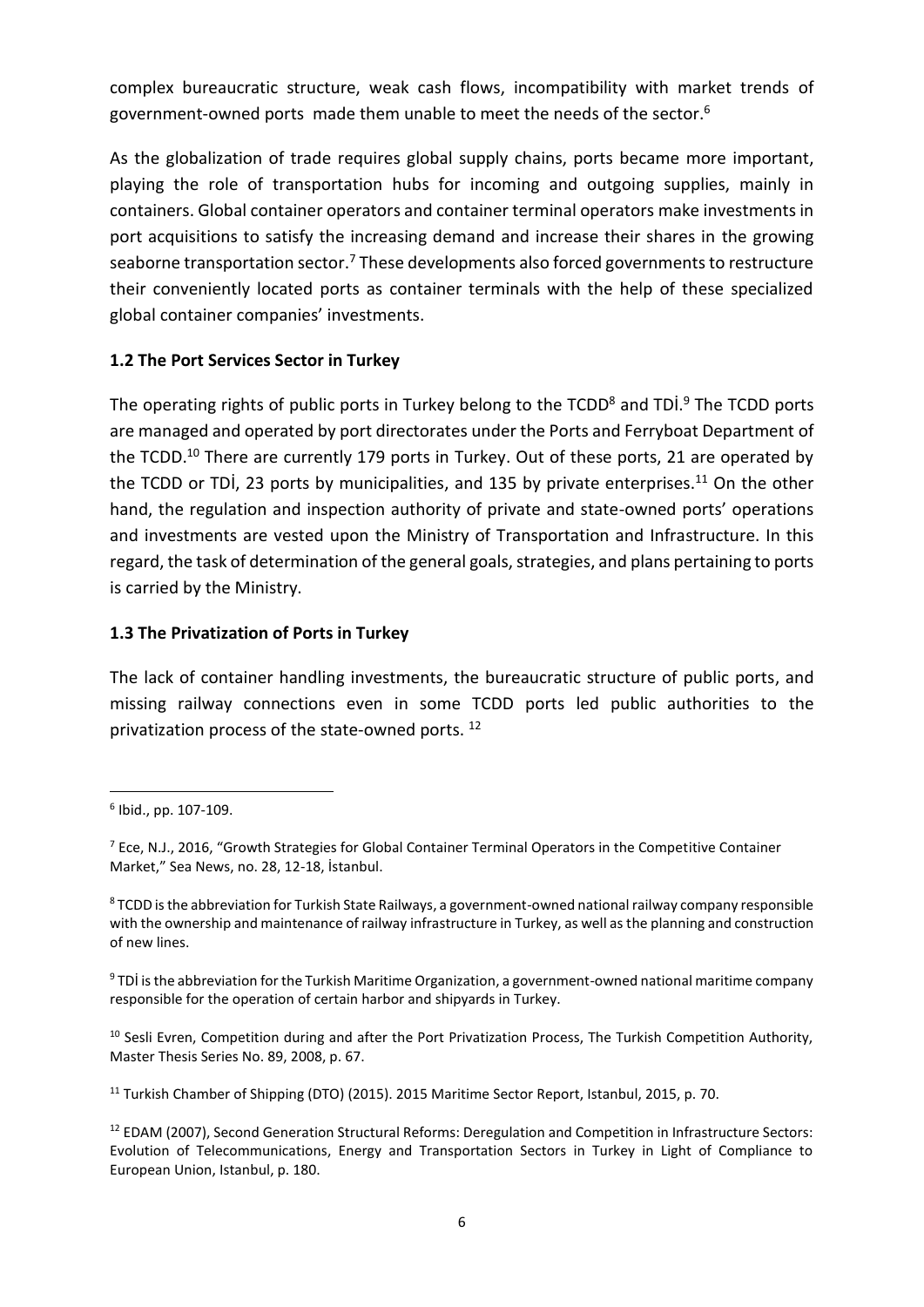complex bureaucratic structure, weak cash flows, incompatibility with market trends of government-owned ports made them unable to meet the needs of the sector.[6]

As the globalization of trade requires global supply chains, ports became more important, playing the role of transportation hubs for incoming and outgoing supplies, mainly in containers. Global container operators and container terminal operators make investments in port acquisitions to satisfy the increasing demand and increase their shares in the growing seaborne transportation sector.[7] These developments also forced governments to restructure their conveniently located ports as container terminals with the help of these specialized global container companies' investments.

### 1.2 The Port Services Sector in Turkey

The operating rights of public ports in Turkey belong to the TCDD[8] and TDİ.[9] The TCDD ports are managed and operated by port directorates under the Ports and Ferryboat Department of the TCDD.[10] There are currently 179 ports in Turkey. Out of these ports, 21 are operated by the TCDD or TDİ, 23 ports by municipalities, and 135 by private enterprises.[11] On the other hand, the regulation and inspection authority of private and state-owned ports' operations and investments are vested upon the Ministry of Transportation and Infrastructure. In this regard, the task of determination of the general goals, strategies, and plans pertaining to ports is carried by the Ministry.

### 1.3 The Privatization of Ports in Turkey

The lack of container handling investments, the bureaucratic structure of public ports, and missing railway connections even in some TCDD ports led public authorities to the privatization process of the state-owned ports. [12]

---

[6] Ibid., pp. 107-109.

[7] Ece, N.J., 2016, "Growth Strategies for Global Container Terminal Operators in the Competitive Container Market," Sea News, no. 28, 12-18, İstanbul.

[8] TCDD is the abbreviation for Turkish State Railways, a government-owned national railway company responsible with the ownership and maintenance of railway infrastructure in Turkey, as well as the planning and construction of new lines.

[9] TDİ is the abbreviation for the Turkish Maritime Organization, a government-owned national maritime company responsible for the operation of certain harbor and shipyards in Turkey.

[10] Sesli Evren, Competition during and after the Port Privatization Process, The Turkish Competition Authority, Master Thesis Series No. 89, 2008, p. 67.

[11] Turkish Chamber of Shipping (DTO) (2015). 2015 Maritime Sector Report, Istanbul, 2015, p. 70.

[12] EDAM (2007), Second Generation Structural Reforms: Deregulation and Competition in Infrastructure Sectors: Evolution of Telecommunications, Energy and Transportation Sectors in Turkey in Light of Compliance to European Union, Istanbul, p. 180.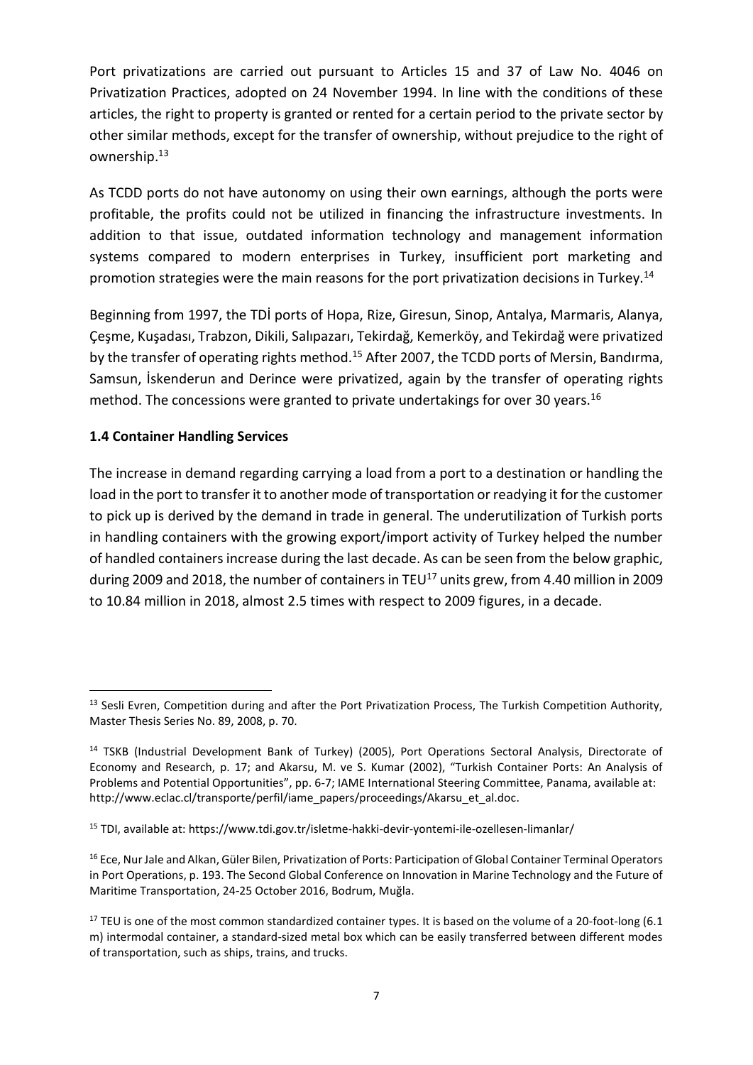Port privatizations are carried out pursuant to Articles 15 and 37 of Law No. 4046 on Privatization Practices, adopted on 24 November 1994. In line with the conditions of these articles, the right to property is granted or rented for a certain period to the private sector by other similar methods, except for the transfer of ownership, without prejudice to the right of ownership.[13]

As TCDD ports do not have autonomy on using their own earnings, although the ports were profitable, the profits could not be utilized in financing the infrastructure investments. In addition to that issue, outdated information technology and management information systems compared to modern enterprises in Turkey, insufficient port marketing and promotion strategies were the main reasons for the port privatization decisions in Turkey.[14]

Beginning from 1997, the TDİ ports of Hopa, Rize, Giresun, Sinop, Antalya, Marmaris, Alanya, Çeşme, Kuşadası, Trabzon, Dikili, Salıpazarı, Tekirdağ, Kemerköy, and Tekirdağ were privatized by the transfer of operating rights method.[15] After 2007, the TCDD ports of Mersin, Bandırma, Samsun, İskenderun and Derince were privatized, again by the transfer of operating rights method. The concessions were granted to private undertakings for over 30 years.[16]

### 1.4 Container Handling Services

The increase in demand regarding carrying a load from a port to a destination or handling the load in the port to transfer it to another mode of transportation or readying it for the customer to pick up is derived by the demand in trade in general. The underutilization of Turkish ports in handling containers with the growing export/import activity of Turkey helped the number of handled containers increase during the last decade. As can be seen from the below graphic, during 2009 and 2018, the number of containers in TEU[17] units grew, from 4.40 million in 2009 to 10.84 million in 2018, almost 2.5 times with respect to 2009 figures, in a decade.

---

[13] Sesli Evren, Competition during and after the Port Privatization Process, The Turkish Competition Authority, Master Thesis Series No. 89, 2008, p. 70.

[14] TSKB (Industrial Development Bank of Turkey) (2005), Port Operations Sectoral Analysis, Directorate of Economy and Research, p. 17; and Akarsu, M. ve S. Kumar (2002), "Turkish Container Ports: An Analysis of Problems and Potential Opportunities", pp. 6-7; IAME International Steering Committee, Panama, available at: http://www.eclac.cl/transporte/perfil/iame_papers/proceedings/Akarsu_et_al.doc.

[15] TDI, available at: https://www.tdi.gov.tr/isletme-hakki-devir-yontemi-ile-ozellesen-limanlar/

[16] Ece, Nur Jale and Alkan, Güler Bilen, Privatization of Ports: Participation of Global Container Terminal Operators in Port Operations, p. 193. The Second Global Conference on Innovation in Marine Technology and the Future of Maritime Transportation, 24-25 October 2016, Bodrum, Muğla.

[17] TEU is one of the most common standardized container types. It is based on the volume of a 20-foot-long (6.1 m) intermodal container, a standard-sized metal box which can be easily transferred between different modes of transportation, such as ships, trains, and trucks.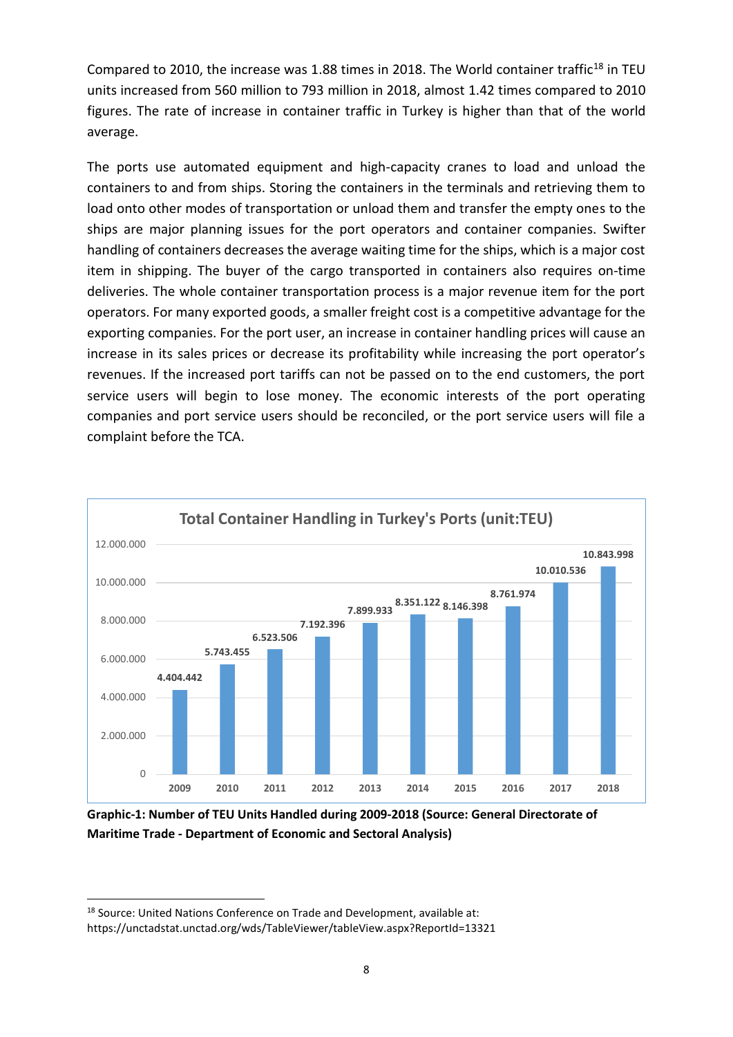Compared to 2010, the increase was 1.88 times in 2018. The World container traffic[18] in TEU units increased from 560 million to 793 million in 2018, almost 1.42 times compared to 2010 figures. The rate of increase in container traffic in Turkey is higher than that of the world average.

The ports use automated equipment and high-capacity cranes to load and unload the containers to and from ships. Storing the containers in the terminals and retrieving them to load onto other modes of transportation or unload them and transfer the empty ones to the ships are major planning issues for the port operators and container companies. Swifter handling of containers decreases the average waiting time for the ships, which is a major cost item in shipping. The buyer of the cargo transported in containers also requires on-time deliveries. The whole container transportation process is a major revenue item for the port operators. For many exported goods, a smaller freight cost is a competitive advantage for the exporting companies. For the port user, an increase in container handling prices will cause an increase in its sales prices or decrease its profitability while increasing the port operator's revenues. If the increased port tariffs can not be passed on to the end customers, the port service users will begin to lose money. The economic interests of the port operating companies and port service users should be reconciled, or the port service users will file a complaint before the TCA.

Total Container Handling in Turkey's Ports (unit:TEU)

12.000.000
10.000.000
8.000.000
6.000.000
4.000.000
2.000.000
0

2009: 4.404.442
2010: 5.743.455
2011: 6.523.506
2012: 7.192.396
2013: 7.899.933
2014: 8.351.122
2015: 8.146.398
2016: 8.761.974
2017: 10.010.536
2018: 10.843.998

**Graphic-1: Number of TEU Units Handled during 2009-2018 (Source: General Directorate of Maritime Trade - Department of Economic and Sectoral Analysis)**

[18] Source: United Nations Conference on Trade and Development, available at: https://unctadstat.unctad.org/wds/TableViewer/tableView.aspx?ReportId=13321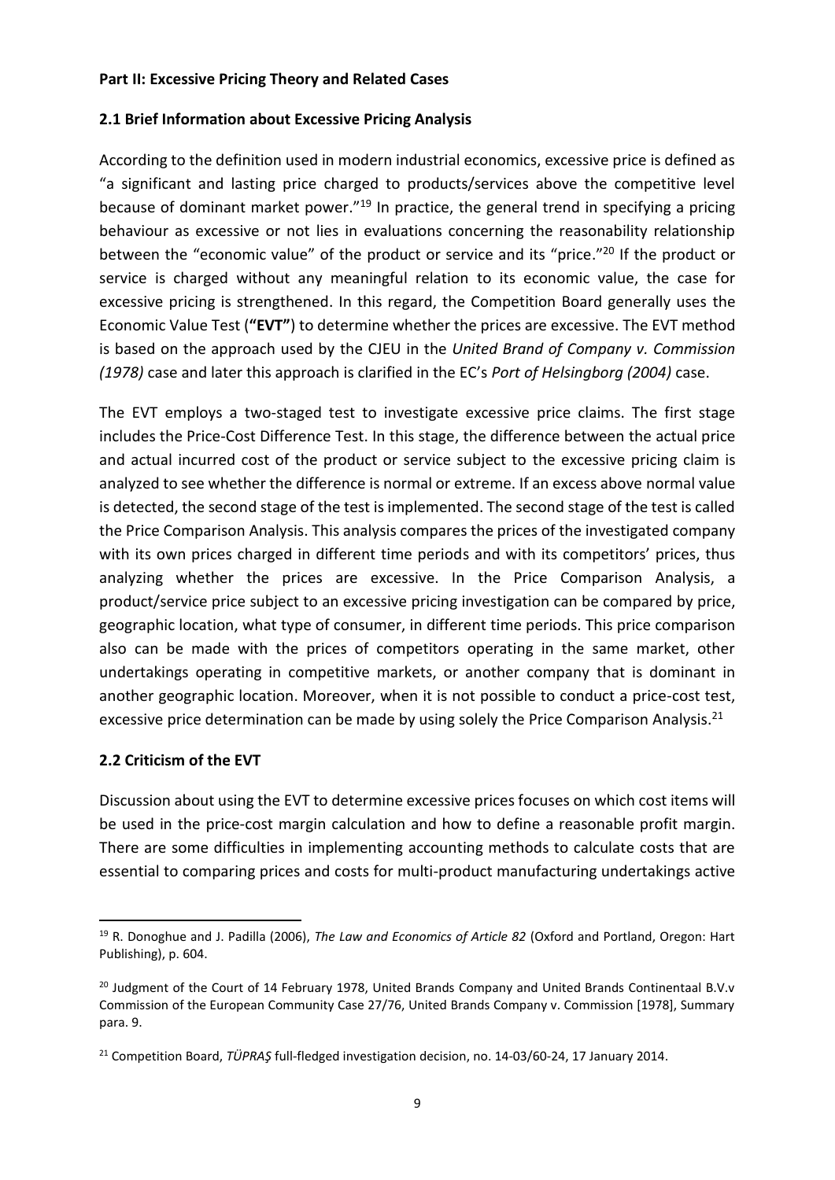**Part II: Excessive Pricing Theory and Related Cases**

**2.1 Brief Information about Excessive Pricing Analysis**

According to the definition used in modern industrial economics, excessive price is defined as "a significant and lasting price charged to products/services above the competitive level because of dominant market power."[19] In practice, the general trend in specifying a pricing behaviour as excessive or not lies in evaluations concerning the reasonability relationship between the "economic value" of the product or service and its "price."[20] If the product or service is charged without any meaningful relation to its economic value, the case for excessive pricing is strengthened. In this regard, the Competition Board generally uses the Economic Value Test (**"EVT"**) to determine whether the prices are excessive. The EVT method is based on the approach used by the CJEU in the *United Brand of Company v. Commission (1978)* case and later this approach is clarified in the EC's *Port of Helsingborg (2004)* case.

The EVT employs a two-staged test to investigate excessive price claims. The first stage includes the Price-Cost Difference Test. In this stage, the difference between the actual price and actual incurred cost of the product or service subject to the excessive pricing claim is analyzed to see whether the difference is normal or extreme. If an excess above normal value is detected, the second stage of the test is implemented. The second stage of the test is called the Price Comparison Analysis. This analysis compares the prices of the investigated company with its own prices charged in different time periods and with its competitors' prices, thus analyzing whether the prices are excessive. In the Price Comparison Analysis, a product/service price subject to an excessive pricing investigation can be compared by price, geographic location, what type of consumer, in different time periods. This price comparison also can be made with the prices of competitors operating in the same market, other undertakings operating in competitive markets, or another company that is dominant in another geographic location. Moreover, when it is not possible to conduct a price-cost test, excessive price determination can be made by using solely the Price Comparison Analysis.[21]

**2.2 Criticism of the EVT**

Discussion about using the EVT to determine excessive prices focuses on which cost items will be used in the price-cost margin calculation and how to define a reasonable profit margin. There are some difficulties in implementing accounting methods to calculate costs that are essential to comparing prices and costs for multi-product manufacturing undertakings active

---

[19] R. Donoghue and J. Padilla (2006), *The Law and Economics of Article 82* (Oxford and Portland, Oregon: Hart Publishing), p. 604.

[20] Judgment of the Court of 14 February 1978, United Brands Company and United Brands Continentaal B.V.v Commission of the European Community Case 27/76, United Brands Company v. Commission [1978], Summary para. 9.

[21] Competition Board, *TÜPRAŞ* full-fledged investigation decision, no. 14-03/60-24, 17 January 2014.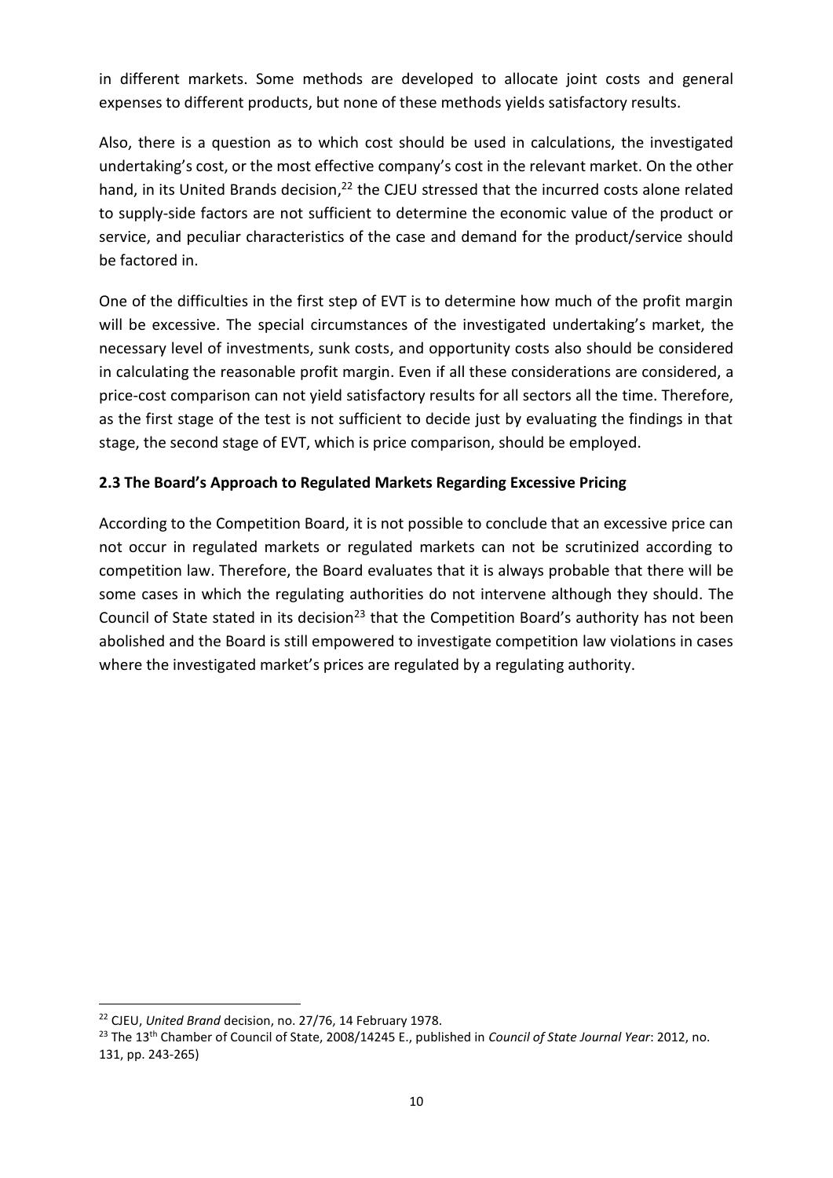in different markets. Some methods are developed to allocate joint costs and general expenses to different products, but none of these methods yields satisfactory results.

Also, there is a question as to which cost should be used in calculations, the investigated undertaking's cost, or the most effective company's cost in the relevant market. On the other hand, in its United Brands decision,[22] the CJEU stressed that the incurred costs alone related to supply-side factors are not sufficient to determine the economic value of the product or service, and peculiar characteristics of the case and demand for the product/service should be factored in.

One of the difficulties in the first step of EVT is to determine how much of the profit margin will be excessive. The special circumstances of the investigated undertaking's market, the necessary level of investments, sunk costs, and opportunity costs also should be considered in calculating the reasonable profit margin. Even if all these considerations are considered, a price-cost comparison can not yield satisfactory results for all sectors all the time. Therefore, as the first stage of the test is not sufficient to decide just by evaluating the findings in that stage, the second stage of EVT, which is price comparison, should be employed.

### 2.3 The Board's Approach to Regulated Markets Regarding Excessive Pricing

According to the Competition Board, it is not possible to conclude that an excessive price can not occur in regulated markets or regulated markets can not be scrutinized according to competition law. Therefore, the Board evaluates that it is always probable that there will be some cases in which the regulating authorities do not intervene although they should. The Council of State stated in its decision[23] that the Competition Board's authority has not been abolished and the Board is still empowered to investigate competition law violations in cases where the investigated market's prices are regulated by a regulating authority.

---

[22] CJEU, *United Brand* decision, no. 27/76, 14 February 1978.

[23] The 13th Chamber of Council of State, 2008/14245 E., published in *Council of State Journal Year*: 2012, no. 131, pp. 243-265)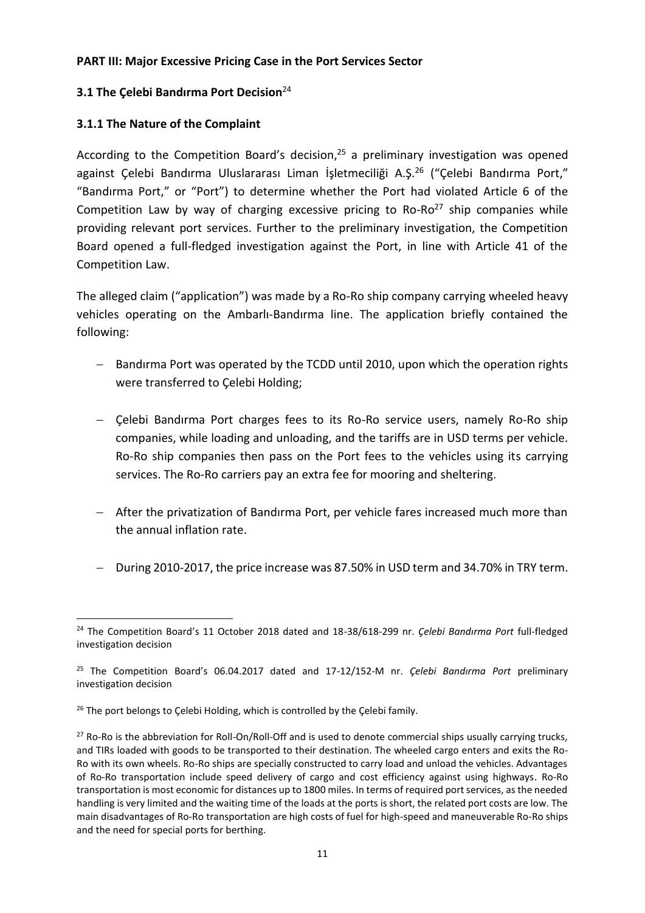**PART III: Major Excessive Pricing Case in the Port Services Sector**

**3.1 The Çelebi Bandırma Port Decision**[24]

**3.1.1 The Nature of the Complaint**

According to the Competition Board's decision,[25] a preliminary investigation was opened against Çelebi Bandırma Uluslararası Liman İşletmeciliği A.Ş.[26] ("Çelebi Bandırma Port," "Bandırma Port," or "Port") to determine whether the Port had violated Article 6 of the Competition Law by way of charging excessive pricing to Ro-Ro[27] ship companies while providing relevant port services. Further to the preliminary investigation, the Competition Board opened a full-fledged investigation against the Port, in line with Article 41 of the Competition Law.

The alleged claim ("application") was made by a Ro-Ro ship company carrying wheeled heavy vehicles operating on the Ambarlı-Bandırma line. The application briefly contained the following:

- Bandırma Port was operated by the TCDD until 2010, upon which the operation rights were transferred to Çelebi Holding;
- Çelebi Bandırma Port charges fees to its Ro-Ro service users, namely Ro-Ro ship companies, while loading and unloading, and the tariffs are in USD terms per vehicle. Ro-Ro ship companies then pass on the Port fees to the vehicles using its carrying services. The Ro-Ro carriers pay an extra fee for mooring and sheltering.
- After the privatization of Bandırma Port, per vehicle fares increased much more than the annual inflation rate.
- During 2010-2017, the price increase was 87.50% in USD term and 34.70% in TRY term.

---

[24] The Competition Board's 11 October 2018 dated and 18-38/618-299 nr. *Çelebi Bandırma Port* full-fledged investigation decision

[25] The Competition Board's 06.04.2017 dated and 17-12/152-M nr. *Çelebi Bandırma Port* preliminary investigation decision

[26] The port belongs to Çelebi Holding, which is controlled by the Çelebi family.

[27] Ro-Ro is the abbreviation for Roll-On/Roll-Off and is used to denote commercial ships usually carrying trucks, and TIRs loaded with goods to be transported to their destination. The wheeled cargo enters and exits the Ro-Ro with its own wheels. Ro-Ro ships are specially constructed to carry load and unload the vehicles. Advantages of Ro-Ro transportation include speed delivery of cargo and cost efficiency against using highways. Ro-Ro transportation is most economic for distances up to 1800 miles. In terms of required port services, as the needed handling is very limited and the waiting time of the loads at the ports is short, the related port costs are low. The main disadvantages of Ro-Ro transportation are high costs of fuel for high-speed and maneuverable Ro-Ro ships and the need for special ports for berthing.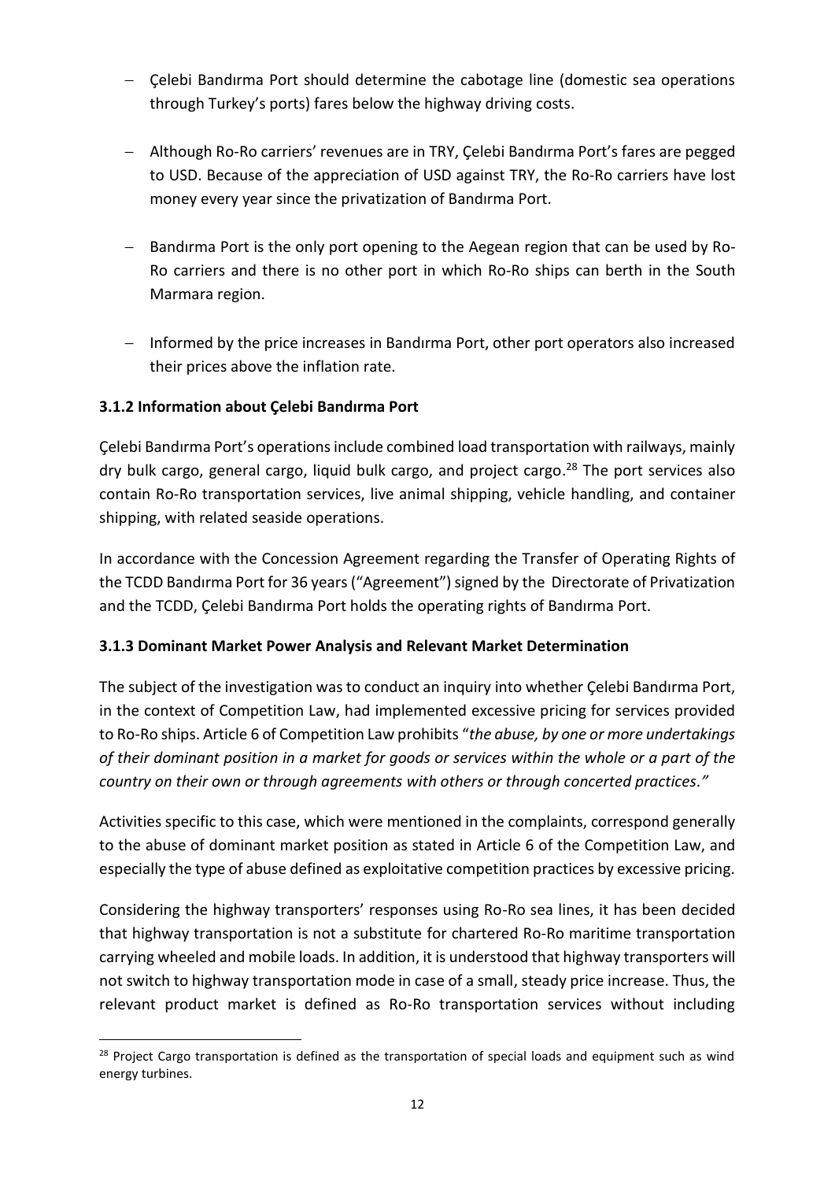- Çelebi Bandırma Port should determine the cabotage line (domestic sea operations through Turkey's ports) fares below the highway driving costs.

- Although Ro-Ro carriers' revenues are in TRY, Çelebi Bandırma Port's fares are pegged to USD. Because of the appreciation of USD against TRY, the Ro-Ro carriers have lost money every year since the privatization of Bandırma Port.

- Bandırma Port is the only port opening to the Aegean region that can be used by Ro-Ro carriers and there is no other port in which Ro-Ro ships can berth in the South Marmara region.

- Informed by the price increases in Bandırma Port, other port operators also increased their prices above the inflation rate.

### 3.1.2 Information about Çelebi Bandırma Port

Çelebi Bandırma Port's operations include combined load transportation with railways, mainly dry bulk cargo, general cargo, liquid bulk cargo, and project cargo.[28] The port services also contain Ro-Ro transportation services, live animal shipping, vehicle handling, and container shipping, with related seaside operations.

In accordance with the Concession Agreement regarding the Transfer of Operating Rights of the TCDD Bandırma Port for 36 years ("Agreement") signed by the Directorate of Privatization and the TCDD, Çelebi Bandırma Port holds the operating rights of Bandırma Port.

### 3.1.3 Dominant Market Power Analysis and Relevant Market Determination

The subject of the investigation was to conduct an inquiry into whether Çelebi Bandırma Port, in the context of Competition Law, had implemented excessive pricing for services provided to Ro-Ro ships. Article 6 of Competition Law prohibits "*the abuse, by one or more undertakings of their dominant position in a market for goods or services within the whole or a part of the country on their own or through agreements with others or through concerted practices."*

Activities specific to this case, which were mentioned in the complaints, correspond generally to the abuse of dominant market position as stated in Article 6 of the Competition Law, and especially the type of abuse defined as exploitative competition practices by excessive pricing.

Considering the highway transporters' responses using Ro-Ro sea lines, it has been decided that highway transportation is not a substitute for chartered Ro-Ro maritime transportation carrying wheeled and mobile loads. In addition, it is understood that highway transporters will not switch to highway transportation mode in case of a small, steady price increase. Thus, the relevant product market is defined as Ro-Ro transportation services without including

[28] Project Cargo transportation is defined as the transportation of special loads and equipment such as wind energy turbines.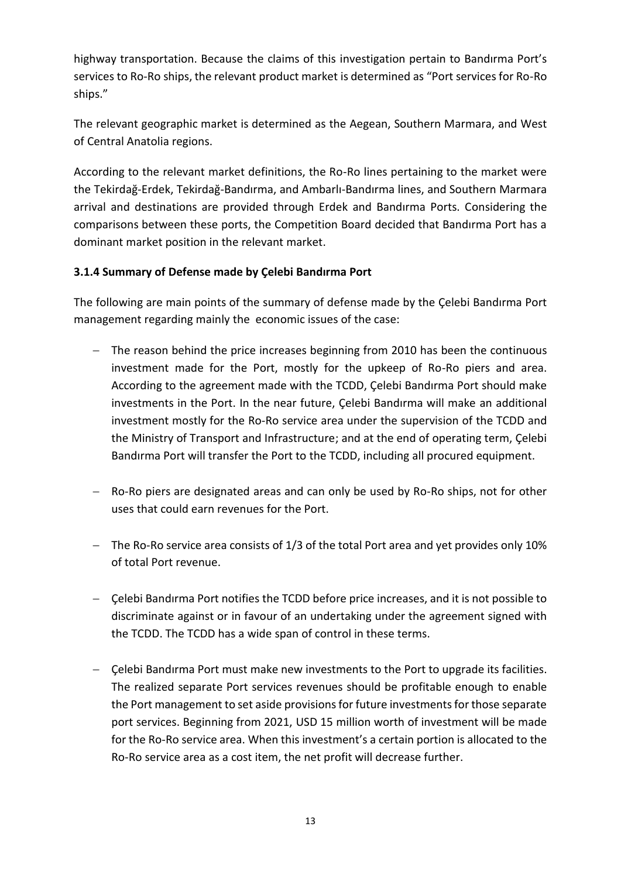highway transportation. Because the claims of this investigation pertain to Bandırma Port's services to Ro-Ro ships, the relevant product market is determined as "Port services for Ro-Ro ships."

The relevant geographic market is determined as the Aegean, Southern Marmara, and West of Central Anatolia regions.

According to the relevant market definitions, the Ro-Ro lines pertaining to the market were the Tekirdağ-Erdek, Tekirdağ-Bandırma, and Ambarlı-Bandırma lines, and Southern Marmara arrival and destinations are provided through Erdek and Bandırma Ports. Considering the comparisons between these ports, the Competition Board decided that Bandırma Port has a dominant market position in the relevant market.

### 3.1.4 Summary of Defense made by Çelebi Bandırma Port

The following are main points of the summary of defense made by the Çelebi Bandırma Port management regarding mainly the economic issues of the case:

- The reason behind the price increases beginning from 2010 has been the continuous investment made for the Port, mostly for the upkeep of Ro-Ro piers and area. According to the agreement made with the TCDD, Çelebi Bandırma Port should make investments in the Port. In the near future, Çelebi Bandırma will make an additional investment mostly for the Ro-Ro service area under the supervision of the TCDD and the Ministry of Transport and Infrastructure; and at the end of operating term, Çelebi Bandırma Port will transfer the Port to the TCDD, including all procured equipment.

- Ro-Ro piers are designated areas and can only be used by Ro-Ro ships, not for other uses that could earn revenues for the Port.

- The Ro-Ro service area consists of 1/3 of the total Port area and yet provides only 10% of total Port revenue.

- Çelebi Bandırma Port notifies the TCDD before price increases, and it is not possible to discriminate against or in favour of an undertaking under the agreement signed with the TCDD. The TCDD has a wide span of control in these terms.

- Çelebi Bandırma Port must make new investments to the Port to upgrade its facilities. The realized separate Port services revenues should be profitable enough to enable the Port management to set aside provisions for future investments for those separate port services. Beginning from 2021, USD 15 million worth of investment will be made for the Ro-Ro service area. When this investment's a certain portion is allocated to the Ro-Ro service area as a cost item, the net profit will decrease further.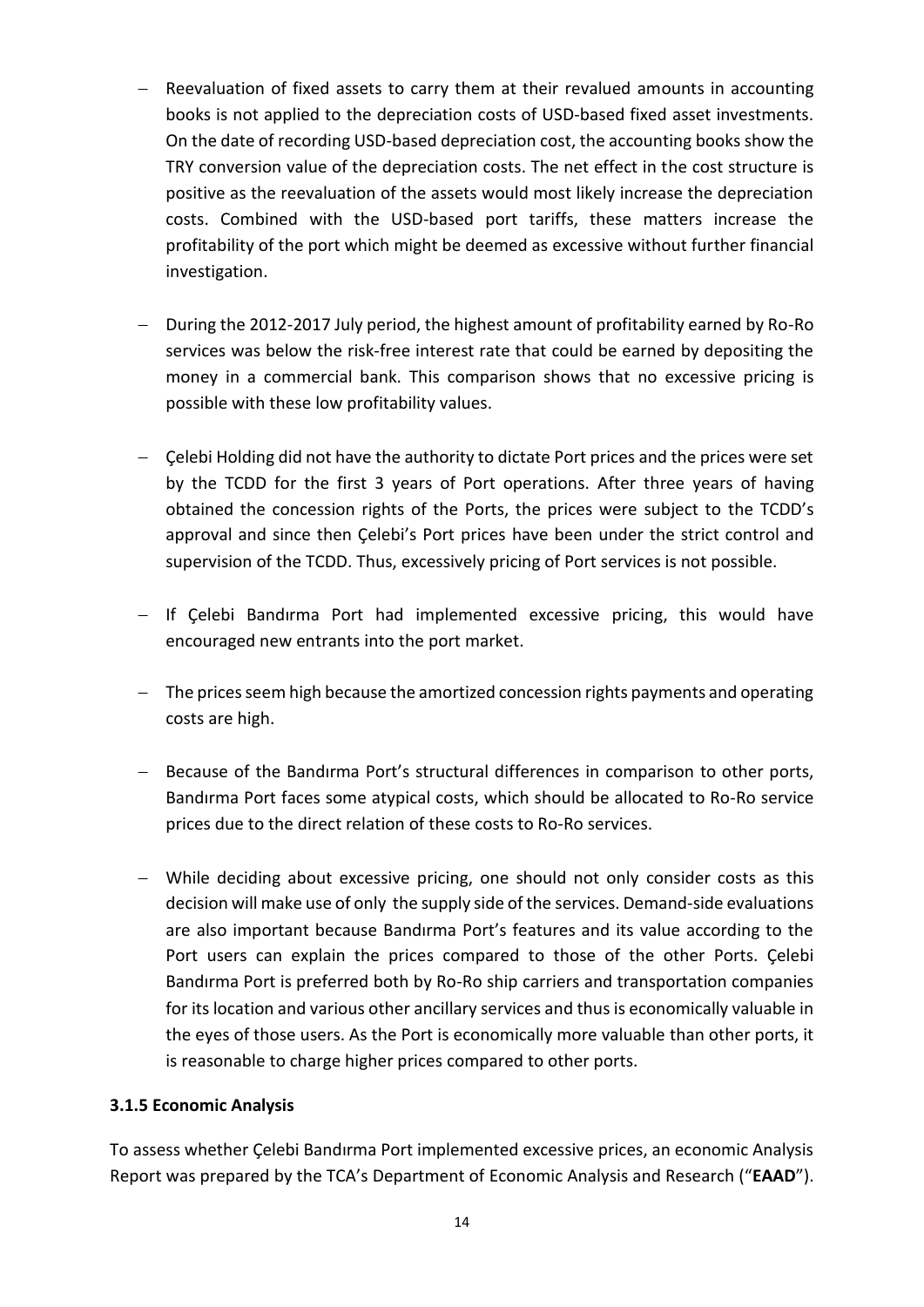- Reevaluation of fixed assets to carry them at their revalued amounts in accounting books is not applied to the depreciation costs of USD-based fixed asset investments. On the date of recording USD-based depreciation cost, the accounting books show the TRY conversion value of the depreciation costs. The net effect in the cost structure is positive as the reevaluation of the assets would most likely increase the depreciation costs. Combined with the USD-based port tariffs, these matters increase the profitability of the port which might be deemed as excessive without further financial investigation.

- During the 2012-2017 July period, the highest amount of profitability earned by Ro-Ro services was below the risk-free interest rate that could be earned by depositing the money in a commercial bank. This comparison shows that no excessive pricing is possible with these low profitability values.

- Çelebi Holding did not have the authority to dictate Port prices and the prices were set by the TCDD for the first 3 years of Port operations. After three years of having obtained the concession rights of the Ports, the prices were subject to the TCDD's approval and since then Çelebi's Port prices have been under the strict control and supervision of the TCDD. Thus, excessively pricing of Port services is not possible.

- If Çelebi Bandırma Port had implemented excessive pricing, this would have encouraged new entrants into the port market.

- The prices seem high because the amortized concession rights payments and operating costs are high.

- Because of the Bandırma Port's structural differences in comparison to other ports, Bandırma Port faces some atypical costs, which should be allocated to Ro-Ro service prices due to the direct relation of these costs to Ro-Ro services.

- While deciding about excessive pricing, one should not only consider costs as this decision will make use of only the supply side of the services. Demand-side evaluations are also important because Bandırma Port's features and its value according to the Port users can explain the prices compared to those of the other Ports. Çelebi Bandırma Port is preferred both by Ro-Ro ship carriers and transportation companies for its location and various other ancillary services and thus is economically valuable in the eyes of those users. As the Port is economically more valuable than other ports, it is reasonable to charge higher prices compared to other ports.

#### 3.1.5 Economic Analysis

To assess whether Çelebi Bandırma Port implemented excessive prices, an economic Analysis Report was prepared by the TCA's Department of Economic Analysis and Research ("**EAAD**").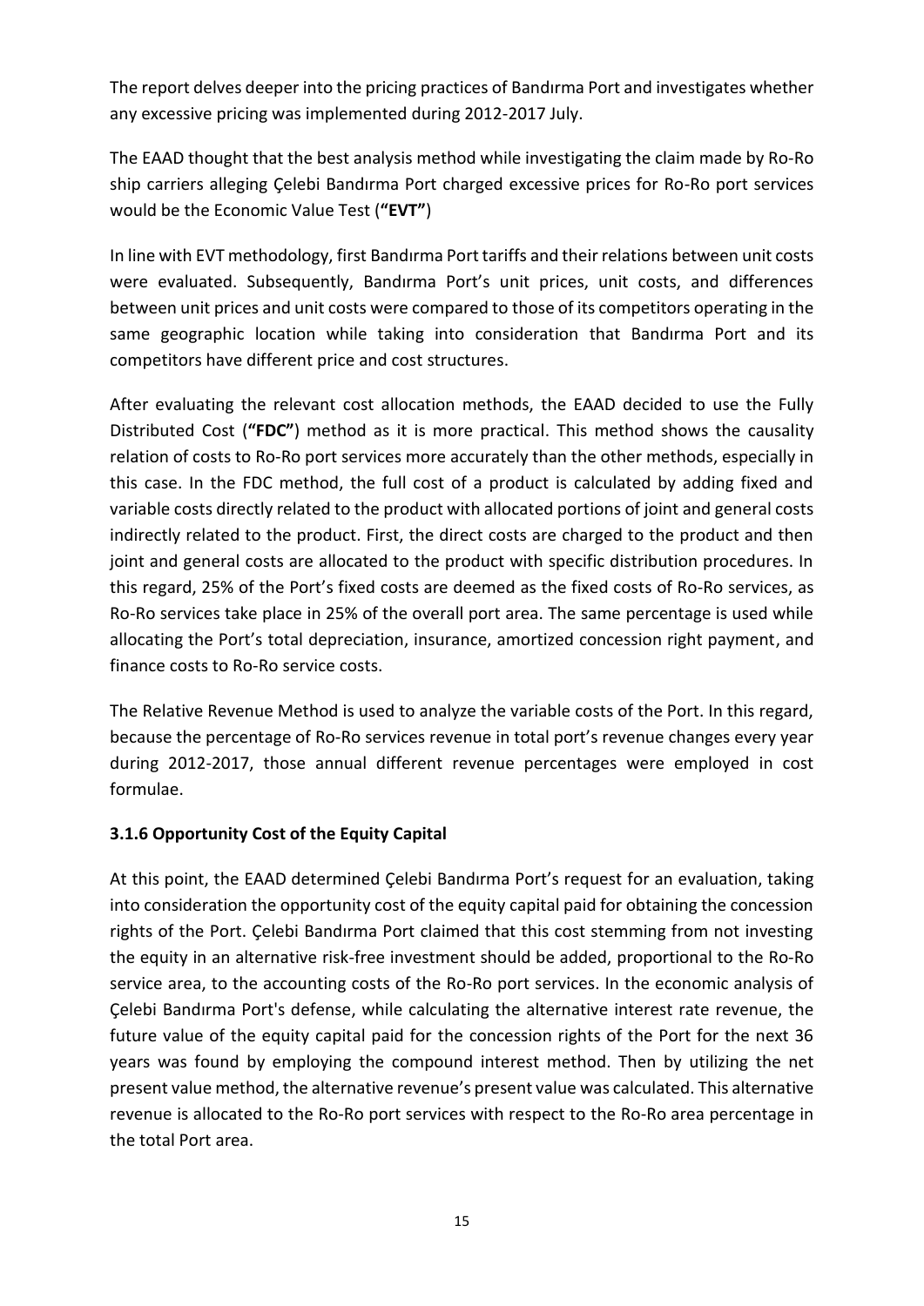The report delves deeper into the pricing practices of Bandırma Port and investigates whether any excessive pricing was implemented during 2012-2017 July.

The EAAD thought that the best analysis method while investigating the claim made by Ro-Ro ship carriers alleging Çelebi Bandırma Port charged excessive prices for Ro-Ro port services would be the Economic Value Test (**"EVT"**)

In line with EVT methodology, first Bandırma Port tariffs and their relations between unit costs were evaluated. Subsequently, Bandırma Port's unit prices, unit costs, and differences between unit prices and unit costs were compared to those of its competitors operating in the same geographic location while taking into consideration that Bandırma Port and its competitors have different price and cost structures.

After evaluating the relevant cost allocation methods, the EAAD decided to use the Fully Distributed Cost (**"FDC"**) method as it is more practical. This method shows the causality relation of costs to Ro-Ro port services more accurately than the other methods, especially in this case. In the FDC method, the full cost of a product is calculated by adding fixed and variable costs directly related to the product with allocated portions of joint and general costs indirectly related to the product. First, the direct costs are charged to the product and then joint and general costs are allocated to the product with specific distribution procedures. In this regard, 25% of the Port's fixed costs are deemed as the fixed costs of Ro-Ro services, as Ro-Ro services take place in 25% of the overall port area. The same percentage is used while allocating the Port's total depreciation, insurance, amortized concession right payment, and finance costs to Ro-Ro service costs.

The Relative Revenue Method is used to analyze the variable costs of the Port. In this regard, because the percentage of Ro-Ro services revenue in total port's revenue changes every year during 2012-2017, those annual different revenue percentages were employed in cost formulae.

### 3.1.6 Opportunity Cost of the Equity Capital

At this point, the EAAD determined Çelebi Bandırma Port's request for an evaluation, taking into consideration the opportunity cost of the equity capital paid for obtaining the concession rights of the Port. Çelebi Bandırma Port claimed that this cost stemming from not investing the equity in an alternative risk-free investment should be added, proportional to the Ro-Ro service area, to the accounting costs of the Ro-Ro port services. In the economic analysis of Çelebi Bandırma Port's defense, while calculating the alternative interest rate revenue, the future value of the equity capital paid for the concession rights of the Port for the next 36 years was found by employing the compound interest method. Then by utilizing the net present value method, the alternative revenue's present value was calculated. This alternative revenue is allocated to the Ro-Ro port services with respect to the Ro-Ro area percentage in the total Port area.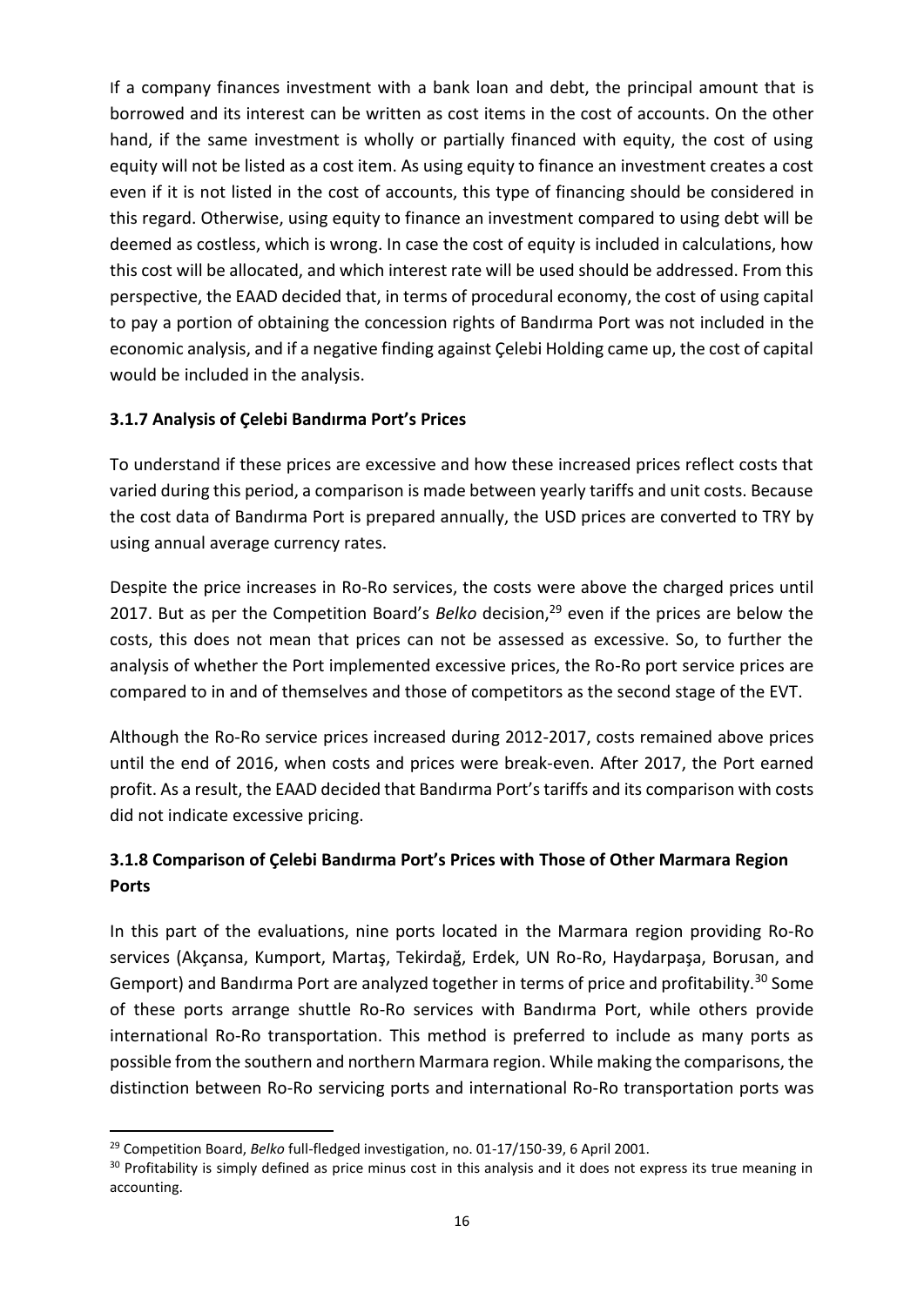If a company finances investment with a bank loan and debt, the principal amount that is borrowed and its interest can be written as cost items in the cost of accounts. On the other hand, if the same investment is wholly or partially financed with equity, the cost of using equity will not be listed as a cost item. As using equity to finance an investment creates a cost even if it is not listed in the cost of accounts, this type of financing should be considered in this regard. Otherwise, using equity to finance an investment compared to using debt will be deemed as costless, which is wrong. In case the cost of equity is included in calculations, how this cost will be allocated, and which interest rate will be used should be addressed. From this perspective, the EAAD decided that, in terms of procedural economy, the cost of using capital to pay a portion of obtaining the concession rights of Bandırma Port was not included in the economic analysis, and if a negative finding against Çelebi Holding came up, the cost of capital would be included in the analysis.

### 3.1.7 Analysis of Çelebi Bandırma Port's Prices

To understand if these prices are excessive and how these increased prices reflect costs that varied during this period, a comparison is made between yearly tariffs and unit costs. Because the cost data of Bandırma Port is prepared annually, the USD prices are converted to TRY by using annual average currency rates.

Despite the price increases in Ro-Ro services, the costs were above the charged prices until 2017. But as per the Competition Board's *Belko* decision,[29] even if the prices are below the costs, this does not mean that prices can not be assessed as excessive. So, to further the analysis of whether the Port implemented excessive prices, the Ro-Ro port service prices are compared to in and of themselves and those of competitors as the second stage of the EVT.

Although the Ro-Ro service prices increased during 2012-2017, costs remained above prices until the end of 2016, when costs and prices were break-even. After 2017, the Port earned profit. As a result, the EAAD decided that Bandırma Port's tariffs and its comparison with costs did not indicate excessive pricing.

### 3.1.8 Comparison of Çelebi Bandırma Port's Prices with Those of Other Marmara Region Ports

In this part of the evaluations, nine ports located in the Marmara region providing Ro-Ro services (Akçansa, Kumport, Martaş, Tekirdağ, Erdek, UN Ro-Ro, Haydarpaşa, Borusan, and Gemport) and Bandırma Port are analyzed together in terms of price and profitability.[30] Some of these ports arrange shuttle Ro-Ro services with Bandırma Port, while others provide international Ro-Ro transportation. This method is preferred to include as many ports as possible from the southern and northern Marmara region. While making the comparisons, the distinction between Ro-Ro servicing ports and international Ro-Ro transportation ports was

[29] Competition Board, *Belko* full-fledged investigation, no. 01-17/150-39, 6 April 2001.

[30] Profitability is simply defined as price minus cost in this analysis and it does not express its true meaning in accounting.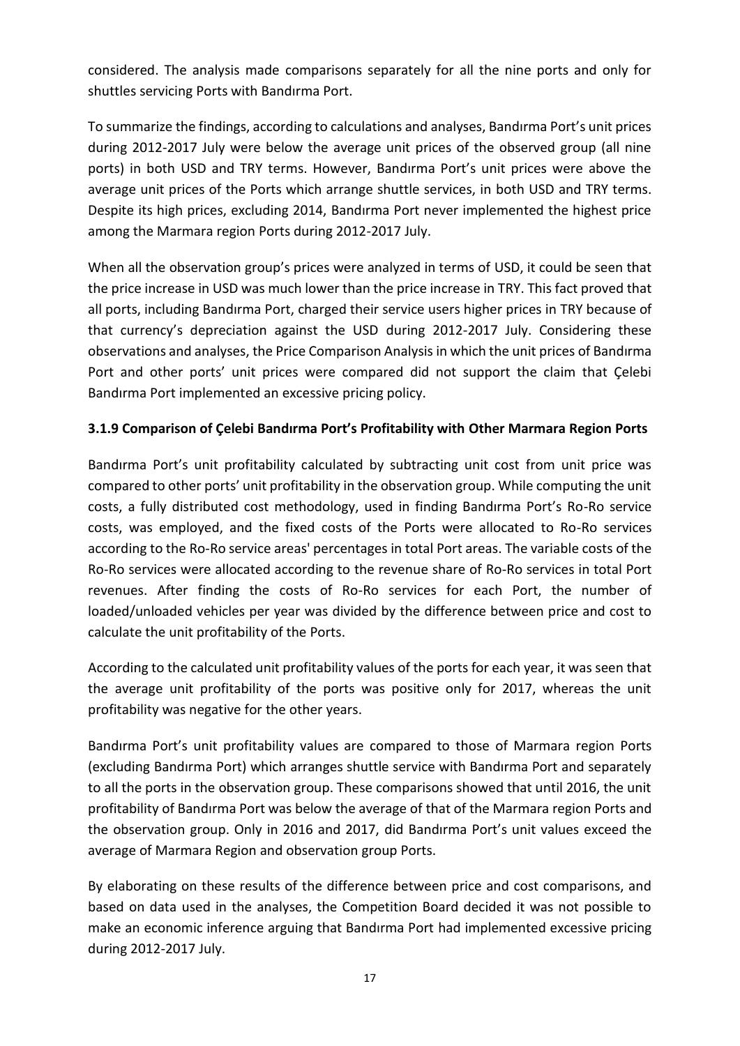considered. The analysis made comparisons separately for all the nine ports and only for shuttles servicing Ports with Bandırma Port.

To summarize the findings, according to calculations and analyses, Bandırma Port's unit prices during 2012-2017 July were below the average unit prices of the observed group (all nine ports) in both USD and TRY terms. However, Bandırma Port's unit prices were above the average unit prices of the Ports which arrange shuttle services, in both USD and TRY terms. Despite its high prices, excluding 2014, Bandırma Port never implemented the highest price among the Marmara region Ports during 2012-2017 July.

When all the observation group's prices were analyzed in terms of USD, it could be seen that the price increase in USD was much lower than the price increase in TRY. This fact proved that all ports, including Bandırma Port, charged their service users higher prices in TRY because of that currency's depreciation against the USD during 2012-2017 July. Considering these observations and analyses, the Price Comparison Analysis in which the unit prices of Bandırma Port and other ports' unit prices were compared did not support the claim that Çelebi Bandırma Port implemented an excessive pricing policy.

### 3.1.9 Comparison of Çelebi Bandırma Port's Profitability with Other Marmara Region Ports

Bandırma Port's unit profitability calculated by subtracting unit cost from unit price was compared to other ports' unit profitability in the observation group. While computing the unit costs, a fully distributed cost methodology, used in finding Bandırma Port's Ro-Ro service costs, was employed, and the fixed costs of the Ports were allocated to Ro-Ro services according to the Ro-Ro service areas' percentages in total Port areas. The variable costs of the Ro-Ro services were allocated according to the revenue share of Ro-Ro services in total Port revenues. After finding the costs of Ro-Ro services for each Port, the number of loaded/unloaded vehicles per year was divided by the difference between price and cost to calculate the unit profitability of the Ports.

According to the calculated unit profitability values of the ports for each year, it was seen that the average unit profitability of the ports was positive only for 2017, whereas the unit profitability was negative for the other years.

Bandırma Port's unit profitability values are compared to those of Marmara region Ports (excluding Bandırma Port) which arranges shuttle service with Bandırma Port and separately to all the ports in the observation group. These comparisons showed that until 2016, the unit profitability of Bandırma Port was below the average of that of the Marmara region Ports and the observation group. Only in 2016 and 2017, did Bandırma Port's unit values exceed the average of Marmara Region and observation group Ports.

By elaborating on these results of the difference between price and cost comparisons, and based on data used in the analyses, the Competition Board decided it was not possible to make an economic inference arguing that Bandırma Port had implemented excessive pricing during 2012-2017 July.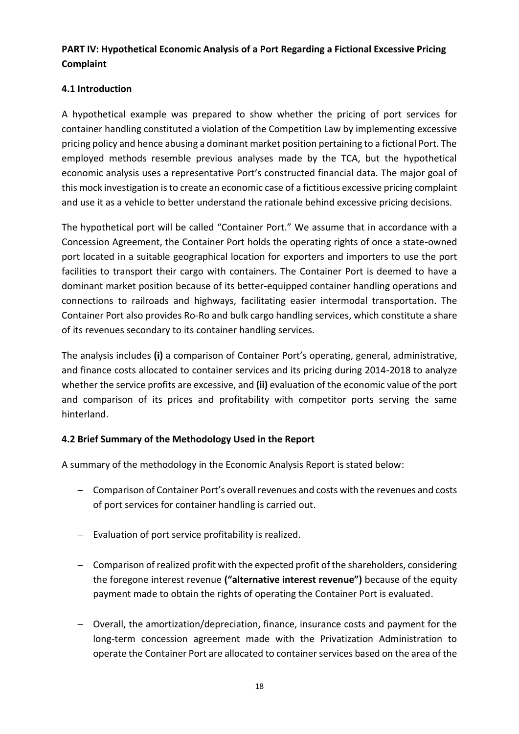## PART IV: Hypothetical Economic Analysis of a Port Regarding a Fictional Excessive Pricing Complaint

### 4.1 Introduction

A hypothetical example was prepared to show whether the pricing of port services for container handling constituted a violation of the Competition Law by implementing excessive pricing policy and hence abusing a dominant market position pertaining to a fictional Port. The employed methods resemble previous analyses made by the TCA, but the hypothetical economic analysis uses a representative Port's constructed financial data. The major goal of this mock investigation is to create an economic case of a fictitious excessive pricing complaint and use it as a vehicle to better understand the rationale behind excessive pricing decisions.

The hypothetical port will be called "Container Port." We assume that in accordance with a Concession Agreement, the Container Port holds the operating rights of once a state-owned port located in a suitable geographical location for exporters and importers to use the port facilities to transport their cargo with containers. The Container Port is deemed to have a dominant market position because of its better-equipped container handling operations and connections to railroads and highways, facilitating easier intermodal transportation. The Container Port also provides Ro-Ro and bulk cargo handling services, which constitute a share of its revenues secondary to its container handling services.

The analysis includes **(i)** a comparison of Container Port's operating, general, administrative, and finance costs allocated to container services and its pricing during 2014-2018 to analyze whether the service profits are excessive, and **(ii)** evaluation of the economic value of the port and comparison of its prices and profitability with competitor ports serving the same hinterland.

### 4.2 Brief Summary of the Methodology Used in the Report

A summary of the methodology in the Economic Analysis Report is stated below:

- Comparison of Container Port's overall revenues and costs with the revenues and costs of port services for container handling is carried out.
- Evaluation of port service profitability is realized.
- Comparison of realized profit with the expected profit of the shareholders, considering the foregone interest revenue **("alternative interest revenue")** because of the equity payment made to obtain the rights of operating the Container Port is evaluated.
- Overall, the amortization/depreciation, finance, insurance costs and payment for the long-term concession agreement made with the Privatization Administration to operate the Container Port are allocated to container services based on the area of the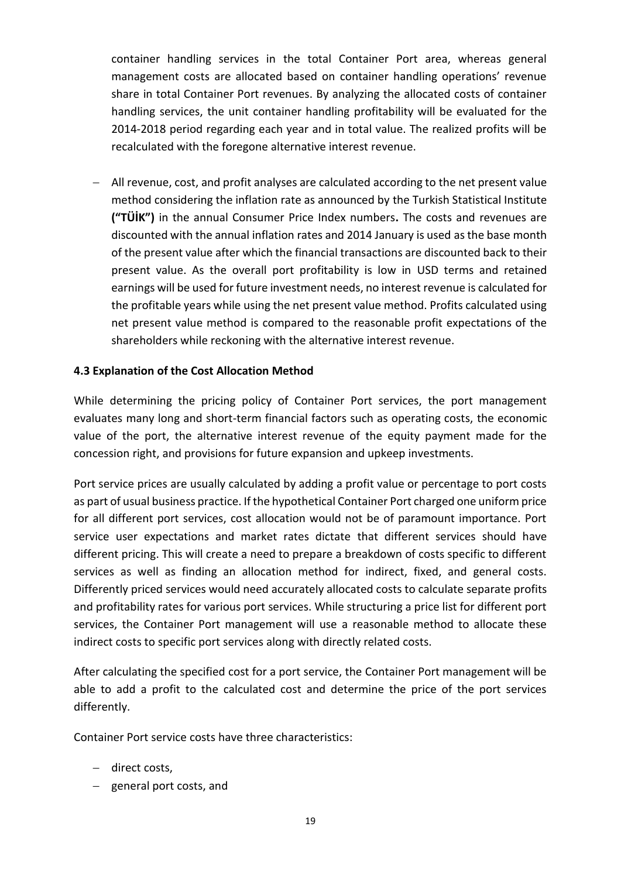container handling services in the total Container Port area, whereas general management costs are allocated based on container handling operations' revenue share in total Container Port revenues. By analyzing the allocated costs of container handling services, the unit container handling profitability will be evaluated for the 2014-2018 period regarding each year and in total value. The realized profits will be recalculated with the foregone alternative interest revenue.

- All revenue, cost, and profit analyses are calculated according to the net present value method considering the inflation rate as announced by the Turkish Statistical Institute **("TÜİK")** in the annual Consumer Price Index numbers**.** The costs and revenues are discounted with the annual inflation rates and 2014 January is used as the base month of the present value after which the financial transactions are discounted back to their present value. As the overall port profitability is low in USD terms and retained earnings will be used for future investment needs, no interest revenue is calculated for the profitable years while using the net present value method. Profits calculated using net present value method is compared to the reasonable profit expectations of the shareholders while reckoning with the alternative interest revenue.

### 4.3 Explanation of the Cost Allocation Method

While determining the pricing policy of Container Port services, the port management evaluates many long and short-term financial factors such as operating costs, the economic value of the port, the alternative interest revenue of the equity payment made for the concession right, and provisions for future expansion and upkeep investments.

Port service prices are usually calculated by adding a profit value or percentage to port costs as part of usual business practice. If the hypothetical Container Port charged one uniform price for all different port services, cost allocation would not be of paramount importance. Port service user expectations and market rates dictate that different services should have different pricing. This will create a need to prepare a breakdown of costs specific to different services as well as finding an allocation method for indirect, fixed, and general costs. Differently priced services would need accurately allocated costs to calculate separate profits and profitability rates for various port services. While structuring a price list for different port services, the Container Port management will use a reasonable method to allocate these indirect costs to specific port services along with directly related costs.

After calculating the specified cost for a port service, the Container Port management will be able to add a profit to the calculated cost and determine the price of the port services differently.

Container Port service costs have three characteristics:

- direct costs,
- general port costs, and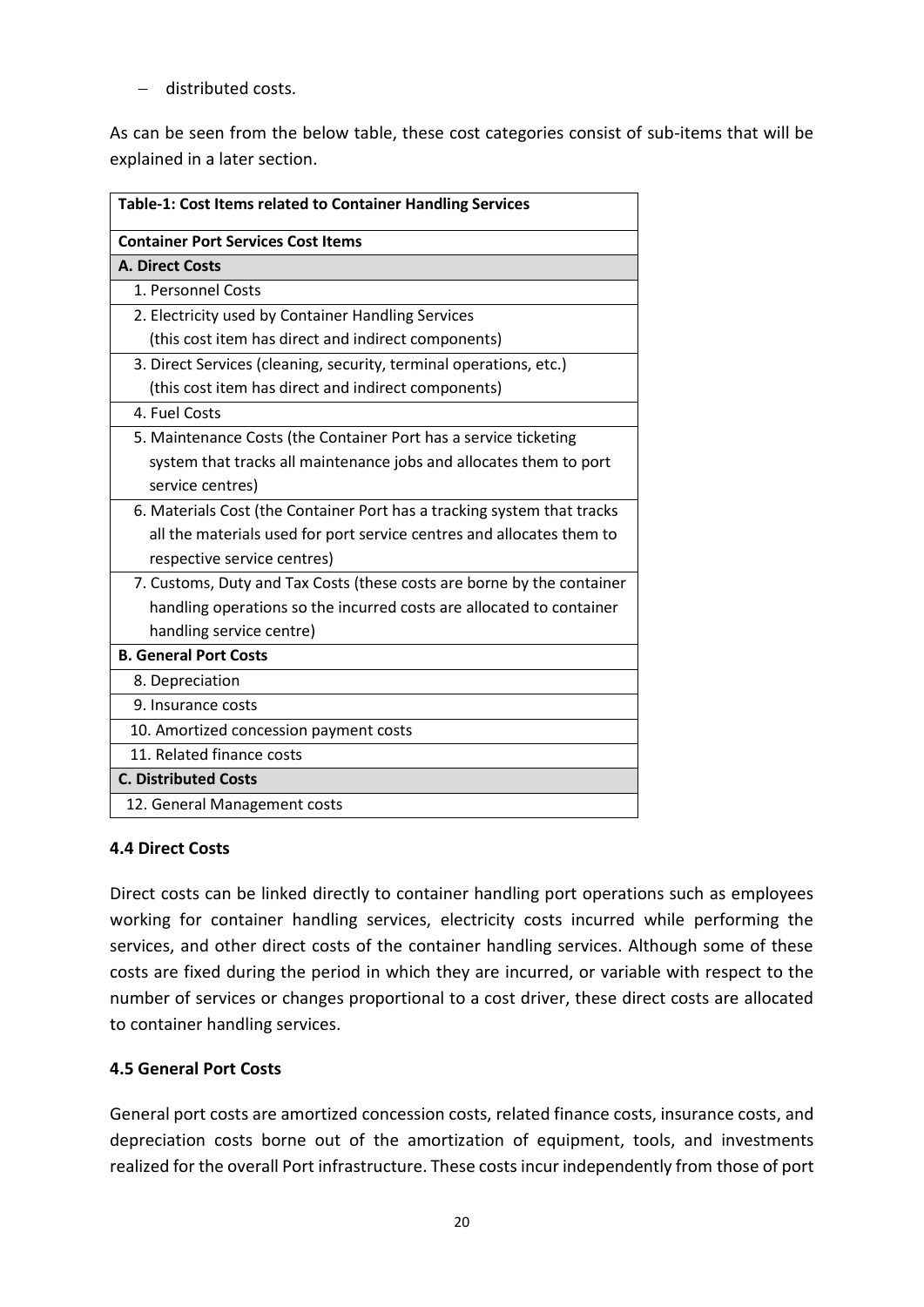– distributed costs.

As can be seen from the below table, these cost categories consist of sub-items that will be explained in a later section.

| Table-1: Cost Items related to Container Handling Services |
|---|
| **Container Port Services Cost Items** |
| **A. Direct Costs** |
| 1. Personnel Costs |
| 2. Electricity used by Container Handling Services (this cost item has direct and indirect components) |
| 3. Direct Services (cleaning, security, terminal operations, etc.) (this cost item has direct and indirect components) |
| 4. Fuel Costs |
| 5. Maintenance Costs (the Container Port has a service ticketing system that tracks all maintenance jobs and allocates them to port service centres) |
| 6. Materials Cost (the Container Port has a tracking system that tracks all the materials used for port service centres and allocates them to respective service centres) |
| 7. Customs, Duty and Tax Costs (these costs are borne by the container handling operations so the incurred costs are allocated to container handling service centre) |
| **B. General Port Costs** |
| 8. Depreciation |
| 9. Insurance costs |
| 10. Amortized concession payment costs |
| 11. Related finance costs |
| **C. Distributed Costs** |
| 12. General Management costs |

### 4.4 Direct Costs

Direct costs can be linked directly to container handling port operations such as employees working for container handling services, electricity costs incurred while performing the services, and other direct costs of the container handling services. Although some of these costs are fixed during the period in which they are incurred, or variable with respect to the number of services or changes proportional to a cost driver, these direct costs are allocated to container handling services.

### 4.5 General Port Costs

General port costs are amortized concession costs, related finance costs, insurance costs, and depreciation costs borne out of the amortization of equipment, tools, and investments realized for the overall Port infrastructure. These costs incur independently from those of port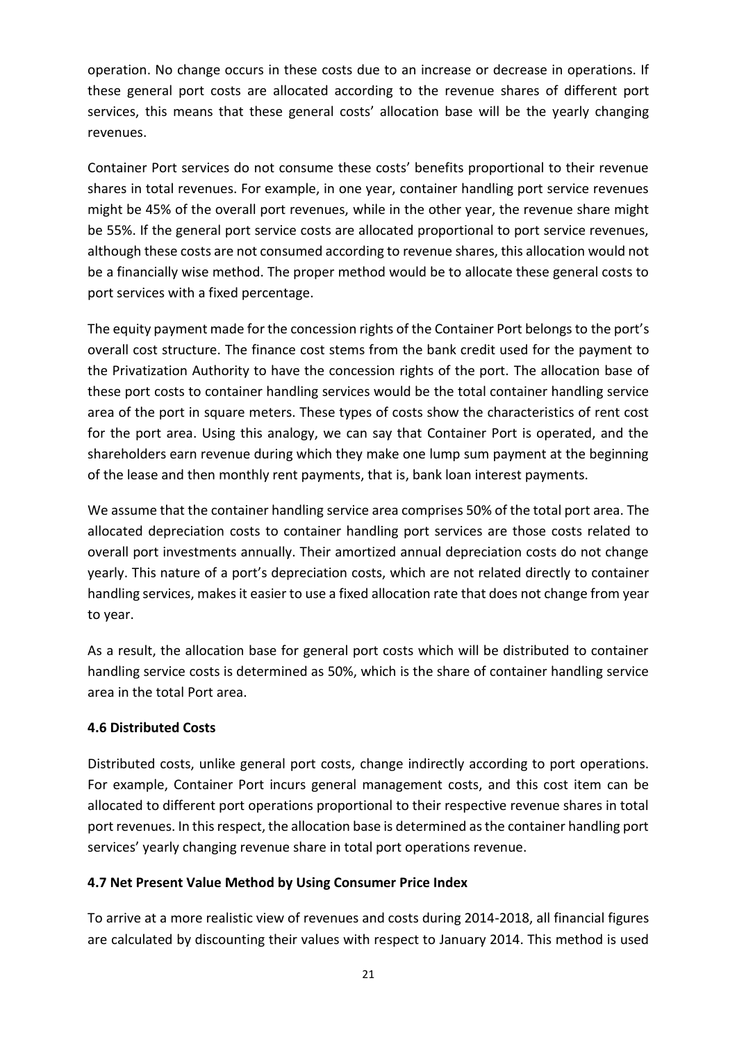operation. No change occurs in these costs due to an increase or decrease in operations. If these general port costs are allocated according to the revenue shares of different port services, this means that these general costs' allocation base will be the yearly changing revenues.

Container Port services do not consume these costs' benefits proportional to their revenue shares in total revenues. For example, in one year, container handling port service revenues might be 45% of the overall port revenues, while in the other year, the revenue share might be 55%. If the general port service costs are allocated proportional to port service revenues, although these costs are not consumed according to revenue shares, this allocation would not be a financially wise method. The proper method would be to allocate these general costs to port services with a fixed percentage.

The equity payment made for the concession rights of the Container Port belongs to the port's overall cost structure. The finance cost stems from the bank credit used for the payment to the Privatization Authority to have the concession rights of the port. The allocation base of these port costs to container handling services would be the total container handling service area of the port in square meters. These types of costs show the characteristics of rent cost for the port area. Using this analogy, we can say that Container Port is operated, and the shareholders earn revenue during which they make one lump sum payment at the beginning of the lease and then monthly rent payments, that is, bank loan interest payments.

We assume that the container handling service area comprises 50% of the total port area. The allocated depreciation costs to container handling port services are those costs related to overall port investments annually. Their amortized annual depreciation costs do not change yearly. This nature of a port's depreciation costs, which are not related directly to container handling services, makes it easier to use a fixed allocation rate that does not change from year to year.

As a result, the allocation base for general port costs which will be distributed to container handling service costs is determined as 50%, which is the share of container handling service area in the total Port area.

### 4.6 Distributed Costs

Distributed costs, unlike general port costs, change indirectly according to port operations. For example, Container Port incurs general management costs, and this cost item can be allocated to different port operations proportional to their respective revenue shares in total port revenues. In this respect, the allocation base is determined as the container handling port services' yearly changing revenue share in total port operations revenue.

### 4.7 Net Present Value Method by Using Consumer Price Index

To arrive at a more realistic view of revenues and costs during 2014-2018, all financial figures are calculated by discounting their values with respect to January 2014. This method is used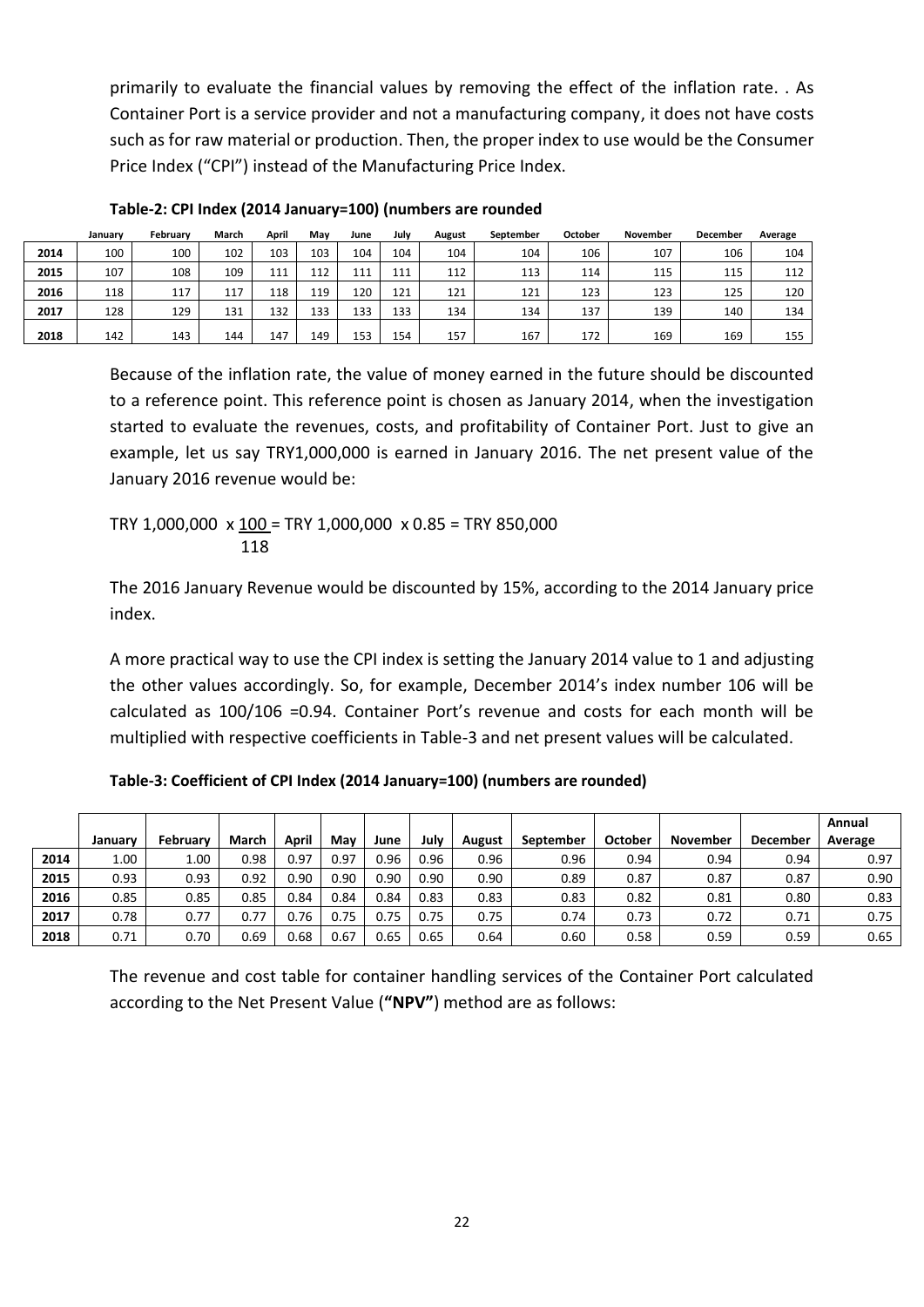primarily to evaluate the financial values by removing the effect of the inflation rate. . As Container Port is a service provider and not a manufacturing company, it does not have costs such as for raw material or production. Then, the proper index to use would be the Consumer Price Index ("CPI") instead of the Manufacturing Price Index.

**Table-2: CPI Index (2014 January=100) (numbers are rounded)**

| | January | February | March | April | May | June | July | August | September | October | November | December | Average |
|---|---|---|---|---|---|---|---|---|---|---|---|---|---|
| **2014** | 100 | 100 | 102 | 103 | 103 | 104 | 104 | 104 | 104 | 106 | 107 | 106 | 104 |
| **2015** | 107 | 108 | 109 | 111 | 112 | 111 | 111 | 112 | 113 | 114 | 115 | 115 | 112 |
| **2016** | 118 | 117 | 117 | 118 | 119 | 120 | 121 | 121 | 121 | 123 | 123 | 125 | 120 |
| **2017** | 128 | 129 | 131 | 132 | 133 | 133 | 133 | 134 | 134 | 137 | 139 | 140 | 134 |
| **2018** | 142 | 143 | 144 | 147 | 149 | 153 | 154 | 157 | 167 | 172 | 169 | 169 | 155 |

Because of the inflation rate, the value of money earned in the future should be discounted to a reference point. This reference point is chosen as January 2014, when the investigation started to evaluate the revenues, costs, and profitability of Container Port. Just to give an example, let us say TRY1,000,000 is earned in January 2016. The net present value of the January 2016 revenue would be:

$$\text{TRY } 1{,}000{,}000 \times \frac{100}{118} = \text{TRY } 1{,}000{,}000 \times 0.85 = \text{TRY } 850{,}000$$

The 2016 January Revenue would be discounted by 15%, according to the 2014 January price index.

A more practical way to use the CPI index is setting the January 2014 value to 1 and adjusting the other values accordingly. So, for example, December 2014's index number 106 will be calculated as 100/106 =0.94. Container Port's revenue and costs for each month will be multiplied with respective coefficients in Table-3 and net present values will be calculated.

**Table-3: Coefficient of CPI Index (2014 January=100) (numbers are rounded)**

| | January | February | March | April | May | June | July | August | September | October | November | December | Annual Average |
|---|---|---|---|---|---|---|---|---|---|---|---|---|---|
| **2014** | 1.00 | 1.00 | 0.98 | 0.97 | 0.97 | 0.96 | 0.96 | 0.96 | 0.96 | 0.94 | 0.94 | 0.94 | 0.97 |
| **2015** | 0.93 | 0.93 | 0.92 | 0.90 | 0.90 | 0.90 | 0.90 | 0.90 | 0.89 | 0.87 | 0.87 | 0.87 | 0.90 |
| **2016** | 0.85 | 0.85 | 0.85 | 0.84 | 0.84 | 0.84 | 0.83 | 0.83 | 0.83 | 0.82 | 0.81 | 0.80 | 0.83 |
| **2017** | 0.78 | 0.77 | 0.77 | 0.76 | 0.75 | 0.75 | 0.75 | 0.75 | 0.74 | 0.73 | 0.72 | 0.71 | 0.75 |
| **2018** | 0.71 | 0.70 | 0.69 | 0.68 | 0.67 | 0.65 | 0.65 | 0.64 | 0.60 | 0.58 | 0.59 | 0.59 | 0.65 |

The revenue and cost table for container handling services of the Container Port calculated according to the Net Present Value (**"NPV"**) method are as follows: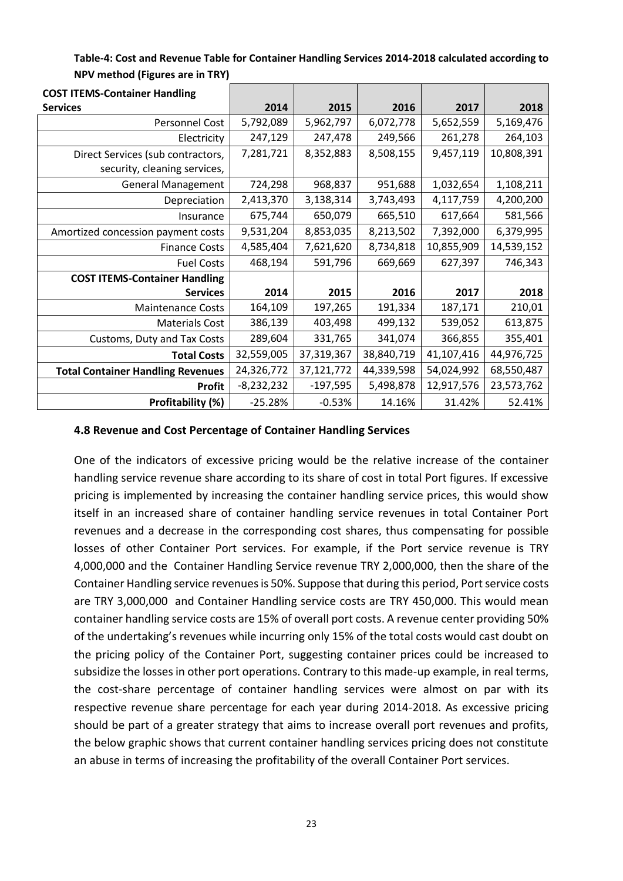**Table-4: Cost and Revenue Table for Container Handling Services 2014-2018 calculated according to NPV method (Figures are in TRY)**

| COST ITEMS-Container Handling Services | 2014 | 2015 | 2016 | 2017 | 2018 |
|---|---|---|---|---|---|
| Personnel Cost | 5,792,089 | 5,962,797 | 6,072,778 | 5,652,559 | 5,169,476 |
| Electricity | 247,129 | 247,478 | 249,566 | 261,278 | 264,103 |
| Direct Services (sub contractors, security, cleaning services, | 7,281,721 | 8,352,883 | 8,508,155 | 9,457,119 | 10,808,391 |
| General Management | 724,298 | 968,837 | 951,688 | 1,032,654 | 1,108,211 |
| Depreciation | 2,413,370 | 3,138,314 | 3,743,493 | 4,117,759 | 4,200,200 |
| Insurance | 675,744 | 650,079 | 665,510 | 617,664 | 581,566 |
| Amortized concession payment costs | 9,531,204 | 8,853,035 | 8,213,502 | 7,392,000 | 6,379,995 |
| Finance Costs | 4,585,404 | 7,621,620 | 8,734,818 | 10,855,909 | 14,539,152 |
| Fuel Costs | 468,194 | 591,796 | 669,669 | 627,397 | 746,343 |
| **COST ITEMS-Container Handling Services** | **2014** | **2015** | **2016** | **2017** | **2018** |
| Maintenance Costs | 164,109 | 197,265 | 191,334 | 187,171 | 210,01 |
| Materials Cost | 386,139 | 403,498 | 499,132 | 539,052 | 613,875 |
| Customs, Duty and Tax Costs | 289,604 | 331,765 | 341,074 | 366,855 | 355,401 |
| **Total Costs** | 32,559,005 | 37,319,367 | 38,840,719 | 41,107,416 | 44,976,725 |
| **Total Container Handling Revenues** | 24,326,772 | 37,121,772 | 44,339,598 | 54,024,992 | 68,550,487 |
| **Profit** | -8,232,232 | -197,595 | 5,498,878 | 12,917,576 | 23,573,762 |
| **Profitability (%)** | -25.28% | -0.53% | 14.16% | 31.42% | 52.41% |

### 4.8 Revenue and Cost Percentage of Container Handling Services

One of the indicators of excessive pricing would be the relative increase of the container handling service revenue share according to its share of cost in total Port figures. If excessive pricing is implemented by increasing the container handling service prices, this would show itself in an increased share of container handling service revenues in total Container Port revenues and a decrease in the corresponding cost shares, thus compensating for possible losses of other Container Port services. For example, if the Port service revenue is TRY 4,000,000 and the Container Handling Service revenue TRY 2,000,000, then the share of the Container Handling service revenues is 50%. Suppose that during this period, Port service costs are TRY 3,000,000 and Container Handling service costs are TRY 450,000. This would mean container handling service costs are 15% of overall port costs. A revenue center providing 50% of the undertaking's revenues while incurring only 15% of the total costs would cast doubt on the pricing policy of the Container Port, suggesting container prices could be increased to subsidize the losses in other port operations. Contrary to this made-up example, in real terms, the cost-share percentage of container handling services were almost on par with its respective revenue share percentage for each year during 2014-2018. As excessive pricing should be part of a greater strategy that aims to increase overall port revenues and profits, the below graphic shows that current container handling services pricing does not constitute an abuse in terms of increasing the profitability of the overall Container Port services.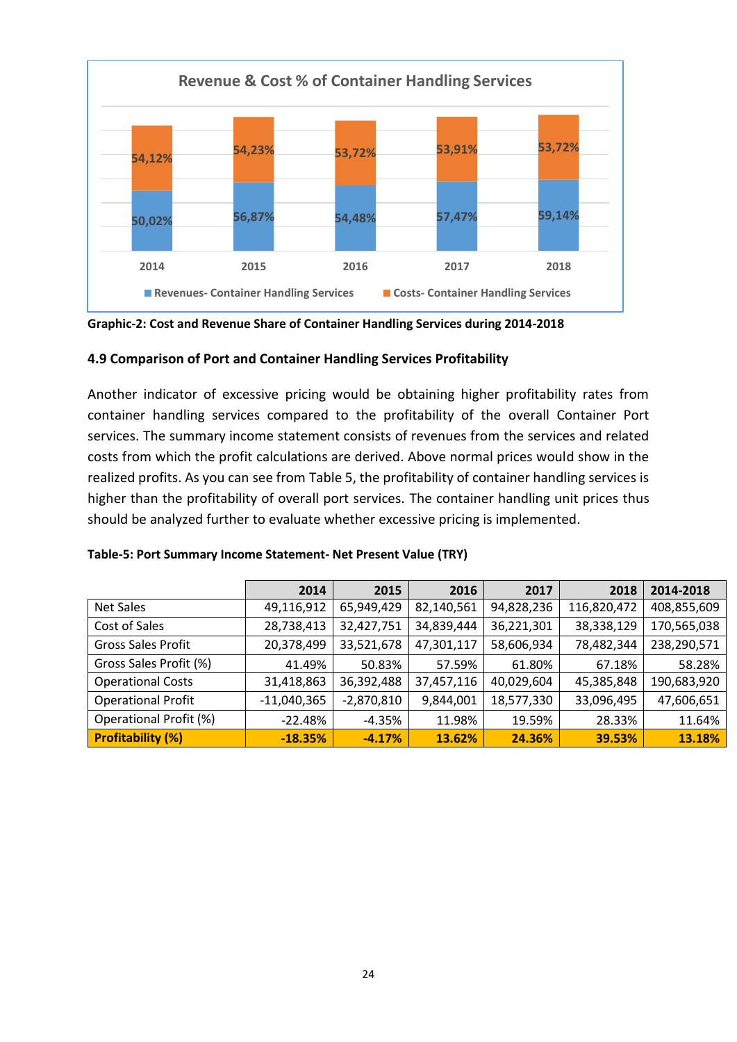Revenue & Cost % of Container Handling Services

54,12%
54,23%
53,72%
53,91%
53,72%
50,02%
56,87%
54,48%
57,47%
59,14%

2014
2015
2016
2017
2018

Revenues- Container Handling Services
Costs- Container Handling Services

**Graphic-2: Cost and Revenue Share of Container Handling Services during 2014-2018**

### 4.9 Comparison of Port and Container Handling Services Profitability

Another indicator of excessive pricing would be obtaining higher profitability rates from container handling services compared to the profitability of the overall Container Port services. The summary income statement consists of revenues from the services and related costs from which the profit calculations are derived. Above normal prices would show in the realized profits. As you can see from Table 5, the profitability of container handling services is higher than the profitability of overall port services. The container handling unit prices thus should be analyzed further to evaluate whether excessive pricing is implemented.

**Table-5: Port Summary Income Statement- Net Present Value (TRY)**

| | 2014 | 2015 | 2016 | 2017 | 2018 | 2014-2018 |
|---|---|---|---|---|---|---|
| Net Sales | 49,116,912 | 65,949,429 | 82,140,561 | 94,828,236 | 116,820,472 | 408,855,609 |
| Cost of Sales | 28,738,413 | 32,427,751 | 34,839,444 | 36,221,301 | 38,338,129 | 170,565,038 |
| Gross Sales Profit | 20,378,499 | 33,521,678 | 47,301,117 | 58,606,934 | 78,482,344 | 238,290,571 |
| Gross Sales Profit (%) | 41.49% | 50.83% | 57.59% | 61.80% | 67.18% | 58.28% |
| Operational Costs | 31,418,863 | 36,392,488 | 37,457,116 | 40,029,604 | 45,385,848 | 190,683,920 |
| Operational Profit | -11,040,365 | -2,870,810 | 9,844,001 | 18,577,330 | 33,096,495 | 47,606,651 |
| Operational Profit (%) | -22.48% | -4.35% | 11.98% | 19.59% | 28.33% | 11.64% |
| **Profitability (%)** | **-18.35%** | **-4.17%** | **13.62%** | **24.36%** | **39.53%** | **13.18%** |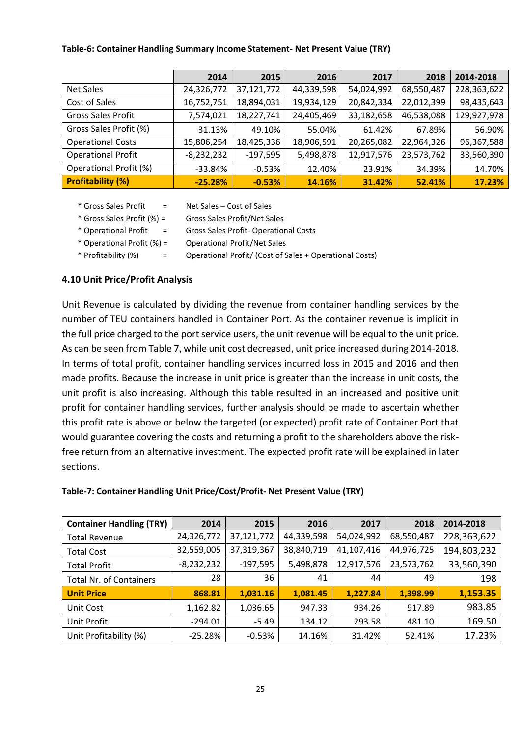**Table-6: Container Handling Summary Income Statement- Net Present Value (TRY)**

| | 2014 | 2015 | 2016 | 2017 | 2018 | 2014-2018 |
|---|---|---|---|---|---|---|
| Net Sales | 24,326,772 | 37,121,772 | 44,339,598 | 54,024,992 | 68,550,487 | 228,363,622 |
| Cost of Sales | 16,752,751 | 18,894,031 | 19,934,129 | 20,842,334 | 22,012,399 | 98,435,643 |
| Gross Sales Profit | 7,574,021 | 18,227,741 | 24,405,469 | 33,182,658 | 46,538,088 | 129,927,978 |
| Gross Sales Profit (%) | 31.13% | 49.10% | 55.04% | 61.42% | 67.89% | 56.90% |
| Operational Costs | 15,806,254 | 18,425,336 | 18,906,591 | 20,265,082 | 22,964,326 | 96,367,588 |
| Operational Profit | -8,232,232 | -197,595 | 5,498,878 | 12,917,576 | 23,573,762 | 33,560,390 |
| Operational Profit (%) | -33.84% | -0.53% | 12.40% | 23.91% | 34.39% | 14.70% |
| **Profitability (%)** | **-25.28%** | **-0.53%** | **14.16%** | **31.42%** | **52.41%** | **17.23%** |

* Gross Sales Profit = Net Sales – Cost of Sales
* Gross Sales Profit (%) = Gross Sales Profit/Net Sales
* Operational Profit = Gross Sales Profit- Operational Costs
* Operational Profit (%) = Operational Profit/Net Sales
* Profitability (%) = Operational Profit/ (Cost of Sales + Operational Costs)

### 4.10 Unit Price/Profit Analysis

Unit Revenue is calculated by dividing the revenue from container handling services by the number of TEU containers handled in Container Port. As the container revenue is implicit in the full price charged to the port service users, the unit revenue will be equal to the unit price. As can be seen from Table 7, while unit cost decreased, unit price increased during 2014-2018. In terms of total profit, container handling services incurred loss in 2015 and 2016 and then made profits. Because the increase in unit price is greater than the increase in unit costs, the unit profit is also increasing. Although this table resulted in an increased and positive unit profit for container handling services, further analysis should be made to ascertain whether this profit rate is above or below the targeted (or expected) profit rate of Container Port that would guarantee covering the costs and returning a profit to the shareholders above the risk-free return from an alternative investment. The expected profit rate will be explained in later sections.

**Table-7: Container Handling Unit Price/Cost/Profit- Net Present Value (TRY)**

| Container Handling (TRY) | 2014 | 2015 | 2016 | 2017 | 2018 | 2014-2018 |
|---|---|---|---|---|---|---|
| Total Revenue | 24,326,772 | 37,121,772 | 44,339,598 | 54,024,992 | 68,550,487 | 228,363,622 |
| Total Cost | 32,559,005 | 37,319,367 | 38,840,719 | 41,107,416 | 44,976,725 | 194,803,232 |
| Total Profit | -8,232,232 | -197,595 | 5,498,878 | 12,917,576 | 23,573,762 | 33,560,390 |
| Total Nr. of Containers | 28 | 36 | 41 | 44 | 49 | 198 |
| **Unit Price** | **868.81** | **1,031.16** | **1,081.45** | **1,227.84** | **1,398.99** | **1,153.35** |
| Unit Cost | 1,162.82 | 1,036.65 | 947.33 | 934.26 | 917.89 | 983.85 |
| Unit Profit | -294.01 | -5.49 | 134.12 | 293.58 | 481.10 | 169.50 |
| Unit Profitability (%) | -25.28% | -0.53% | 14.16% | 31.42% | 52.41% | 17.23% |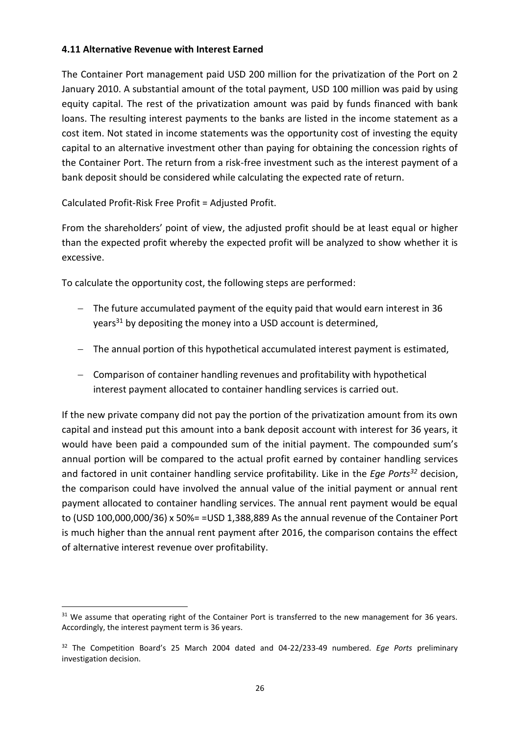### 4.11 Alternative Revenue with Interest Earned

The Container Port management paid USD 200 million for the privatization of the Port on 2 January 2010. A substantial amount of the total payment, USD 100 million was paid by using equity capital. The rest of the privatization amount was paid by funds financed with bank loans. The resulting interest payments to the banks are listed in the income statement as a cost item. Not stated in income statements was the opportunity cost of investing the equity capital to an alternative investment other than paying for obtaining the concession rights of the Container Port. The return from a risk-free investment such as the interest payment of a bank deposit should be considered while calculating the expected rate of return.

Calculated Profit-Risk Free Profit = Adjusted Profit.

From the shareholders' point of view, the adjusted profit should be at least equal or higher than the expected profit whereby the expected profit will be analyzed to show whether it is excessive.

To calculate the opportunity cost, the following steps are performed:

- The future accumulated payment of the equity paid that would earn interest in 36 years[31] by depositing the money into a USD account is determined,
- The annual portion of this hypothetical accumulated interest payment is estimated,
- Comparison of container handling revenues and profitability with hypothetical interest payment allocated to container handling services is carried out.

If the new private company did not pay the portion of the privatization amount from its own capital and instead put this amount into a bank deposit account with interest for 36 years, it would have been paid a compounded sum of the initial payment. The compounded sum's annual portion will be compared to the actual profit earned by container handling services and factored in unit container handling service profitability. Like in the *Ege Ports*[32] decision, the comparison could have involved the annual value of the initial payment or annual rent payment allocated to container handling services. The annual rent payment would be equal to (USD 100,000,000/36) x 50%= =USD 1,388,889 As the annual revenue of the Container Port is much higher than the annual rent payment after 2016, the comparison contains the effect of alternative interest revenue over profitability.

---

[31] We assume that operating right of the Container Port is transferred to the new management for 36 years. Accordingly, the interest payment term is 36 years.

[32] The Competition Board's 25 March 2004 dated and 04-22/233-49 numbered. *Ege Ports* preliminary investigation decision.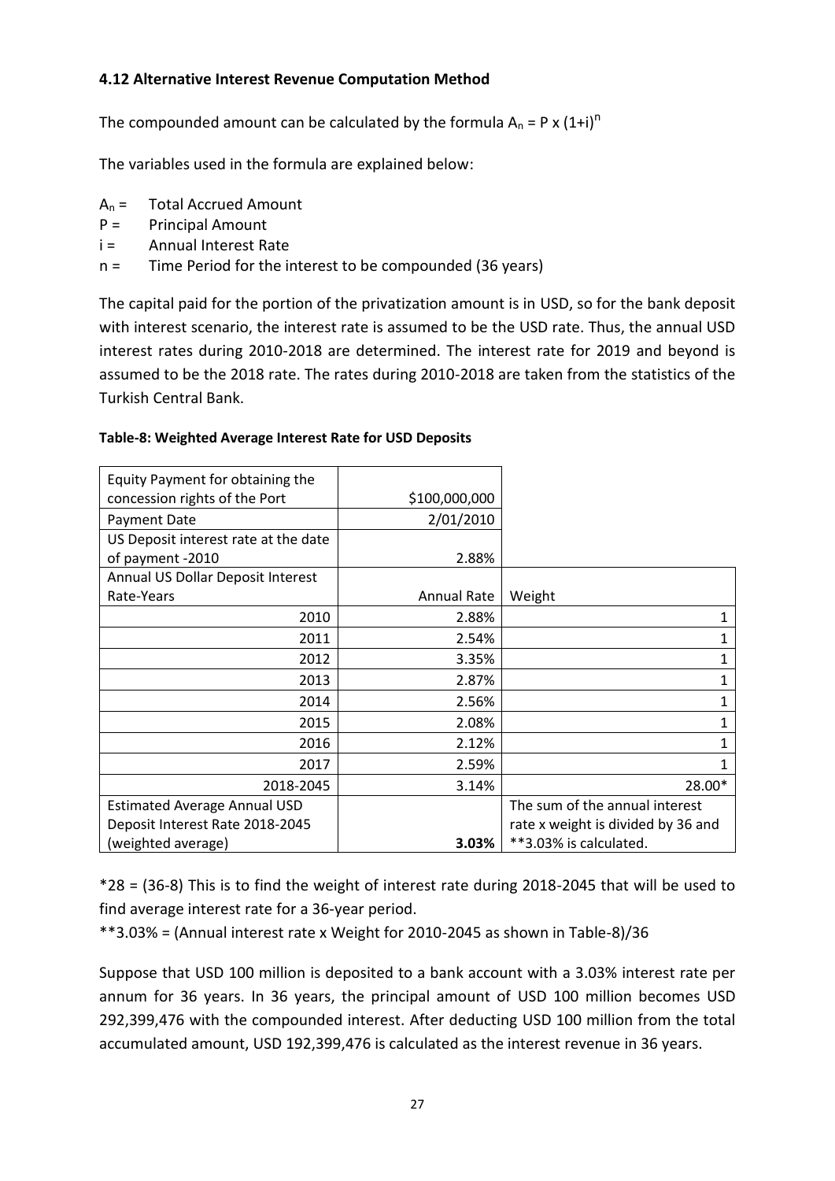### 4.12 Alternative Interest Revenue Computation Method

The compounded amount can be calculated by the formula $A_n = P \times (1+i)^n$

The variables used in the formula are explained below:

- $A_n$ = Total Accrued Amount
- $P$ = Principal Amount
- $i$ = Annual Interest Rate
- $n$ = Time Period for the interest to be compounded (36 years)

The capital paid for the portion of the privatization amount is in USD, so for the bank deposit with interest scenario, the interest rate is assumed to be the USD rate. Thus, the annual USD interest rates during 2010-2018 are determined. The interest rate for 2019 and beyond is assumed to be the 2018 rate. The rates during 2010-2018 are taken from the statistics of the Turkish Central Bank.

**Table-8: Weighted Average Interest Rate for USD Deposits**

| | | |
|---|---|---|
| Equity Payment for obtaining the concession rights of the Port | \$100,000,000 | |
| Payment Date | 2/01/2010 | |
| US Deposit interest rate at the date of payment -2010 | 2.88% | |
| Annual US Dollar Deposit Interest Rate-Years | Annual Rate | Weight |
| 2010 | 2.88% | 1 |
| 2011 | 2.54% | 1 |
| 2012 | 3.35% | 1 |
| 2013 | 2.87% | 1 |
| 2014 | 2.56% | 1 |
| 2015 | 2.08% | 1 |
| 2016 | 2.12% | 1 |
| 2017 | 2.59% | 1 |
| 2018-2045 | 3.14% | 28.00* |
| Estimated Average Annual USD Deposit Interest Rate 2018-2045 (weighted average) | **3.03%** | The sum of the annual interest rate x weight is divided by 36 and **3.03% is calculated. |

*28 = (36-8) This is to find the weight of interest rate during 2018-2045 that will be used to find average interest rate for a 36-year period.

**3.03% = (Annual interest rate x Weight for 2010-2045 as shown in Table-8)/36

Suppose that USD 100 million is deposited to a bank account with a 3.03% interest rate per annum for 36 years. In 36 years, the principal amount of USD 100 million becomes USD 292,399,476 with the compounded interest. After deducting USD 100 million from the total accumulated amount, USD 192,399,476 is calculated as the interest revenue in 36 years.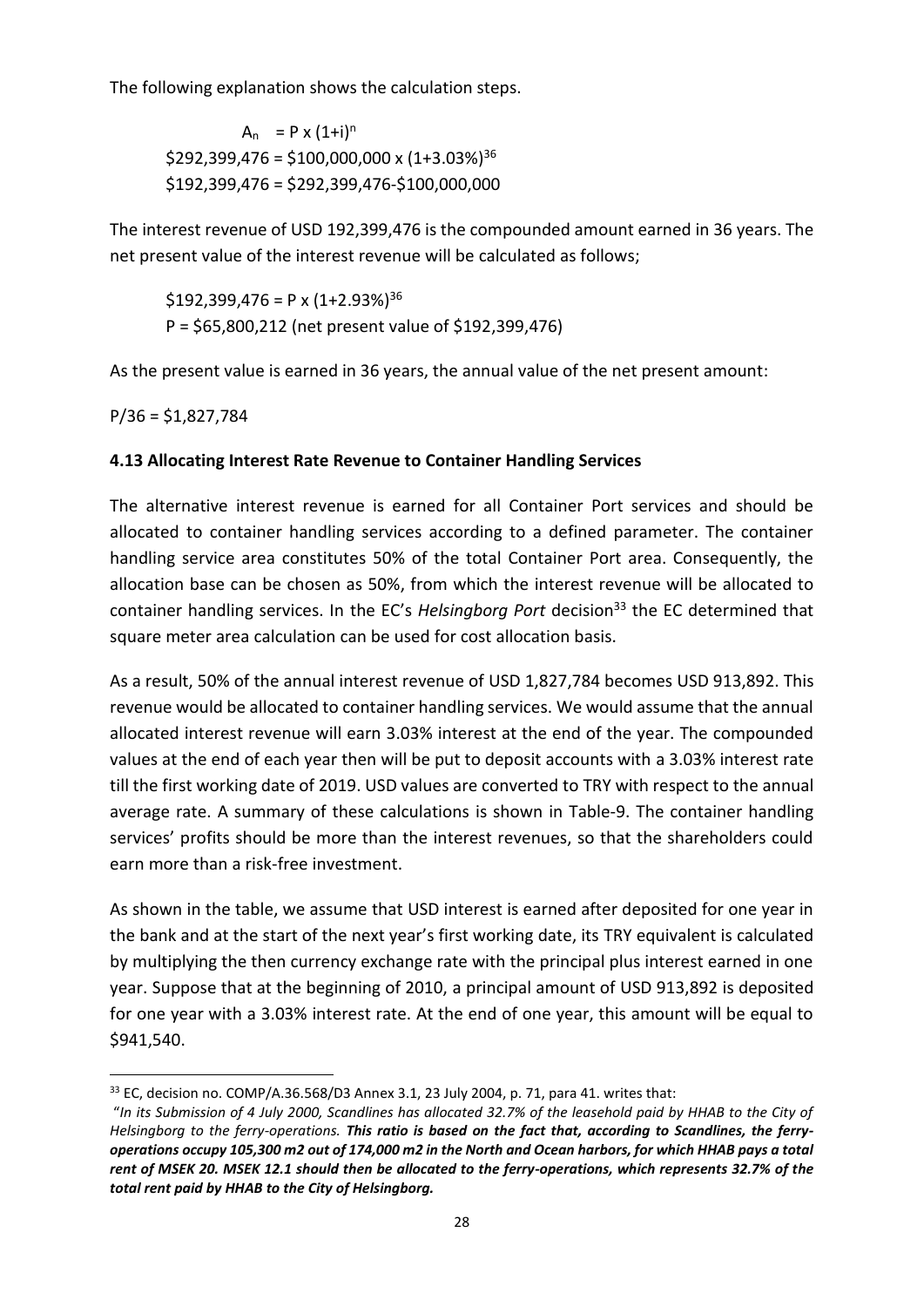The following explanation shows the calculation steps.

$$A_n = P \times (1+i)^n$$

$$\$292,399,476 = \$100,000,000 \times (1+3.03\%)^{36}$$

$$\$192,399,476 = \$292,399,476 - \$100,000,000$$

The interest revenue of USD 192,399,476 is the compounded amount earned in 36 years. The net present value of the interest revenue will be calculated as follows;

$$\$192,399,476 = P \times (1+2.93\%)^{36}$$

$$P = \$65,800,212 \text{ (net present value of \$192,399,476)}$$

As the present value is earned in 36 years, the annual value of the net present amount:

$$P/36 = \$1,827,784$$

**4.13 Allocating Interest Rate Revenue to Container Handling Services**

The alternative interest revenue is earned for all Container Port services and should be allocated to container handling services according to a defined parameter. The container handling service area constitutes 50% of the total Container Port area. Consequently, the allocation base can be chosen as 50%, from which the interest revenue will be allocated to container handling services. In the EC's *Helsingborg Port* decision[33] the EC determined that square meter area calculation can be used for cost allocation basis.

As a result, 50% of the annual interest revenue of USD 1,827,784 becomes USD 913,892. This revenue would be allocated to container handling services. We would assume that the annual allocated interest revenue will earn 3.03% interest at the end of the year. The compounded values at the end of each year then will be put to deposit accounts with a 3.03% interest rate till the first working date of 2019. USD values are converted to TRY with respect to the annual average rate. A summary of these calculations is shown in Table-9. The container handling services' profits should be more than the interest revenues, so that the shareholders could earn more than a risk-free investment.

As shown in the table, we assume that USD interest is earned after deposited for one year in the bank and at the start of the next year's first working date, its TRY equivalent is calculated by multiplying the then currency exchange rate with the principal plus interest earned in one year. Suppose that at the beginning of 2010, a principal amount of USD 913,892 is deposited for one year with a 3.03% interest rate. At the end of one year, this amount will be equal to \$941,540.

---

[33] EC, decision no. COMP/A.36.568/D3 Annex 3.1, 23 July 2004, p. 71, para 41. writes that:

"*In its Submission of 4 July 2000, Scandlines has allocated 32.7% of the leasehold paid by HHAB to the City of Helsingborg to the ferry-operations.* ***This ratio is based on the fact that, according to Scandlines, the ferry-operations occupy 105,300 m2 out of 174,000 m2 in the North and Ocean harbors, for which HHAB pays a total rent of MSEK 20. MSEK 12.1 should then be allocated to the ferry-operations, which represents 32.7% of the total rent paid by HHAB to the City of Helsingborg.***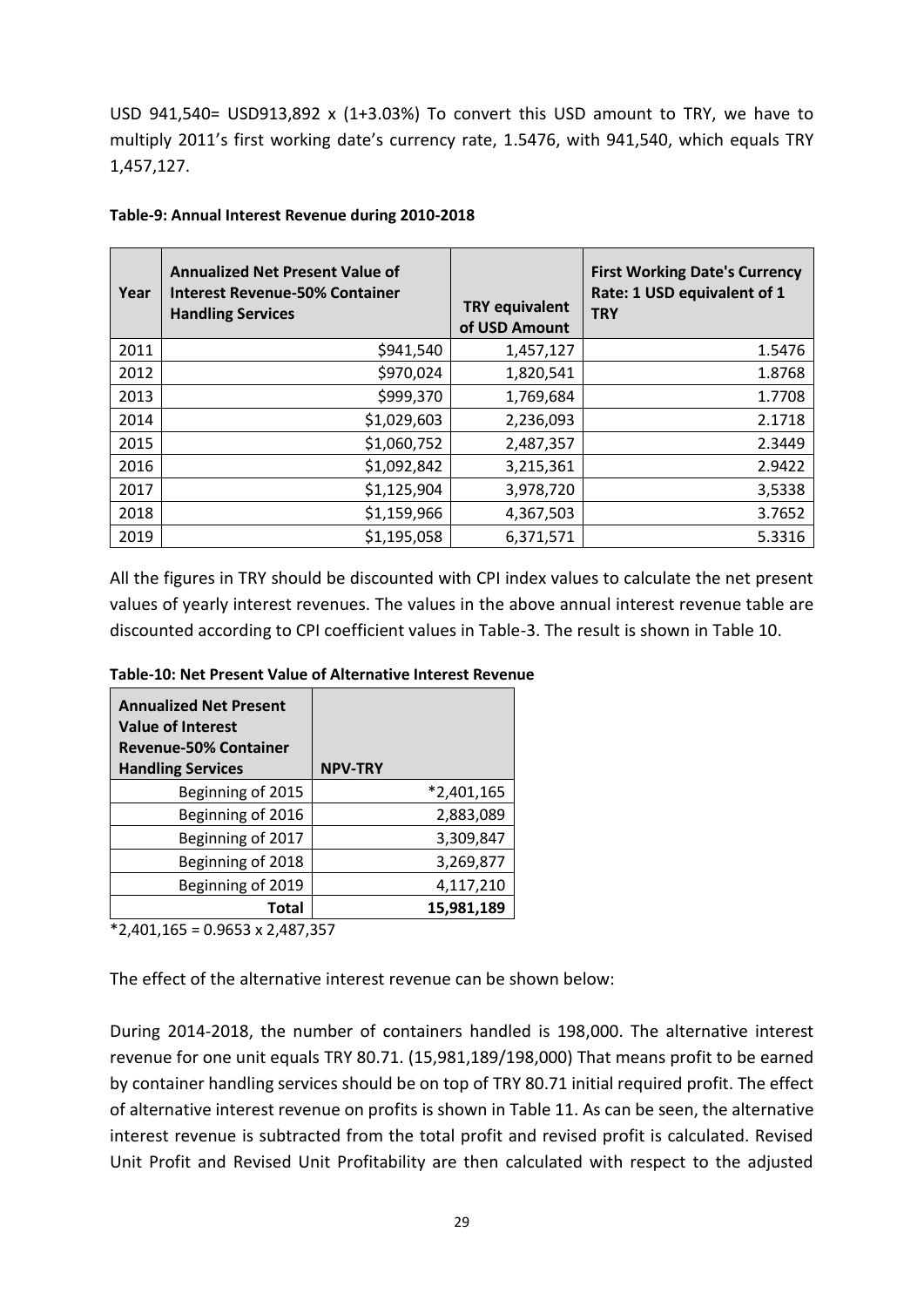USD 941,540= USD913,892 x (1+3.03%) To convert this USD amount to TRY, we have to multiply 2011's first working date's currency rate, 1.5476, with 941,540, which equals TRY 1,457,127.

**Table-9: Annual Interest Revenue during 2010-2018**

| Year | Annualized Net Present Value of Interest Revenue-50% Container Handling Services | TRY equivalent of USD Amount | First Working Date's Currency Rate: 1 USD equivalent of 1 TRY |
|---|---|---|---|
| 2011 | $941,540 | 1,457,127 | 1.5476 |
| 2012 | $970,024 | 1,820,541 | 1.8768 |
| 2013 | $999,370 | 1,769,684 | 1.7708 |
| 2014 | $1,029,603 | 2,236,093 | 2.1718 |
| 2015 | $1,060,752 | 2,487,357 | 2.3449 |
| 2016 | $1,092,842 | 3,215,361 | 2.9422 |
| 2017 | $1,125,904 | 3,978,720 | 3,5338 |
| 2018 | $1,159,966 | 4,367,503 | 3.7652 |
| 2019 | $1,195,058 | 6,371,571 | 5.3316 |

All the figures in TRY should be discounted with CPI index values to calculate the net present values of yearly interest revenues. The values in the above annual interest revenue table are discounted according to CPI coefficient values in Table-3. The result is shown in Table 10.

**Table-10: Net Present Value of Alternative Interest Revenue**

| Annualized Net Present Value of Interest Revenue-50% Container Handling Services | NPV-TRY |
|---|---|
| Beginning of 2015 | *2,401,165 |
| Beginning of 2016 | 2,883,089 |
| Beginning of 2017 | 3,309,847 |
| Beginning of 2018 | 3,269,877 |
| Beginning of 2019 | 4,117,210 |
| **Total** | **15,981,189** |

*2,401,165 = 0.9653 x 2,487,357

The effect of the alternative interest revenue can be shown below:

During 2014-2018, the number of containers handled is 198,000. The alternative interest revenue for one unit equals TRY 80.71. (15,981,189/198,000) That means profit to be earned by container handling services should be on top of TRY 80.71 initial required profit. The effect of alternative interest revenue on profits is shown in Table 11. As can be seen, the alternative interest revenue is subtracted from the total profit and revised profit is calculated. Revised Unit Profit and Revised Unit Profitability are then calculated with respect to the adjusted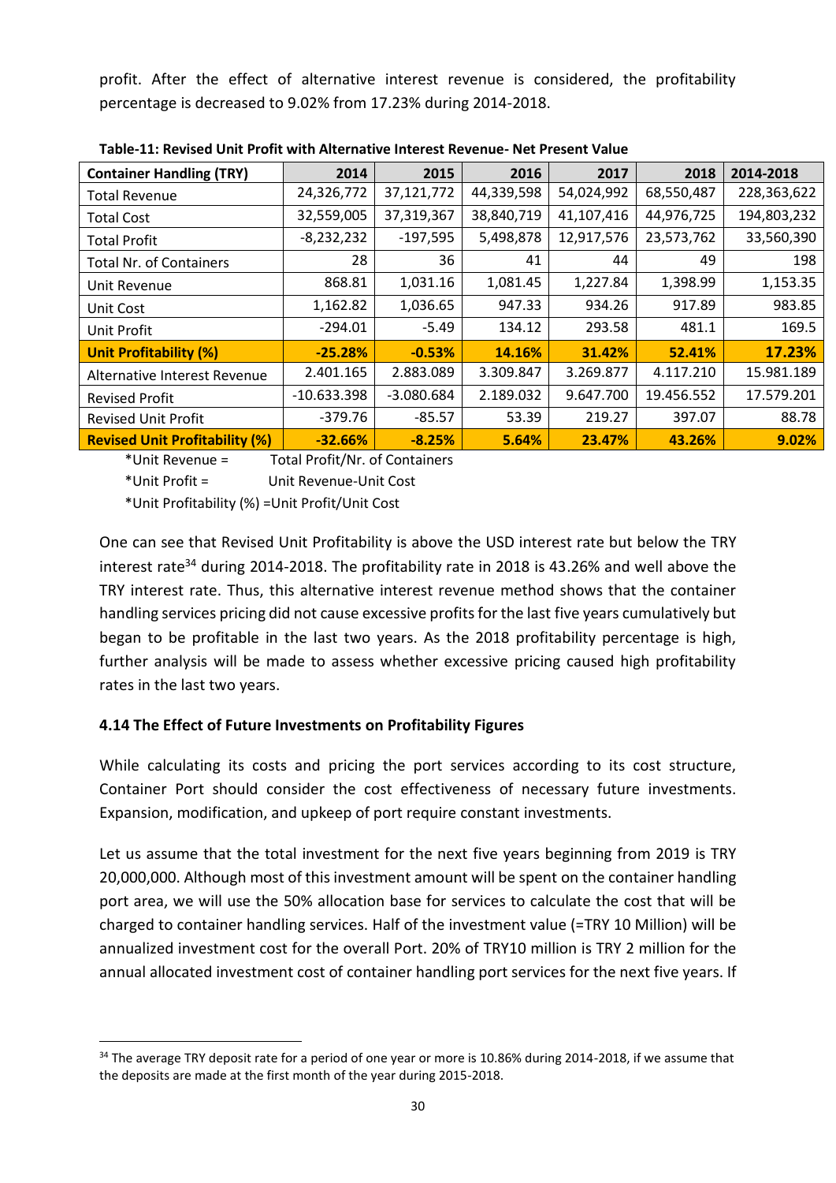profit. After the effect of alternative interest revenue is considered, the profitability percentage is decreased to 9.02% from 17.23% during 2014-2018.

**Table-11: Revised Unit Profit with Alternative Interest Revenue- Net Present Value**

| Container Handling (TRY) | 2014 | 2015 | 2016 | 2017 | 2018 | 2014-2018 |
|---|---|---|---|---|---|---|
| Total Revenue | 24,326,772 | 37,121,772 | 44,339,598 | 54,024,992 | 68,550,487 | 228,363,622 |
| Total Cost | 32,559,005 | 37,319,367 | 38,840,719 | 41,107,416 | 44,976,725 | 194,803,232 |
| Total Profit | -8,232,232 | -197,595 | 5,498,878 | 12,917,576 | 23,573,762 | 33,560,390 |
| Total Nr. of Containers | 28 | 36 | 41 | 44 | 49 | 198 |
| Unit Revenue | 868.81 | 1,031.16 | 1,081.45 | 1,227.84 | 1,398.99 | 1,153.35 |
| Unit Cost | 1,162.82 | 1,036.65 | 947.33 | 934.26 | 917.89 | 983.85 |
| Unit Profit | -294.01 | -5.49 | 134.12 | 293.58 | 481.1 | 169.5 |
| **Unit Profitability (%)** | **-25.28%** | **-0.53%** | **14.16%** | **31.42%** | **52.41%** | **17.23%** |
| Alternative Interest Revenue | 2.401.165 | 2.883.089 | 3.309.847 | 3.269.877 | 4.117.210 | 15.981.189 |
| Revised Profit | -10.633.398 | -3.080.684 | 2.189.032 | 9.647.700 | 19.456.552 | 17.579.201 |
| Revised Unit Profit | -379.76 | -85.57 | 53.39 | 219.27 | 397.07 | 88.78 |
| **Revised Unit Profitability (%)** | **-32.66%** | **-8.25%** | **5.64%** | **23.47%** | **43.26%** | **9.02%** |

*Unit Revenue = Total Profit/Nr. of Containers

*Unit Profit = Unit Revenue-Unit Cost

*Unit Profitability (%) =Unit Profit/Unit Cost

One can see that Revised Unit Profitability is above the USD interest rate but below the TRY interest rate[34] during 2014-2018. The profitability rate in 2018 is 43.26% and well above the TRY interest rate. Thus, this alternative interest revenue method shows that the container handling services pricing did not cause excessive profits for the last five years cumulatively but began to be profitable in the last two years. As the 2018 profitability percentage is high, further analysis will be made to assess whether excessive pricing caused high profitability rates in the last two years.

### 4.14 The Effect of Future Investments on Profitability Figures

While calculating its costs and pricing the port services according to its cost structure, Container Port should consider the cost effectiveness of necessary future investments. Expansion, modification, and upkeep of port require constant investments.

Let us assume that the total investment for the next five years beginning from 2019 is TRY 20,000,000. Although most of this investment amount will be spent on the container handling port area, we will use the 50% allocation base for services to calculate the cost that will be charged to container handling services. Half of the investment value (=TRY 10 Million) will be annualized investment cost for the overall Port. 20% of TRY10 million is TRY 2 million for the annual allocated investment cost of container handling port services for the next five years. If

[34] The average TRY deposit rate for a period of one year or more is 10.86% during 2014-2018, if we assume that the deposits are made at the first month of the year during 2015-2018.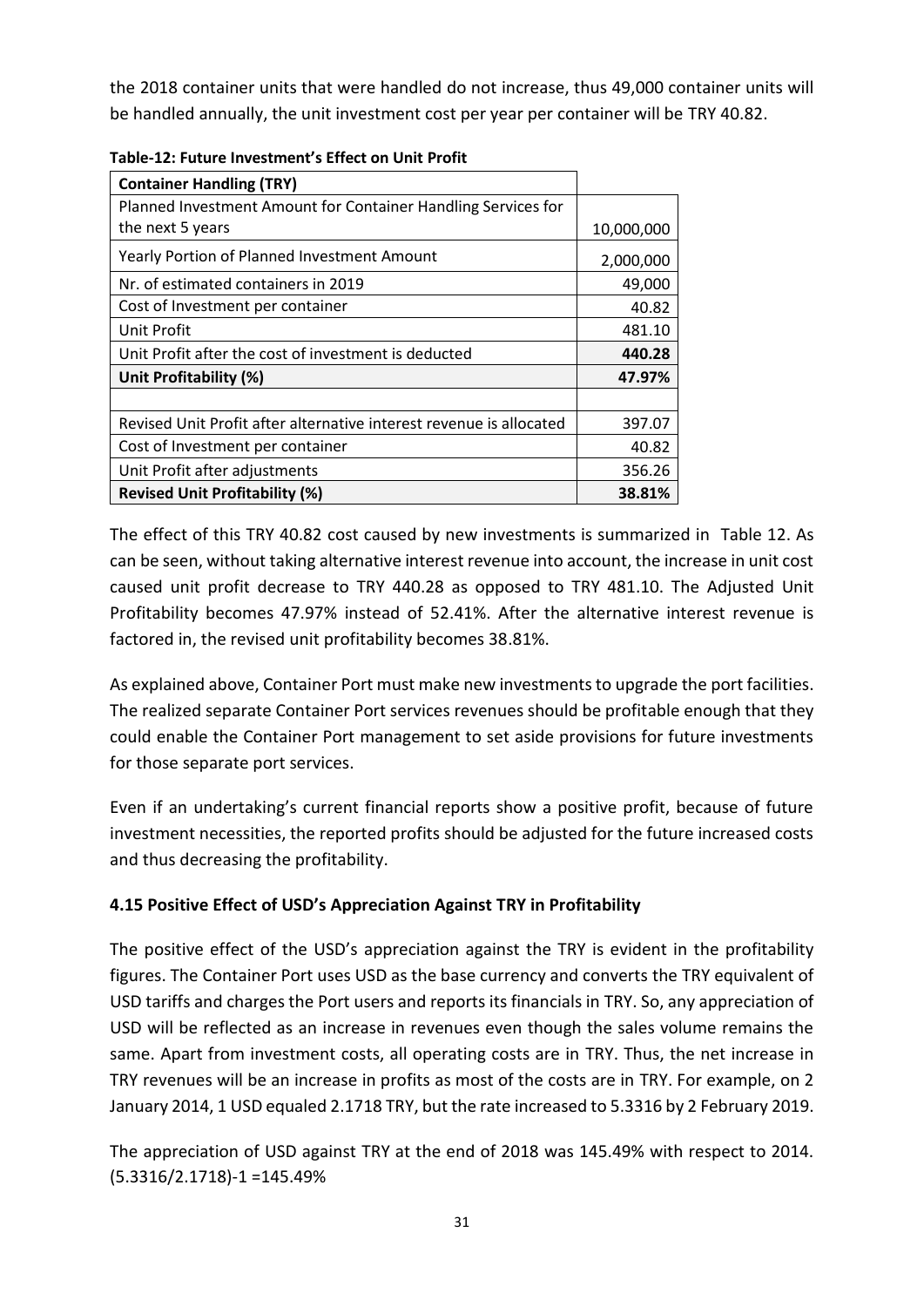the 2018 container units that were handled do not increase, thus 49,000 container units will be handled annually, the unit investment cost per year per container will be TRY 40.82.

**Table-12: Future Investment's Effect on Unit Profit**

| **Container Handling (TRY)** | |
|---|---|
| Planned Investment Amount for Container Handling Services for the next 5 years | 10,000,000 |
| Yearly Portion of Planned Investment Amount | 2,000,000 |
| Nr. of estimated containers in 2019 | 49,000 |
| Cost of Investment per container | 40.82 |
| Unit Profit | 481.10 |
| Unit Profit after the cost of investment is deducted | **440.28** |
| **Unit Profitability (%)** | **47.97%** |
| | |
| Revised Unit Profit after alternative interest revenue is allocated | 397.07 |
| Cost of Investment per container | 40.82 |
| Unit Profit after adjustments | 356.26 |
| **Revised Unit Profitability (%)** | **38.81%** |

The effect of this TRY 40.82 cost caused by new investments is summarized in Table 12. As can be seen, without taking alternative interest revenue into account, the increase in unit cost caused unit profit decrease to TRY 440.28 as opposed to TRY 481.10. The Adjusted Unit Profitability becomes 47.97% instead of 52.41%. After the alternative interest revenue is factored in, the revised unit profitability becomes 38.81%.

As explained above, Container Port must make new investments to upgrade the port facilities. The realized separate Container Port services revenues should be profitable enough that they could enable the Container Port management to set aside provisions for future investments for those separate port services.

Even if an undertaking's current financial reports show a positive profit, because of future investment necessities, the reported profits should be adjusted for the future increased costs and thus decreasing the profitability.

### 4.15 Positive Effect of USD's Appreciation Against TRY in Profitability

The positive effect of the USD's appreciation against the TRY is evident in the profitability figures. The Container Port uses USD as the base currency and converts the TRY equivalent of USD tariffs and charges the Port users and reports its financials in TRY. So, any appreciation of USD will be reflected as an increase in revenues even though the sales volume remains the same. Apart from investment costs, all operating costs are in TRY. Thus, the net increase in TRY revenues will be an increase in profits as most of the costs are in TRY. For example, on 2 January 2014, 1 USD equaled 2.1718 TRY, but the rate increased to 5.3316 by 2 February 2019.

The appreciation of USD against TRY at the end of 2018 was 145.49% with respect to 2014. (5.3316/2.1718)-1 =145.49%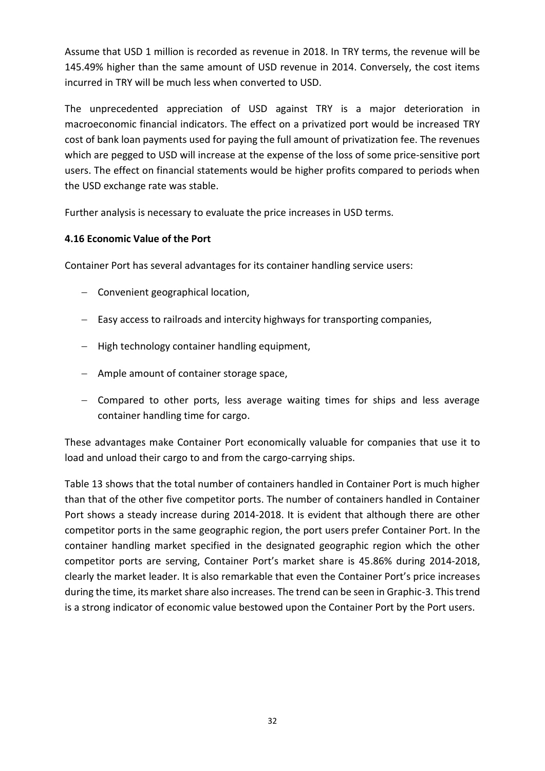Assume that USD 1 million is recorded as revenue in 2018. In TRY terms, the revenue will be 145.49% higher than the same amount of USD revenue in 2014. Conversely, the cost items incurred in TRY will be much less when converted to USD.

The unprecedented appreciation of USD against TRY is a major deterioration in macroeconomic financial indicators. The effect on a privatized port would be increased TRY cost of bank loan payments used for paying the full amount of privatization fee. The revenues which are pegged to USD will increase at the expense of the loss of some price-sensitive port users. The effect on financial statements would be higher profits compared to periods when the USD exchange rate was stable.

Further analysis is necessary to evaluate the price increases in USD terms.

### 4.16 Economic Value of the Port

Container Port has several advantages for its container handling service users:

- Convenient geographical location,
- Easy access to railroads and intercity highways for transporting companies,
- High technology container handling equipment,
- Ample amount of container storage space,
- Compared to other ports, less average waiting times for ships and less average container handling time for cargo.

These advantages make Container Port economically valuable for companies that use it to load and unload their cargo to and from the cargo-carrying ships.

Table 13 shows that the total number of containers handled in Container Port is much higher than that of the other five competitor ports. The number of containers handled in Container Port shows a steady increase during 2014-2018. It is evident that although there are other competitor ports in the same geographic region, the port users prefer Container Port. In the container handling market specified in the designated geographic region which the other competitor ports are serving, Container Port's market share is 45.86% during 2014-2018, clearly the market leader. It is also remarkable that even the Container Port's price increases during the time, its market share also increases. The trend can be seen in Graphic-3. This trend is a strong indicator of economic value bestowed upon the Container Port by the Port users.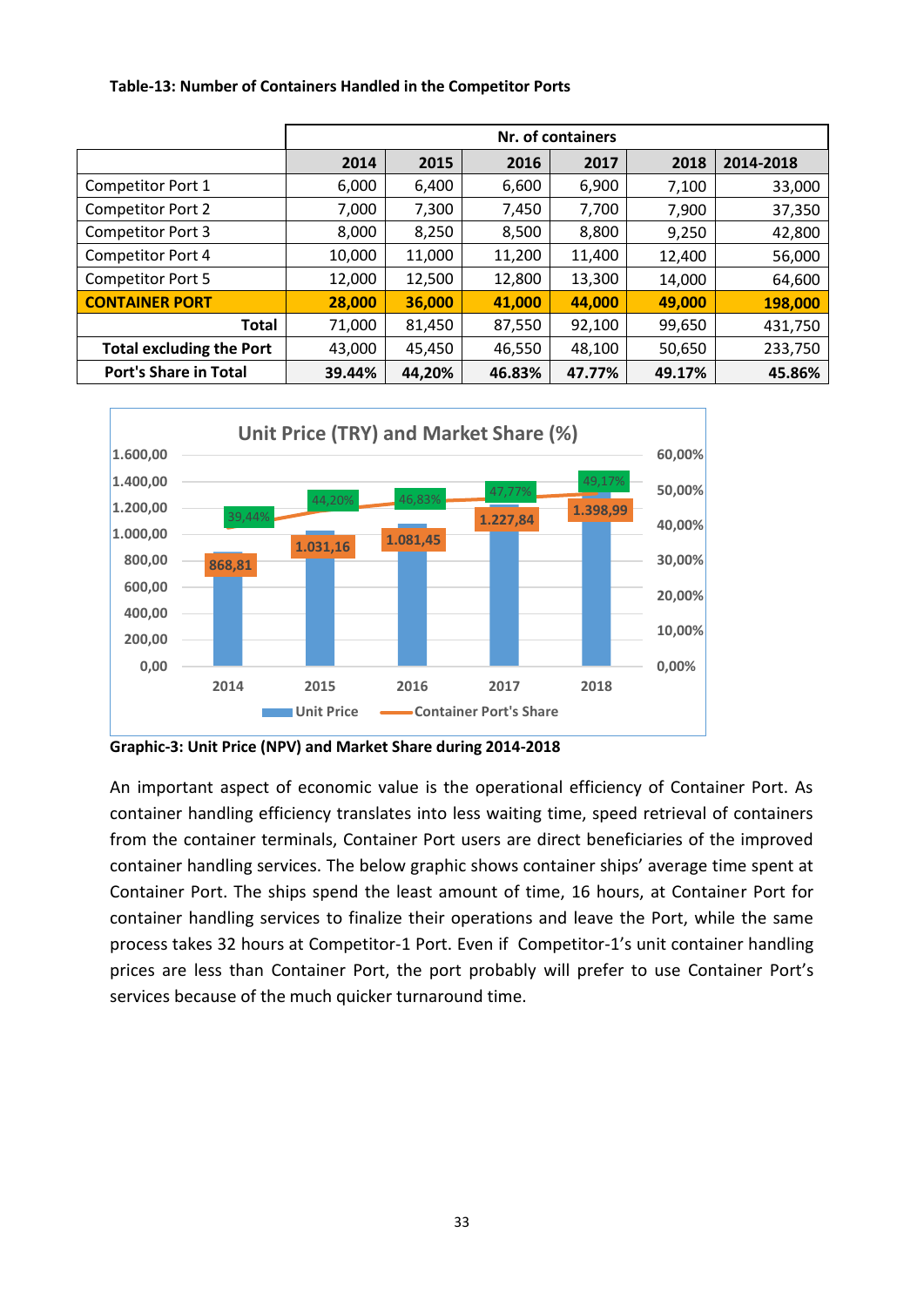**Table-13: Number of Containers Handled in the Competitor Ports**

| | Nr. of containers | | | | | |
|---|---|---|---|---|---|---|
| | 2014 | 2015 | 2016 | 2017 | 2018 | 2014-2018 |
| Competitor Port 1 | 6,000 | 6,400 | 6,600 | 6,900 | 7,100 | 33,000 |
| Competitor Port 2 | 7,000 | 7,300 | 7,450 | 7,700 | 7,900 | 37,350 |
| Competitor Port 3 | 8,000 | 8,250 | 8,500 | 8,800 | 9,250 | 42,800 |
| Competitor Port 4 | 10,000 | 11,000 | 11,200 | 11,400 | 12,400 | 56,000 |
| Competitor Port 5 | 12,000 | 12,500 | 12,800 | 13,300 | 14,000 | 64,600 |
| **CONTAINER PORT** | **28,000** | **36,000** | **41,000** | **44,000** | **49,000** | **198,000** |
| **Total** | 71,000 | 81,450 | 87,550 | 92,100 | 99,650 | 431,750 |
| **Total excluding the Port** | 43,000 | 45,450 | 46,550 | 48,100 | 50,650 | 233,750 |
| **Port's Share in Total** | **39.44%** | **44,20%** | **46.83%** | **47.77%** | **49.17%** | **45.86%** |

Unit Price (TRY) and Market Share (%)

1.600,00
1.400,00
1.200,00
1.000,00
800,00
600,00
400,00
200,00
0,00

60,00%
50,00%
40,00%
30,00%
20,00%
10,00%
0,00%

2014: 868,81; 39,44%
2015: 1.031,16; 44,20%
2016: 1.081,45; 46,83%
2017: 1.227,84; 47,77%
2018: 1.398,99; 49,17%

Unit Price
Container Port's Share

**Graphic-3: Unit Price (NPV) and Market Share during 2014-2018**

An important aspect of economic value is the operational efficiency of Container Port. As container handling efficiency translates into less waiting time, speed retrieval of containers from the container terminals, Container Port users are direct beneficiaries of the improved container handling services. The below graphic shows container ships' average time spent at Container Port. The ships spend the least amount of time, 16 hours, at Container Port for container handling services to finalize their operations and leave the Port, while the same process takes 32 hours at Competitor-1 Port. Even if Competitor-1's unit container handling prices are less than Container Port, the port probably will prefer to use Container Port's services because of the much quicker turnaround time.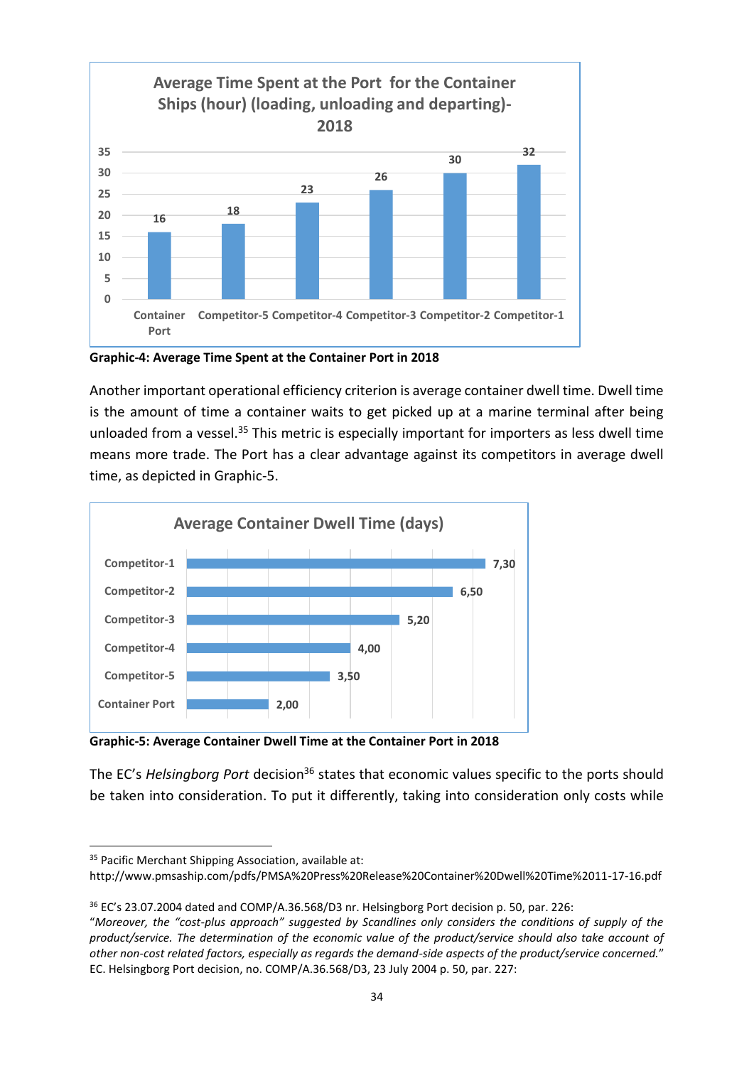Average Time Spent at the Port for the Container Ships (hour) (loading, unloading and departing)-2018

35
30
25
20
15
10
5
0

16
18
23
26
30
32

Container Port
Competitor-5
Competitor-4
Competitor-3
Competitor-2
Competitor-1

**Graphic-4: Average Time Spent at the Container Port in 2018**

Another important operational efficiency criterion is average container dwell time. Dwell time is the amount of time a container waits to get picked up at a marine terminal after being unloaded from a vessel.[35] This metric is especially important for importers as less dwell time means more trade. The Port has a clear advantage against its competitors in average dwell time, as depicted in Graphic-5.

Average Container Dwell Time (days)

Competitor-1 7,30
Competitor-2 6,50
Competitor-3 5,20
Competitor-4 4,00
Competitor-5 3,50
Container Port 2,00

**Graphic-5: Average Container Dwell Time at the Container Port in 2018**

The EC's *Helsingborg Port* decision[36] states that economic values specific to the ports should be taken into consideration. To put it differently, taking into consideration only costs while

---

[35] Pacific Merchant Shipping Association, available at: http://www.pmsaship.com/pdfs/PMSA%20Press%20Release%20Container%20Dwell%20Time%2011-17-16.pdf

[36] EC's 23.07.2004 dated and COMP/A.36.568/D3 nr. Helsingborg Port decision p. 50, par. 226: "*Moreover, the "cost-plus approach" suggested by Scandlines only considers the conditions of supply of the product/service. The determination of the economic value of the product/service should also take account of other non-cost related factors, especially as regards the demand-side aspects of the product/service concerned.*" EC. Helsingborg Port decision, no. COMP/A.36.568/D3, 23 July 2004 p. 50, par. 227: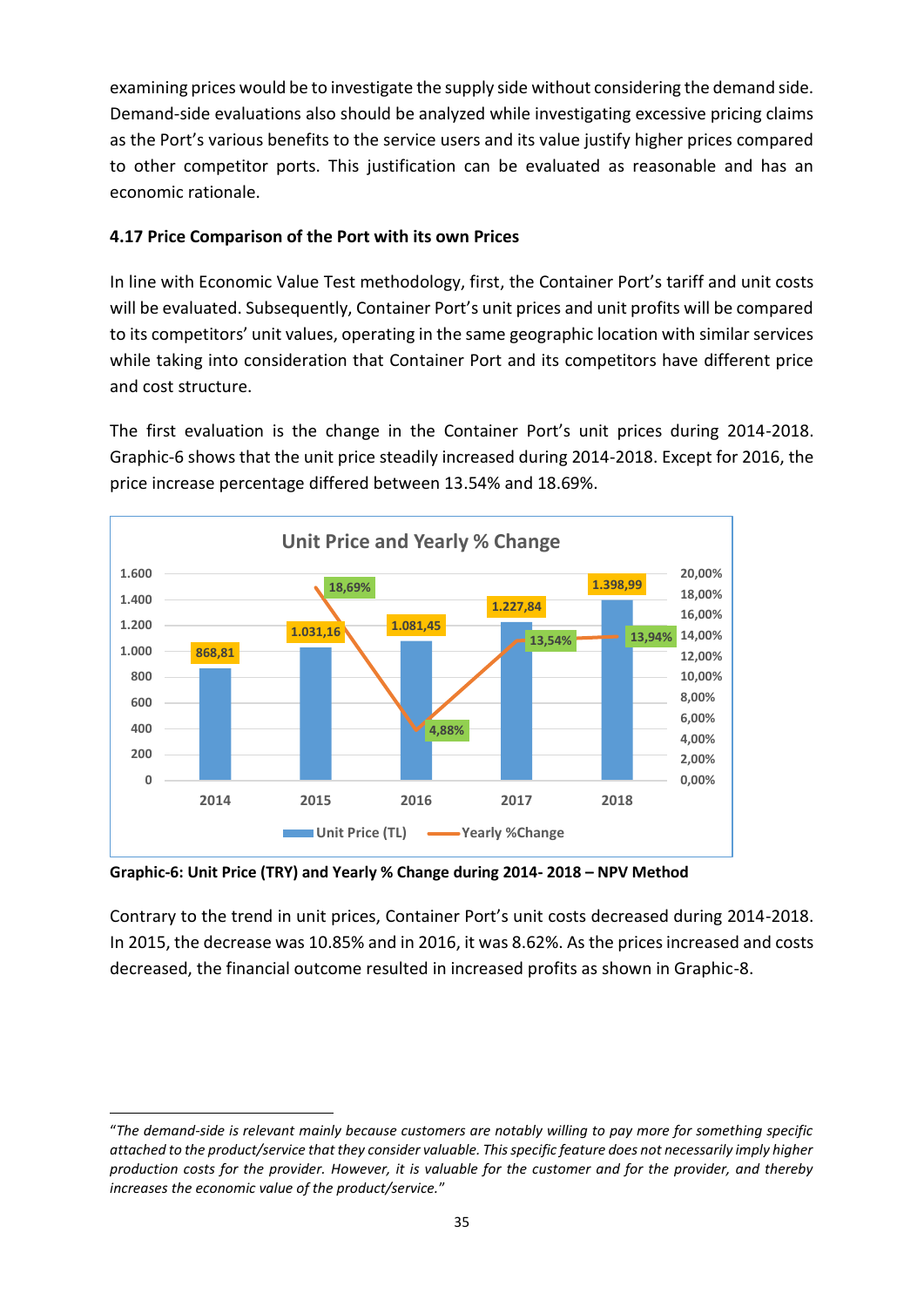examining prices would be to investigate the supply side without considering the demand side. Demand-side evaluations also should be analyzed while investigating excessive pricing claims as the Port's various benefits to the service users and its value justify higher prices compared to other competitor ports. This justification can be evaluated as reasonable and has an economic rationale.

### 4.17 Price Comparison of the Port with its own Prices

In line with Economic Value Test methodology, first, the Container Port's tariff and unit costs will be evaluated. Subsequently, Container Port's unit prices and unit profits will be compared to its competitors' unit values, operating in the same geographic location with similar services while taking into consideration that Container Port and its competitors have different price and cost structure.

The first evaluation is the change in the Container Port's unit prices during 2014-2018. Graphic-6 shows that the unit price steadily increased during 2014-2018. Except for 2016, the price increase percentage differed between 13.54% and 18.69%.

Unit Price and Yearly % Change

1.600
1.400
1.200
1.000
800
600
400
200
0

20,00%
18,00%
16,00%
14,00%
12,00%
10,00%
8,00%
6,00%
4,00%
2,00%
0,00%

868,81
1.031,16
1.081,45
1.227,84
1.398,99

18,69%
4,88%
13,54%
13,94%

2014
2015
2016
2017
2018

Unit Price (TL)
Yearly %Change

**Graphic-6: Unit Price (TRY) and Yearly % Change during 2014- 2018 – NPV Method**

Contrary to the trend in unit prices, Container Port's unit costs decreased during 2014-2018. In 2015, the decrease was 10.85% and in 2016, it was 8.62%. As the prices increased and costs decreased, the financial outcome resulted in increased profits as shown in Graphic-8.

---

*"The demand-side is relevant mainly because customers are notably willing to pay more for something specific attached to the product/service that they consider valuable. This specific feature does not necessarily imply higher production costs for the provider. However, it is valuable for the customer and for the provider, and thereby increases the economic value of the product/service."*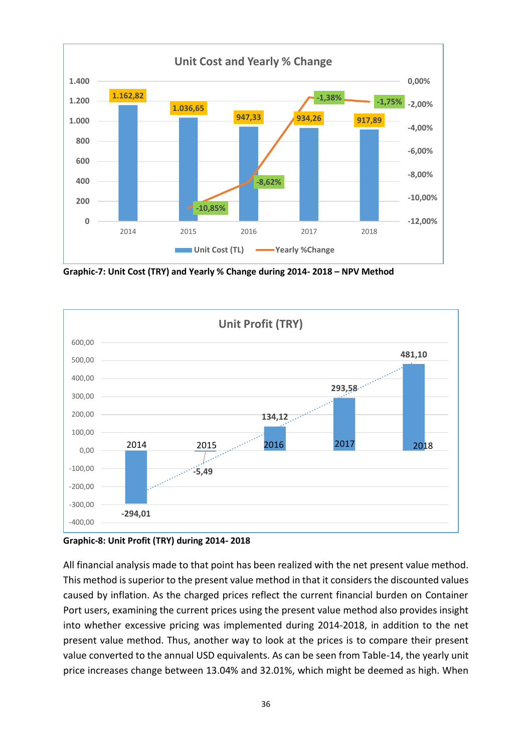Unit Cost and Yearly % Change

1.400
1.200
1.000
800
600
400
200
0

0,00%
-2,00%
-4,00%
-6,00%
-8,00%
-10,00%
-12,00%

1.162,82
1.036,65
947,33
934,26
917,89

-10,85%
-8,62%
-1,38%
-1,75%

2014
2015
2016
2017
2018

Unit Cost (TL)
Yearly %Change

**Graphic-7: Unit Cost (TRY) and Yearly % Change during 2014- 2018 – NPV Method**

Unit Profit (TRY)

600,00
500,00
400,00
300,00
200,00
100,00
0,00
-100,00
-200,00
-300,00
-400,00

2014
-294,01
2015
-5,49
2016
134,12
2017
293,58
2018
481,10

**Graphic-8: Unit Profit (TRY) during 2014- 2018**

All financial analysis made to that point has been realized with the net present value method. This method is superior to the present value method in that it considers the discounted values caused by inflation. As the charged prices reflect the current financial burden on Container Port users, examining the current prices using the present value method also provides insight into whether excessive pricing was implemented during 2014-2018, in addition to the net present value method. Thus, another way to look at the prices is to compare their present value converted to the annual USD equivalents. As can be seen from Table-14, the yearly unit price increases change between 13.04% and 32.01%, which might be deemed as high. When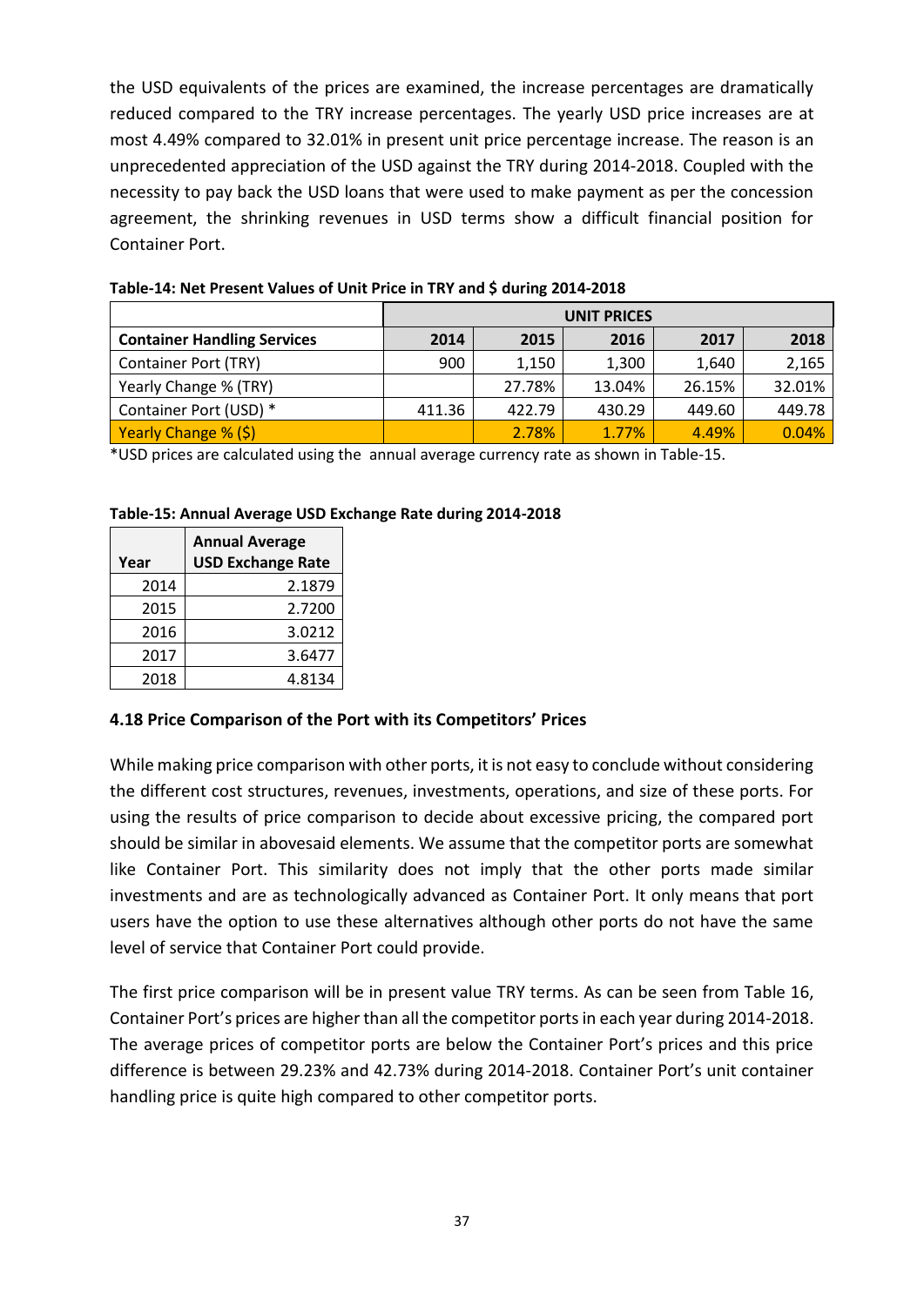the USD equivalents of the prices are examined, the increase percentages are dramatically reduced compared to the TRY increase percentages. The yearly USD price increases are at most 4.49% compared to 32.01% in present unit price percentage increase. The reason is an unprecedented appreciation of the USD against the TRY during 2014-2018. Coupled with the necessity to pay back the USD loans that were used to make payment as per the concession agreement, the shrinking revenues in USD terms show a difficult financial position for Container Port.

**Table-14: Net Present Values of Unit Price in TRY and $ during 2014-2018**

| | UNIT PRICES | | | | |
|---|---|---|---|---|---|
| **Container Handling Services** | **2014** | **2015** | **2016** | **2017** | **2018** |
| Container Port (TRY) | 900 | 1,150 | 1,300 | 1,640 | 2,165 |
| Yearly Change % (TRY) | | 27.78% | 13.04% | 26.15% | 32.01% |
| Container Port (USD) * | 411.36 | 422.79 | 430.29 | 449.60 | 449.78 |
| Yearly Change % ($) | | 2.78% | 1.77% | 4.49% | 0.04% |

*USD prices are calculated using the annual average currency rate as shown in Table-15.

**Table-15: Annual Average USD Exchange Rate during 2014-2018**

| Year | Annual Average USD Exchange Rate |
|---|---|
| 2014 | 2.1879 |
| 2015 | 2.7200 |
| 2016 | 3.0212 |
| 2017 | 3.6477 |
| 2018 | 4.8134 |

### 4.18 Price Comparison of the Port with its Competitors' Prices

While making price comparison with other ports, it is not easy to conclude without considering the different cost structures, revenues, investments, operations, and size of these ports. For using the results of price comparison to decide about excessive pricing, the compared port should be similar in abovesaid elements. We assume that the competitor ports are somewhat like Container Port. This similarity does not imply that the other ports made similar investments and are as technologically advanced as Container Port. It only means that port users have the option to use these alternatives although other ports do not have the same level of service that Container Port could provide.

The first price comparison will be in present value TRY terms. As can be seen from Table 16, Container Port's prices are higher than all the competitor ports in each year during 2014-2018. The average prices of competitor ports are below the Container Port's prices and this price difference is between 29.23% and 42.73% during 2014-2018. Container Port's unit container handling price is quite high compared to other competitor ports.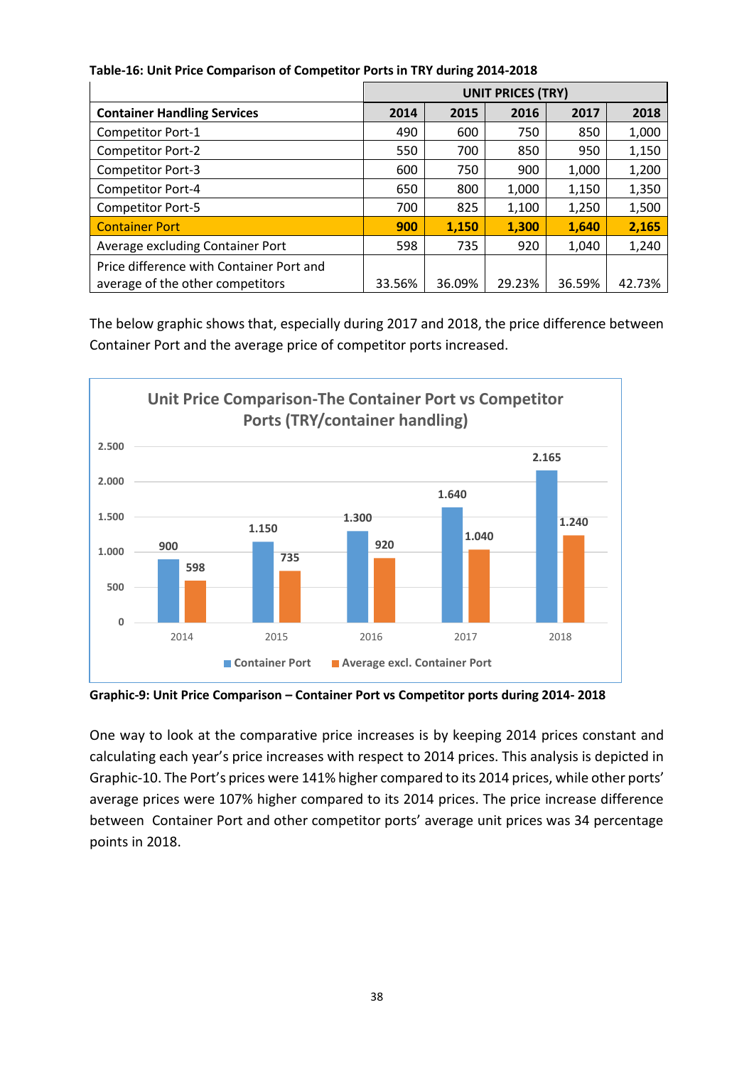**Table-16: Unit Price Comparison of Competitor Ports in TRY during 2014-2018**

| | UNIT PRICES (TRY) | | | | |
|---|---|---|---|---|---|
| **Container Handling Services** | **2014** | **2015** | **2016** | **2017** | **2018** |
| Competitor Port-1 | 490 | 600 | 750 | 850 | 1,000 |
| Competitor Port-2 | 550 | 700 | 850 | 950 | 1,150 |
| Competitor Port-3 | 600 | 750 | 900 | 1,000 | 1,200 |
| Competitor Port-4 | 650 | 800 | 1,000 | 1,150 | 1,350 |
| Competitor Port-5 | 700 | 825 | 1,100 | 1,250 | 1,500 |
| Container Port | **900** | **1,150** | **1,300** | **1,640** | **2,165** |
| Average excluding Container Port | 598 | 735 | 920 | 1,040 | 1,240 |
| Price difference with Container Port and average of the other competitors | 33.56% | 36.09% | 29.23% | 36.59% | 42.73% |

The below graphic shows that, especially during 2017 and 2018, the price difference between Container Port and the average price of competitor ports increased.

Unit Price Comparison-The Container Port vs Competitor Ports (TRY/container handling)

2.500
2.000
1.500
1.000
500
0

2014: 900, 598
2015: 1.150, 735
2016: 1.300, 920
2017: 1.640, 1.040
2018: 2.165, 1.240

Container Port
Average excl. Container Port

**Graphic-9: Unit Price Comparison – Container Port vs Competitor ports during 2014- 2018**

One way to look at the comparative price increases is by keeping 2014 prices constant and calculating each year's price increases with respect to 2014 prices. This analysis is depicted in Graphic-10. The Port's prices were 141% higher compared to its 2014 prices, while other ports' average prices were 107% higher compared to its 2014 prices. The price increase difference between Container Port and other competitor ports' average unit prices was 34 percentage points in 2018.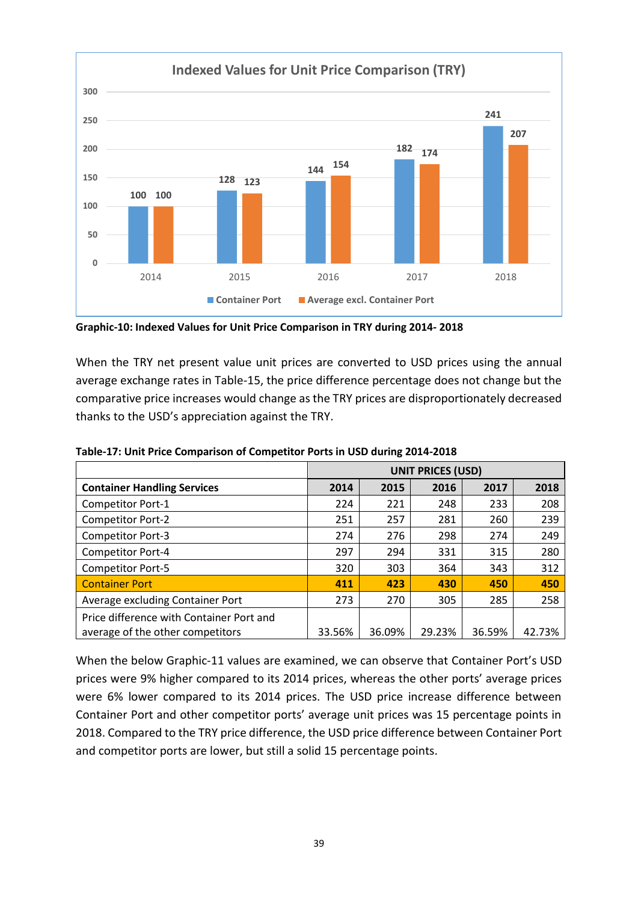**Graphic-10: Indexed Values for Unit Price Comparison in TRY during 2014- 2018**

When the TRY net present value unit prices are converted to USD prices using the annual average exchange rates in Table-15, the price difference percentage does not change but the comparative price increases would change as the TRY prices are disproportionately decreased thanks to the USD's appreciation against the TRY.

**Table-17: Unit Price Comparison of Competitor Ports in USD during 2014-2018**

| | UNIT PRICES (USD) | | | | |
|---|---|---|---|---|---|
| **Container Handling Services** | **2014** | **2015** | **2016** | **2017** | **2018** |
| Competitor Port-1 | 224 | 221 | 248 | 233 | 208 |
| Competitor Port-2 | 251 | 257 | 281 | 260 | 239 |
| Competitor Port-3 | 274 | 276 | 298 | 274 | 249 |
| Competitor Port-4 | 297 | 294 | 331 | 315 | 280 |
| Competitor Port-5 | 320 | 303 | 364 | 343 | 312 |
| Container Port | **411** | **423** | **430** | **450** | **450** |
| Average excluding Container Port | 273 | 270 | 305 | 285 | 258 |
| Price difference with Container Port and average of the other competitors | 33.56% | 36.09% | 29.23% | 36.59% | 42.73% |

When the below Graphic-11 values are examined, we can observe that Container Port's USD prices were 9% higher compared to its 2014 prices, whereas the other ports' average prices were 6% lower compared to its 2014 prices. The USD price increase difference between Container Port and other competitor ports' average unit prices was 15 percentage points in 2018. Compared to the TRY price difference, the USD price difference between Container Port and competitor ports are lower, but still a solid 15 percentage points.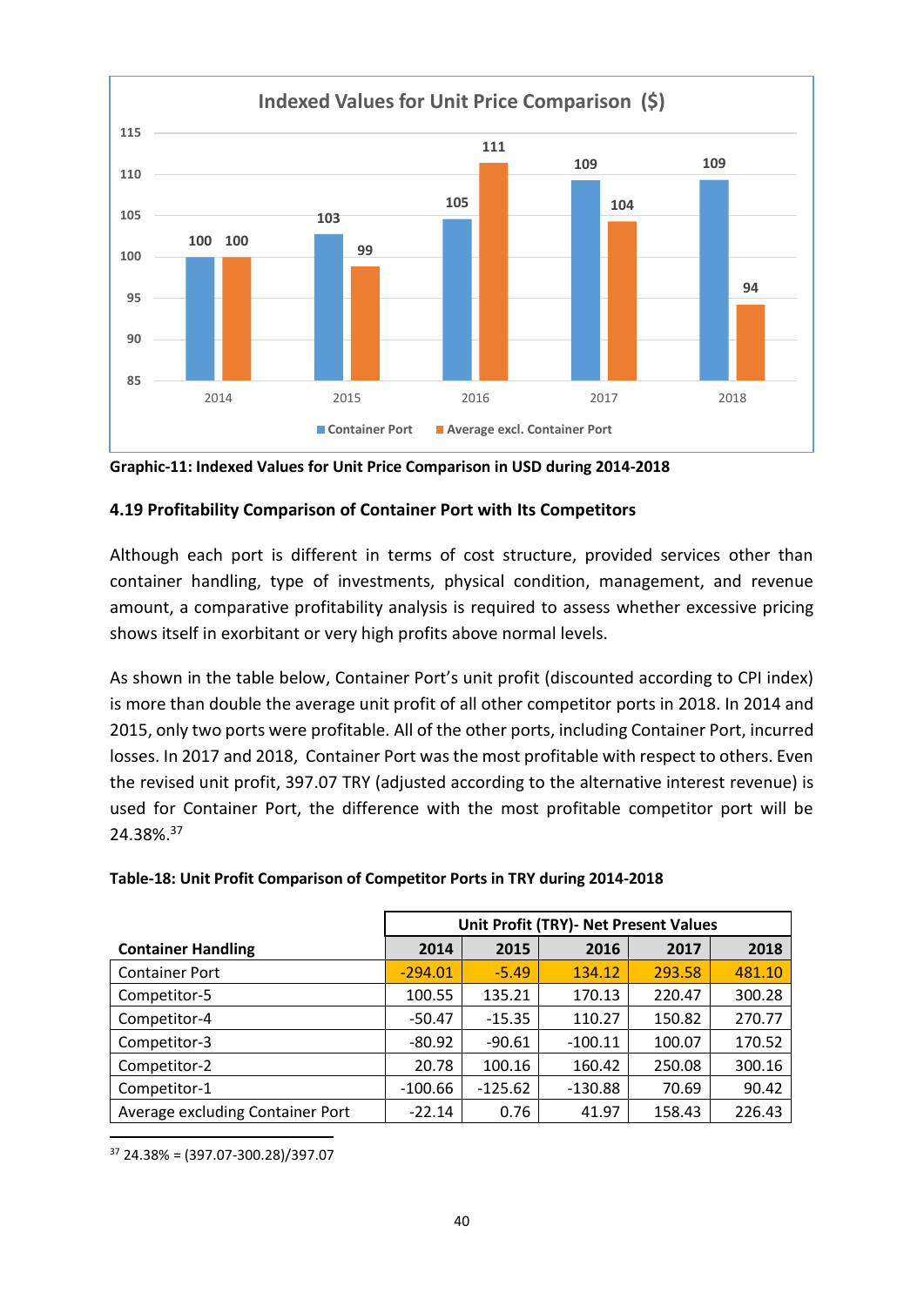Indexed Values for Unit Price Comparison ($)

115
110
105
100
95
90
85

100 100
103 99
105 111
109 104
109 94

2014
2015
2016
2017
2018

Container Port
Average excl. Container Port

**Graphic-11: Indexed Values for Unit Price Comparison in USD during 2014-2018**

### 4.19 Profitability Comparison of Container Port with Its Competitors

Although each port is different in terms of cost structure, provided services other than container handling, type of investments, physical condition, management, and revenue amount, a comparative profitability analysis is required to assess whether excessive pricing shows itself in exorbitant or very high profits above normal levels.

As shown in the table below, Container Port's unit profit (discounted according to CPI index) is more than double the average unit profit of all other competitor ports in 2018. In 2014 and 2015, only two ports were profitable. All of the other ports, including Container Port, incurred losses. In 2017 and 2018, Container Port was the most profitable with respect to others. Even the revised unit profit, 397.07 TRY (adjusted according to the alternative interest revenue) is used for Container Port, the difference with the most profitable competitor port will be 24.38%.[37]

**Table-18: Unit Profit Comparison of Competitor Ports in TRY during 2014-2018**

| | Unit Profit (TRY)- Net Present Values | | | | |
|---|---|---|---|---|---|
| **Container Handling** | **2014** | **2015** | **2016** | **2017** | **2018** |
| Container Port | -294.01 | -5.49 | 134.12 | 293.58 | 481.10 |
| Competitor-5 | 100.55 | 135.21 | 170.13 | 220.47 | 300.28 |
| Competitor-4 | -50.47 | -15.35 | 110.27 | 150.82 | 270.77 |
| Competitor-3 | -80.92 | -90.61 | -100.11 | 100.07 | 170.52 |
| Competitor-2 | 20.78 | 100.16 | 160.42 | 250.08 | 300.16 |
| Competitor-1 | -100.66 | -125.62 | -130.88 | 70.69 | 90.42 |
| Average excluding Container Port | -22.14 | 0.76 | 41.97 | 158.43 | 226.43 |

[37] 24.38% = (397.07-300.28)/397.07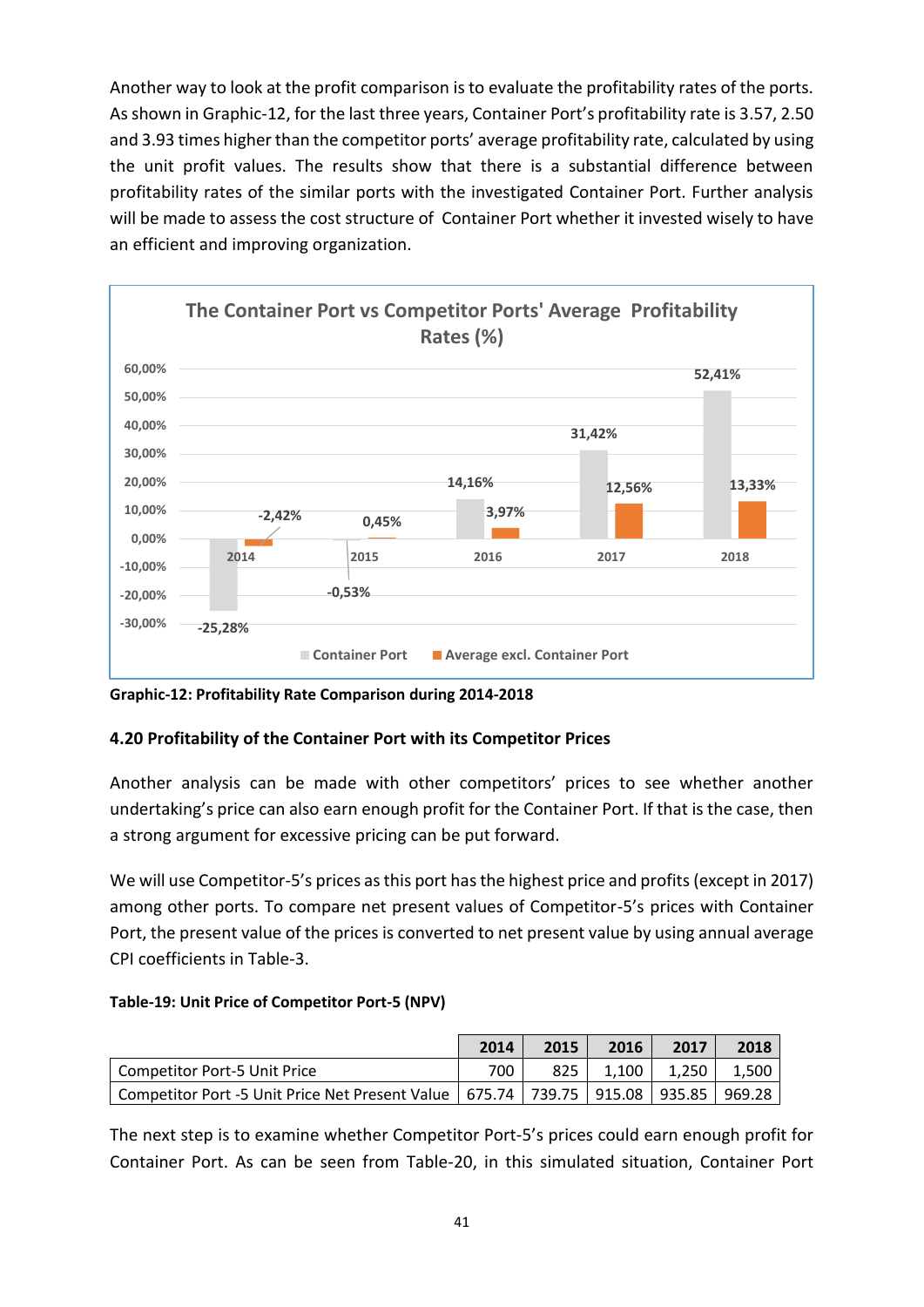Another way to look at the profit comparison is to evaluate the profitability rates of the ports. As shown in Graphic-12, for the last three years, Container Port's profitability rate is 3.57, 2.50 and 3.93 times higher than the competitor ports' average profitability rate, calculated by using the unit profit values. The results show that there is a substantial difference between profitability rates of the similar ports with the investigated Container Port. Further analysis will be made to assess the cost structure of Container Port whether it invested wisely to have an efficient and improving organization.

| Year | Container Port | Average excl. Container Port |
|---|---|---|
| 2014 | -25,28% | -2,42% |
| 2015 | -0,53% | 0,45% |
| 2016 | 14,16% | 3,97% |
| 2017 | 31,42% | 12,56% |
| 2018 | 52,41% | 13,33% |

**Graphic-12: Profitability Rate Comparison during 2014-2018**

### 4.20 Profitability of the Container Port with its Competitor Prices

Another analysis can be made with other competitors' prices to see whether another undertaking's price can also earn enough profit for the Container Port. If that is the case, then a strong argument for excessive pricing can be put forward.

We will use Competitor-5's prices as this port has the highest price and profits (except in 2017) among other ports. To compare net present values of Competitor-5's prices with Container Port, the present value of the prices is converted to net present value by using annual average CPI coefficients in Table-3.

**Table-19: Unit Price of Competitor Port-5 (NPV)**

| | 2014 | 2015 | 2016 | 2017 | 2018 |
|---|---|---|---|---|---|
| Competitor Port-5 Unit Price | 700 | 825 | 1,100 | 1,250 | 1,500 |
| Competitor Port -5 Unit Price Net Present Value | 675.74 | 739.75 | 915.08 | 935.85 | 969.28 |

The next step is to examine whether Competitor Port-5's prices could earn enough profit for Container Port. As can be seen from Table-20, in this simulated situation, Container Port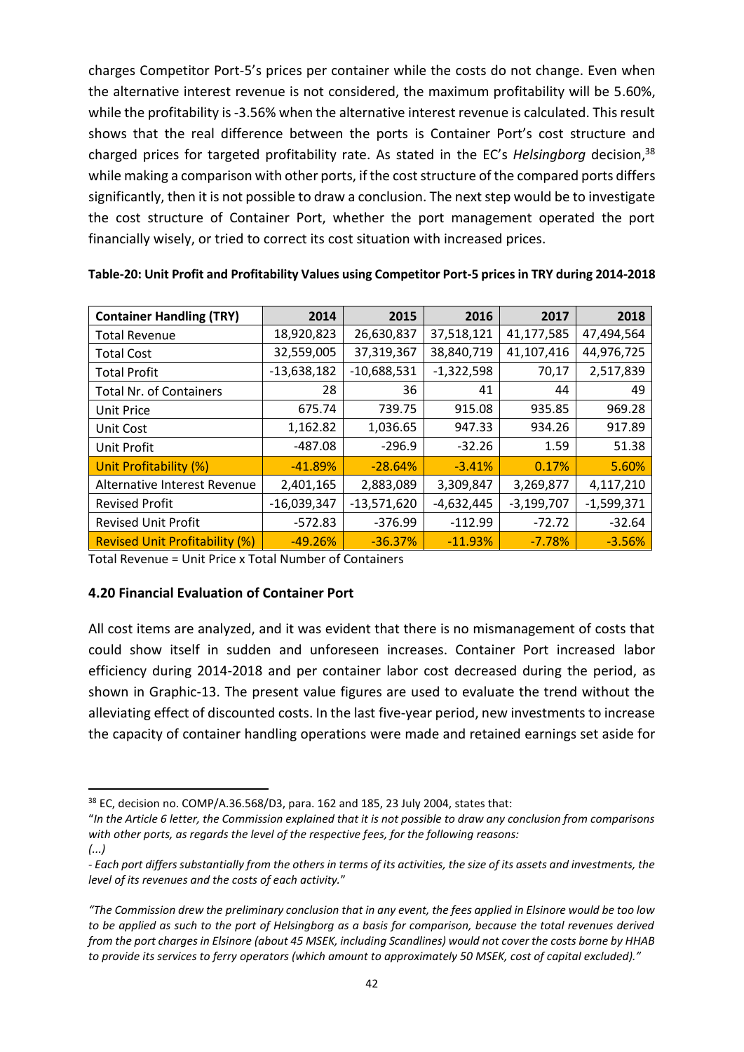charges Competitor Port-5's prices per container while the costs do not change. Even when the alternative interest revenue is not considered, the maximum profitability will be 5.60%, while the profitability is -3.56% when the alternative interest revenue is calculated. This result shows that the real difference between the ports is Container Port's cost structure and charged prices for targeted profitability rate. As stated in the EC's *Helsingborg* decision,[38] while making a comparison with other ports, if the cost structure of the compared ports differs significantly, then it is not possible to draw a conclusion. The next step would be to investigate the cost structure of Container Port, whether the port management operated the port financially wisely, or tried to correct its cost situation with increased prices.

**Table-20: Unit Profit and Profitability Values using Competitor Port-5 prices in TRY during 2014-2018**

| Container Handling (TRY) | 2014 | 2015 | 2016 | 2017 | 2018 |
|---|---|---|---|---|---|
| Total Revenue | 18,920,823 | 26,630,837 | 37,518,121 | 41,177,585 | 47,494,564 |
| Total Cost | 32,559,005 | 37,319,367 | 38,840,719 | 41,107,416 | 44,976,725 |
| Total Profit | -13,638,182 | -10,688,531 | -1,322,598 | 70,17 | 2,517,839 |
| Total Nr. of Containers | 28 | 36 | 41 | 44 | 49 |
| Unit Price | 675.74 | 739.75 | 915.08 | 935.85 | 969.28 |
| Unit Cost | 1,162.82 | 1,036.65 | 947.33 | 934.26 | 917.89 |
| Unit Profit | -487.08 | -296.9 | -32.26 | 1.59 | 51.38 |
| Unit Profitability (%) | -41.89% | -28.64% | -3.41% | 0.17% | 5.60% |
| Alternative Interest Revenue | 2,401,165 | 2,883,089 | 3,309,847 | 3,269,877 | 4,117,210 |
| Revised Profit | -16,039,347 | -13,571,620 | -4,632,445 | -3,199,707 | -1,599,371 |
| Revised Unit Profit | -572.83 | -376.99 | -112.99 | -72.72 | -32.64 |
| Revised Unit Profitability (%) | -49.26% | -36.37% | -11.93% | -7.78% | -3.56% |

Total Revenue = Unit Price x Total Number of Containers

### 4.20 Financial Evaluation of Container Port

All cost items are analyzed, and it was evident that there is no mismanagement of costs that could show itself in sudden and unforeseen increases. Container Port increased labor efficiency during 2014-2018 and per container labor cost decreased during the period, as shown in Graphic-13. The present value figures are used to evaluate the trend without the alleviating effect of discounted costs. In the last five-year period, new investments to increase the capacity of container handling operations were made and retained earnings set aside for

---

[38] EC, decision no. COMP/A.36.568/D3, para. 162 and 185, 23 July 2004, states that:

"*In the Article 6 letter, the Commission explained that it is not possible to draw any conclusion from comparisons with other ports, as regards the level of the respective fees, for the following reasons:*
*(...)*
*- Each port differs substantially from the others in terms of its activities, the size of its assets and investments, the level of its revenues and the costs of each activity.*"

*"The Commission drew the preliminary conclusion that in any event, the fees applied in Elsinore would be too low to be applied as such to the port of Helsingborg as a basis for comparison, because the total revenues derived from the port charges in Elsinore (about 45 MSEK, including Scandlines) would not cover the costs borne by HHAB to provide its services to ferry operators (which amount to approximately 50 MSEK, cost of capital excluded)."*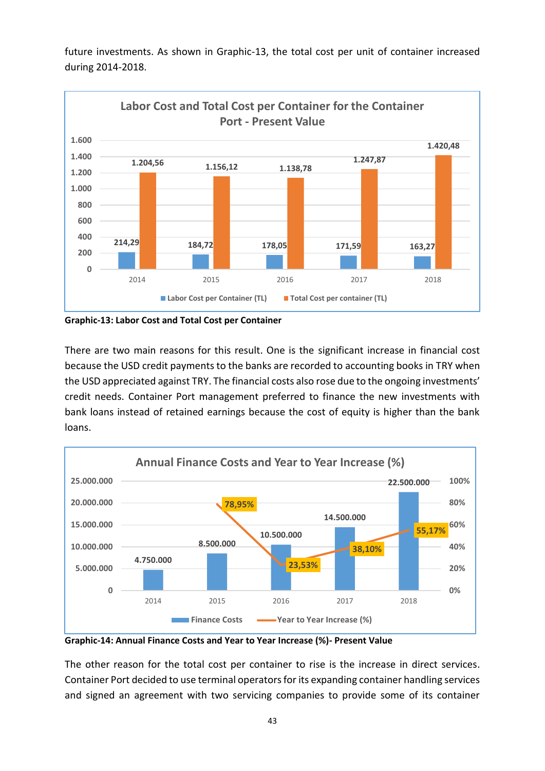future investments. As shown in Graphic-13, the total cost per unit of container increased during 2014-2018.

Labor Cost and Total Cost per Container for the Container Port - Present Value

1.600
1.400
1.200
1.000
800
600
400
200
0

2014: 214,29 / 1.204,56
2015: 184,72 / 1.156,12
2016: 178,05 / 1.138,78
2017: 171,59 / 1.247,87
2018: 163,27 / 1.420,48

Labor Cost per Container (TL) — Total Cost per container (TL)

**Graphic-13: Labor Cost and Total Cost per Container**

There are two main reasons for this result. One is the significant increase in financial cost because the USD credit payments to the banks are recorded to accounting books in TRY when the USD appreciated against TRY. The financial costs also rose due to the ongoing investments' credit needs. Container Port management preferred to finance the new investments with bank loans instead of retained earnings because the cost of equity is higher than the bank loans.

Annual Finance Costs and Year to Year Increase (%)

25.000.000 / 20.000.000 / 15.000.000 / 10.000.000 / 5.000.000 / 0
100% / 80% / 60% / 40% / 20% / 0%

2014: 4.750.000
2015: 8.500.000 — 78,95%
2016: 10.500.000 — 23,53%
2017: 14.500.000 — 38,10%
2018: 22.500.000 — 55,17%

Finance Costs — Year to Year Increase (%)

**Graphic-14: Annual Finance Costs and Year to Year Increase (%)- Present Value**

The other reason for the total cost per container to rise is the increase in direct services. Container Port decided to use terminal operators for its expanding container handling services and signed an agreement with two servicing companies to provide some of its container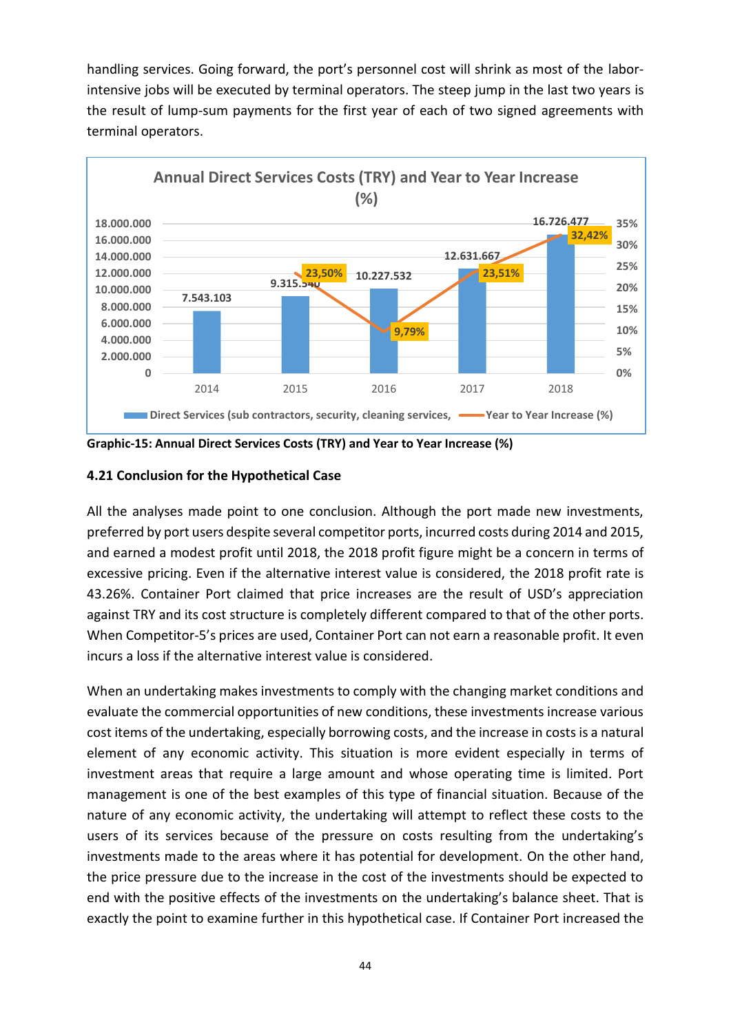handling services. Going forward, the port's personnel cost will shrink as most of the labor-intensive jobs will be executed by terminal operators. The steep jump in the last two years is the result of lump-sum payments for the first year of each of two signed agreements with terminal operators.

Annual Direct Services Costs (TRY) and Year to Year Increase (%)

18.000.000
16.000.000
14.000.000
12.000.000
10.000.000
8.000.000
6.000.000
4.000.000
2.000.000
0

35%
30%
25%
20%
15%
10%
5%
0%

7.543.103
9.315.540
10.227.532
12.631.667
16.726.477

23,50%
9,79%
23,51%
32,42%

2014
2015
2016
2017
2018

Direct Services (sub contractors, security, cleaning services,
Year to Year Increase (%)

**Graphic-15: Annual Direct Services Costs (TRY) and Year to Year Increase (%)**

### 4.21 Conclusion for the Hypothetical Case

All the analyses made point to one conclusion. Although the port made new investments, preferred by port users despite several competitor ports, incurred costs during 2014 and 2015, and earned a modest profit until 2018, the 2018 profit figure might be a concern in terms of excessive pricing. Even if the alternative interest value is considered, the 2018 profit rate is 43.26%. Container Port claimed that price increases are the result of USD's appreciation against TRY and its cost structure is completely different compared to that of the other ports. When Competitor-5's prices are used, Container Port can not earn a reasonable profit. It even incurs a loss if the alternative interest value is considered.

When an undertaking makes investments to comply with the changing market conditions and evaluate the commercial opportunities of new conditions, these investments increase various cost items of the undertaking, especially borrowing costs, and the increase in costs is a natural element of any economic activity. This situation is more evident especially in terms of investment areas that require a large amount and whose operating time is limited. Port management is one of the best examples of this type of financial situation. Because of the nature of any economic activity, the undertaking will attempt to reflect these costs to the users of its services because of the pressure on costs resulting from the undertaking's investments made to the areas where it has potential for development. On the other hand, the price pressure due to the increase in the cost of the investments should be expected to end with the positive effects of the investments on the undertaking's balance sheet. That is exactly the point to examine further in this hypothetical case. If Container Port increased the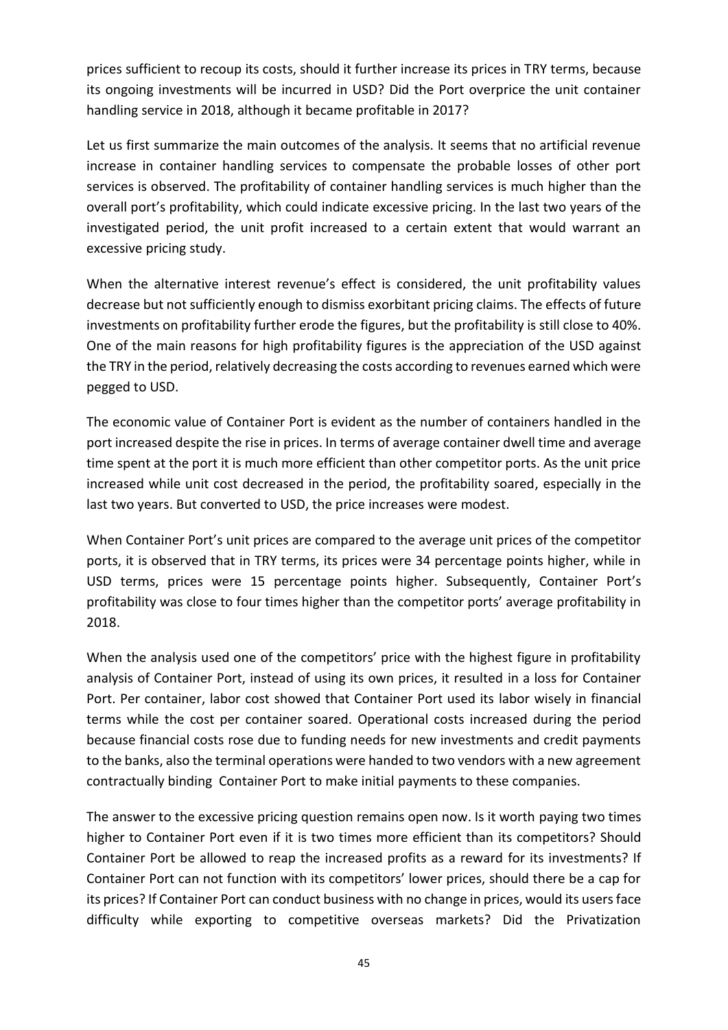prices sufficient to recoup its costs, should it further increase its prices in TRY terms, because its ongoing investments will be incurred in USD? Did the Port overprice the unit container handling service in 2018, although it became profitable in 2017?

Let us first summarize the main outcomes of the analysis. It seems that no artificial revenue increase in container handling services to compensate the probable losses of other port services is observed. The profitability of container handling services is much higher than the overall port's profitability, which could indicate excessive pricing. In the last two years of the investigated period, the unit profit increased to a certain extent that would warrant an excessive pricing study.

When the alternative interest revenue's effect is considered, the unit profitability values decrease but not sufficiently enough to dismiss exorbitant pricing claims. The effects of future investments on profitability further erode the figures, but the profitability is still close to 40%. One of the main reasons for high profitability figures is the appreciation of the USD against the TRY in the period, relatively decreasing the costs according to revenues earned which were pegged to USD.

The economic value of Container Port is evident as the number of containers handled in the port increased despite the rise in prices. In terms of average container dwell time and average time spent at the port it is much more efficient than other competitor ports. As the unit price increased while unit cost decreased in the period, the profitability soared, especially in the last two years. But converted to USD, the price increases were modest.

When Container Port's unit prices are compared to the average unit prices of the competitor ports, it is observed that in TRY terms, its prices were 34 percentage points higher, while in USD terms, prices were 15 percentage points higher. Subsequently, Container Port's profitability was close to four times higher than the competitor ports' average profitability in 2018.

When the analysis used one of the competitors' price with the highest figure in profitability analysis of Container Port, instead of using its own prices, it resulted in a loss for Container Port. Per container, labor cost showed that Container Port used its labor wisely in financial terms while the cost per container soared. Operational costs increased during the period because financial costs rose due to funding needs for new investments and credit payments to the banks, also the terminal operations were handed to two vendors with a new agreement contractually binding Container Port to make initial payments to these companies.

The answer to the excessive pricing question remains open now. Is it worth paying two times higher to Container Port even if it is two times more efficient than its competitors? Should Container Port be allowed to reap the increased profits as a reward for its investments? If Container Port can not function with its competitors' lower prices, should there be a cap for its prices? If Container Port can conduct business with no change in prices, would its users face difficulty while exporting to competitive overseas markets? Did the Privatization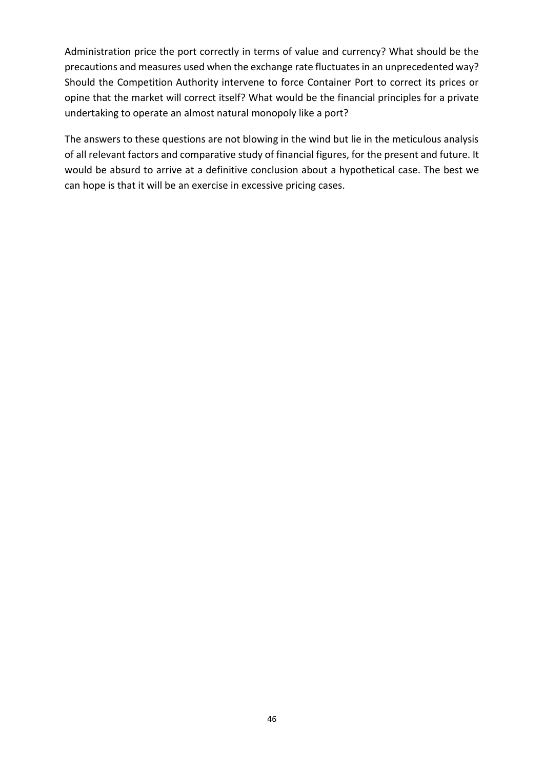Administration price the port correctly in terms of value and currency? What should be the precautions and measures used when the exchange rate fluctuates in an unprecedented way? Should the Competition Authority intervene to force Container Port to correct its prices or opine that the market will correct itself? What would be the financial principles for a private undertaking to operate an almost natural monopoly like a port?

The answers to these questions are not blowing in the wind but lie in the meticulous analysis of all relevant factors and comparative study of financial figures, for the present and future. It would be absurd to arrive at a definitive conclusion about a hypothetical case. The best we can hope is that it will be an exercise in excessive pricing cases.